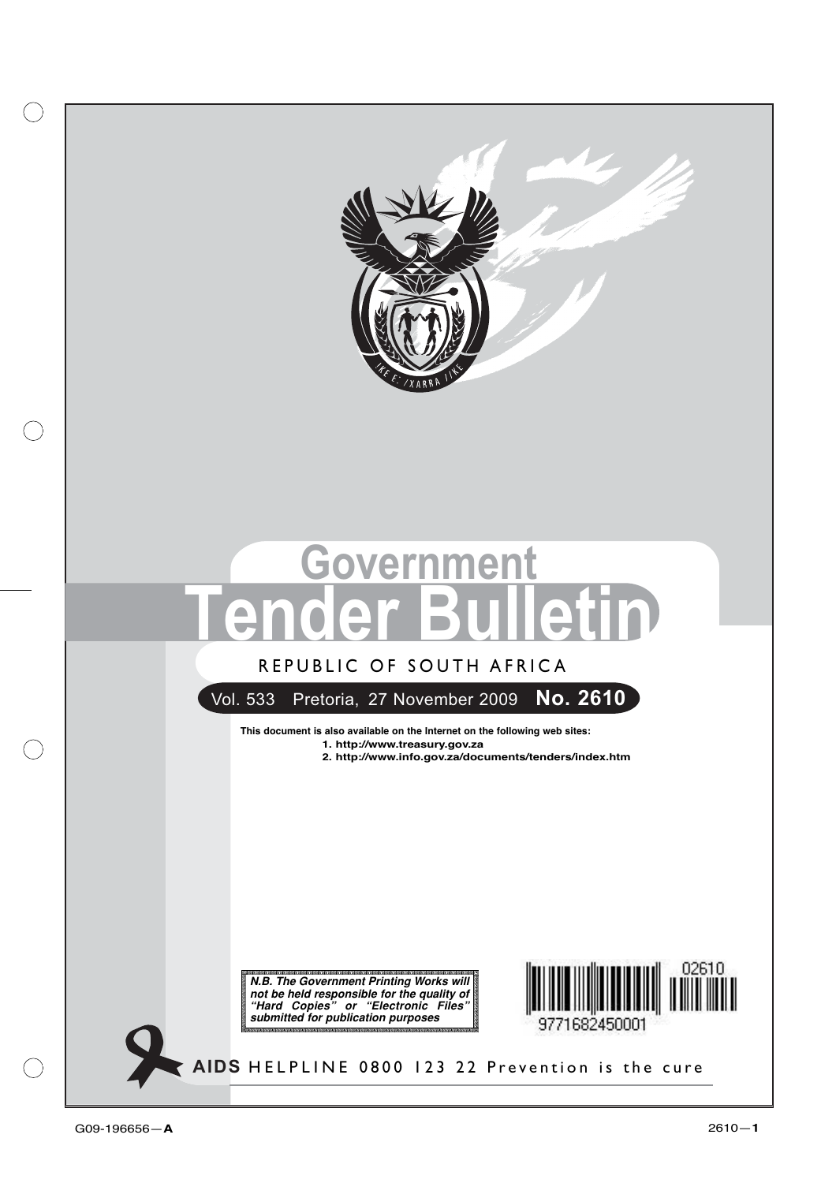# Government Tender Bulletin

REPUBLIC OF SOUTH AFRICA

Vol. 533 Pretoria, 27 November 2009 **No. 2610**

**This document is also available on the Internet on the following web sites:**

**1. http://www.treasury.gov.za**

**2. http://www.info.gov.za/documents/tenders/index.htm**

***N.B. The Government Printing Works will not be held responsible for the quality of "Hard Copies" or "Electronic Files" submitted for publication purposes***

02610

9771682450001

**AIDS** HELPLINE 0800 123 22 Prevention is the cure

G09-196656—**A**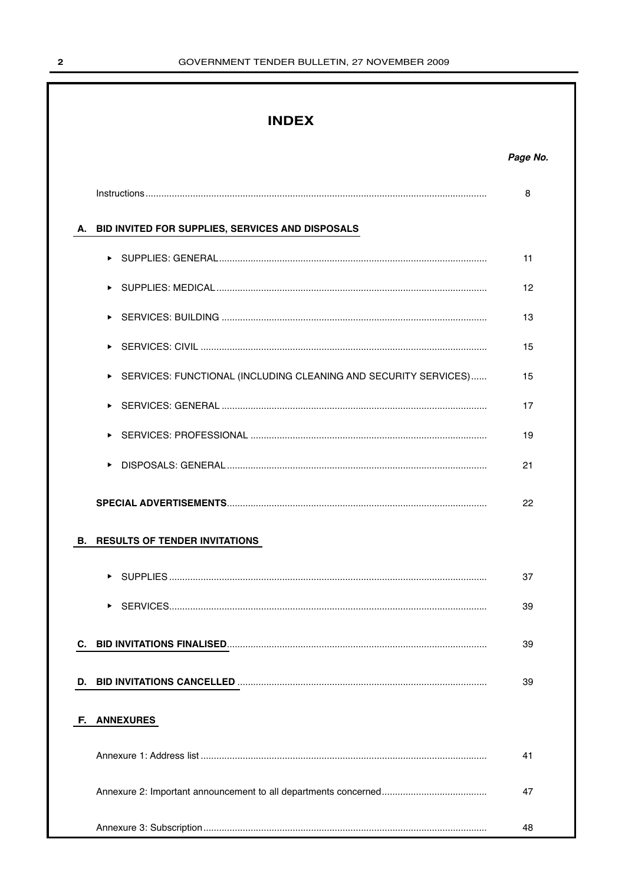# INDEX

| | Page No. |
|---|---|
| Instructions | 8 |
| **A. BID INVITED FOR SUPPLIES, SERVICES AND DISPOSALS** | |
| ▸ SUPPLIES: GENERAL | 11 |
| ▸ SUPPLIES: MEDICAL | 12 |
| ▸ SERVICES: BUILDING | 13 |
| ▸ SERVICES: CIVIL | 15 |
| ▸ SERVICES: FUNCTIONAL (INCLUDING CLEANING AND SECURITY SERVICES) | 15 |
| ▸ SERVICES: GENERAL | 17 |
| ▸ SERVICES: PROFESSIONAL | 19 |
| ▸ DISPOSALS: GENERAL | 21 |
| **SPECIAL ADVERTISEMENTS** | 22 |
| **B. RESULTS OF TENDER INVITATIONS** | |
| ▸ SUPPLIES | 37 |
| ▸ SERVICES | 39 |
| **C. BID INVITATIONS FINALISED** | 39 |
| **D. BID INVITATIONS CANCELLED** | 39 |
| **F. ANNEXURES** | |
| Annexure 1: Address list | 41 |
| Annexure 2: Important announcement to all departments concerned | 47 |
| Annexure 3: Subscription | 48 |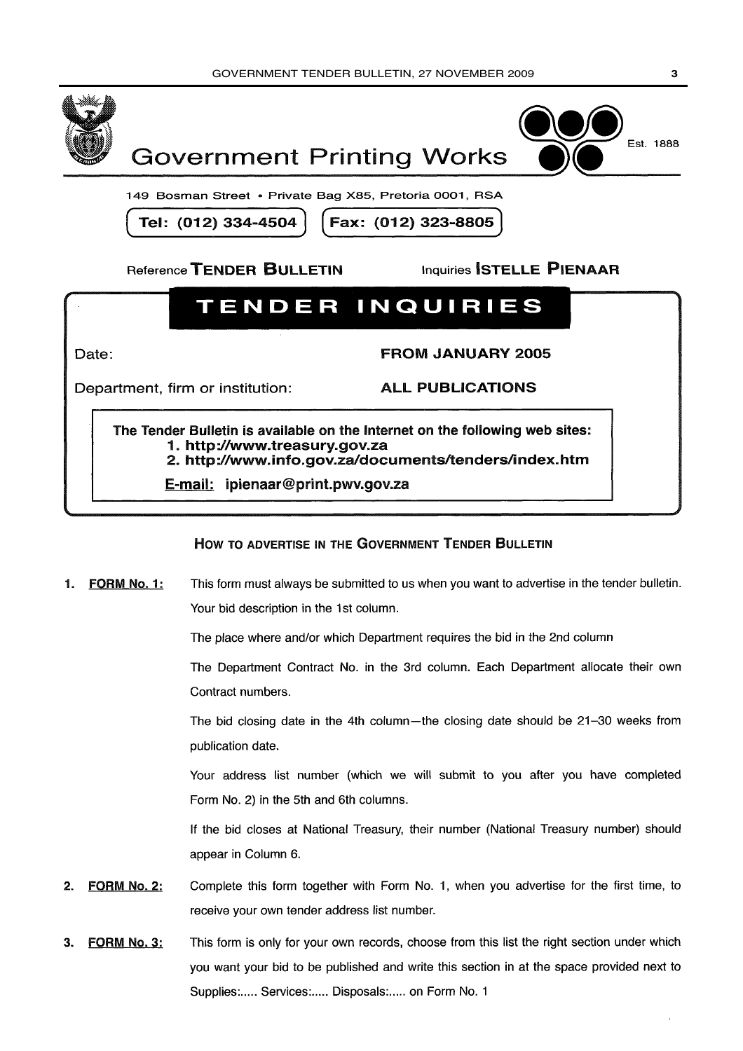# Government Printing Works

Est. 1888

149 Bosman Street • Private Bag X85, Pretoria 0001, RSA

**Tel: (012) 334-4504** **Fax: (012) 323-8805**

Reference **TENDER BULLETIN** Inquiries **ISTELLE PIENAAR**

## TENDER INQUIRIES

Date: **FROM JANUARY 2005**

Department, firm or institution: **ALL PUBLICATIONS**

**The Tender Bulletin is available on the Internet on the following web sites:**
1. **http://www.treasury.gov.za**
2. **http://www.info.gov.za/documents/tenders/index.htm**

**E-mail: ipienaar@print.pwv.gov.za**

### HOW TO ADVERTISE IN THE GOVERNMENT TENDER BULLETIN

1. **FORM No. 1:** This form must always be submitted to us when you want to advertise in the tender bulletin.

   Your bid description in the 1st column.

   The place where and/or which Department requires the bid in the 2nd column

   The Department Contract No. in the 3rd column. Each Department allocate their own Contract numbers.

   The bid closing date in the 4th column—the closing date should be 21–30 weeks from publication date.

   Your address list number (which we will submit to you after you have completed Form No. 2) in the 5th and 6th columns.

   If the bid closes at National Treasury, their number (National Treasury number) should appear in Column 6.

2. **FORM No. 2:** Complete this form together with Form No. 1, when you advertise for the first time, to receive your own tender address list number.

3. **FORM No. 3:** This form is only for your own records, choose from this list the right section under which you want your bid to be published and write this section in at the space provided next to Supplies:..... Services:..... Disposals:..... on Form No. 1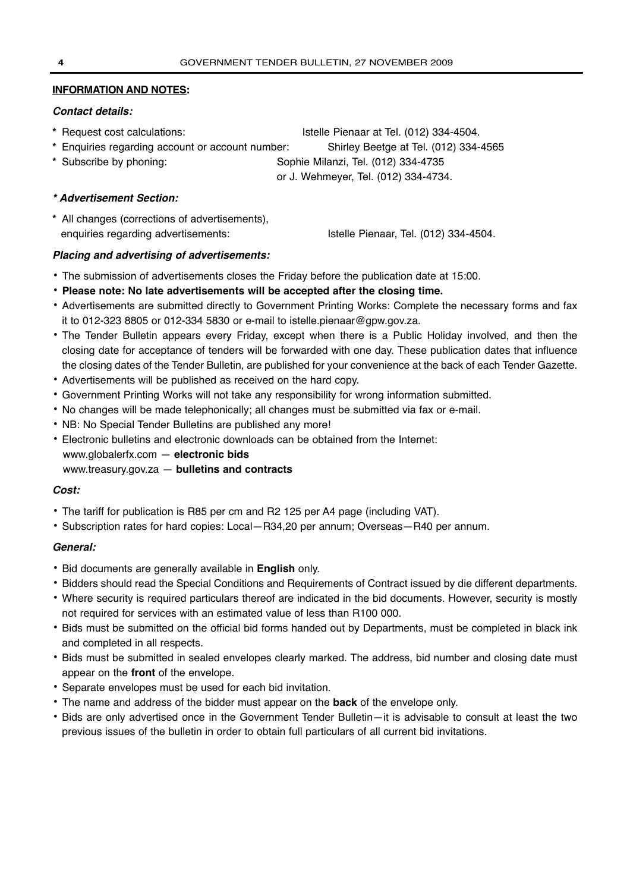## INFORMATION AND NOTES:

### *Contact details:*

- * Request cost calculations: Istelle Pienaar at Tel. (012) 334-4504.
- * Enquiries regarding account or account number: Shirley Beetge at Tel. (012) 334-4565
- * Subscribe by phoning: Sophie Milanzi, Tel. (012) 334-4735 or J. Wehmeyer, Tel. (012) 334-4734.

### *\* Advertisement Section:*

- * All changes (corrections of advertisements), enquiries regarding advertisements: Istelle Pienaar, Tel. (012) 334-4504.

### *Placing and advertising of advertisements:*

- The submission of advertisements closes the Friday before the publication date at 15:00.
- **Please note: No late advertisements will be accepted after the closing time.**
- Advertisements are submitted directly to Government Printing Works: Complete the necessary forms and fax it to 012-323 8805 or 012-334 5830 or e-mail to istelle.pienaar@gpw.gov.za.
- The Tender Bulletin appears every Friday, except when there is a Public Holiday involved, and then the closing date for acceptance of tenders will be forwarded with one day. These publication dates that influence the closing dates of the Tender Bulletin, are published for your convenience at the back of each Tender Gazette.
- Advertisements will be published as received on the hard copy.
- Government Printing Works will not take any responsibility for wrong information submitted.
- No changes will be made telephonically; all changes must be submitted via fax or e-mail.
- NB: No Special Tender Bulletins are published any more!
- Electronic bulletins and electronic downloads can be obtained from the Internet:
  www.globalerfx.com — **electronic bids**
  www.treasury.gov.za — **bulletins and contracts**

### *Cost:*

- The tariff for publication is R85 per cm and R2 125 per A4 page (including VAT).
- Subscription rates for hard copies: Local—R34,20 per annum; Overseas—R40 per annum.

### *General:*

- Bid documents are generally available in **English** only.
- Bidders should read the Special Conditions and Requirements of Contract issued by die different departments.
- Where security is required particulars thereof are indicated in the bid documents. However, security is mostly not required for services with an estimated value of less than R100 000.
- Bids must be submitted on the official bid forms handed out by Departments, must be completed in black ink and completed in all respects.
- Bids must be submitted in sealed envelopes clearly marked. The address, bid number and closing date must appear on the **front** of the envelope.
- Separate envelopes must be used for each bid invitation.
- The name and address of the bidder must appear on the **back** of the envelope only.
- Bids are only advertised once in the Government Tender Bulletin—it is advisable to consult at least the two previous issues of the bulletin in order to obtain full particulars of all current bid invitations.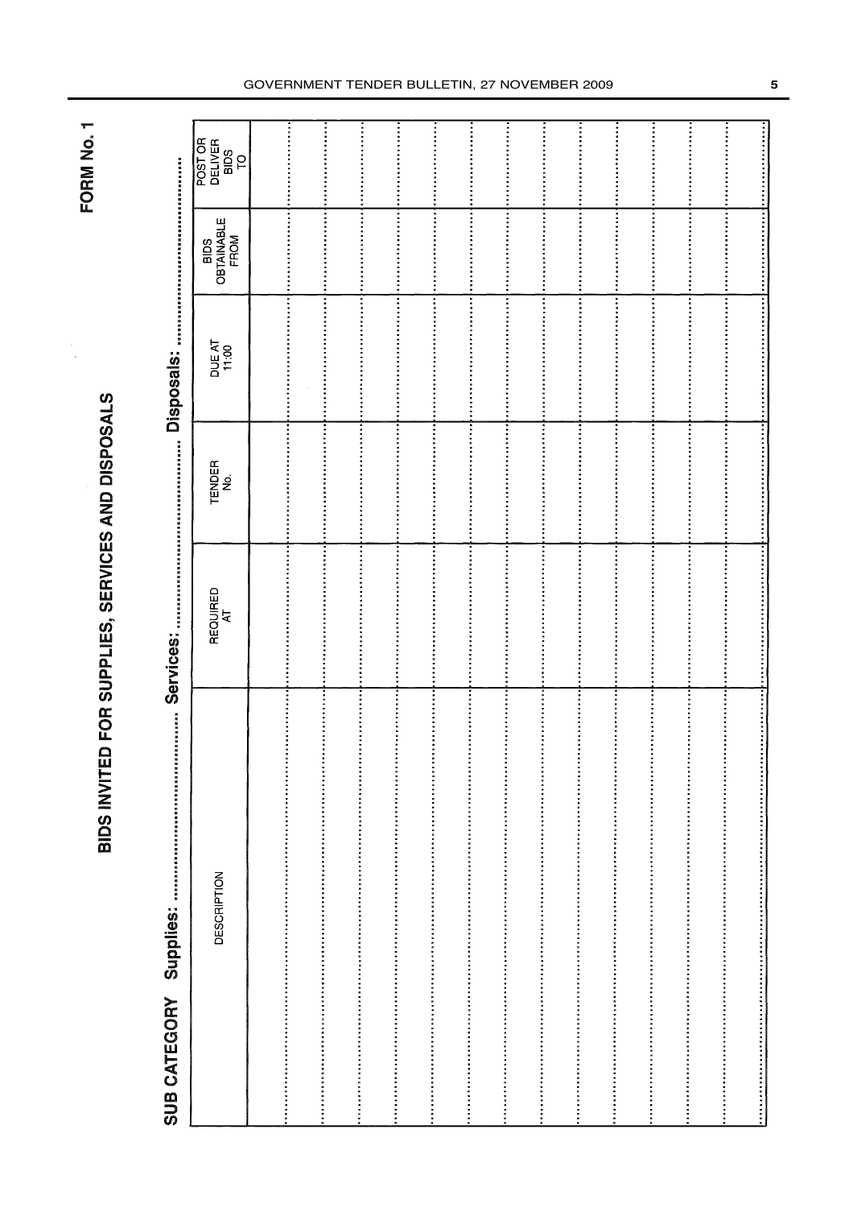**FORM No. 1**

# BIDS INVITED FOR SUPPLIES, SERVICES AND DISPOSALS

**SUB CATEGORY Supplies:** ................................ **Services:** ................................ **Disposals:** ................................

| DESCRIPTION | REQUIRED AT | TENDER No. | DUE AT 11:00 | BIDS OBTAINABLE FROM | POST OR DELIVER BIDS TO |
|---|---|---|---|---|---|
| | | | | | |
| | | | | | |
| | | | | | |
| | | | | | |
| | | | | | |
| | | | | | |
| | | | | | |
| | | | | | |
| | | | | | |
| | | | | | |
| | | | | | |
| | | | | | |
| | | | | | |
| | | | | | |
| | | | | | |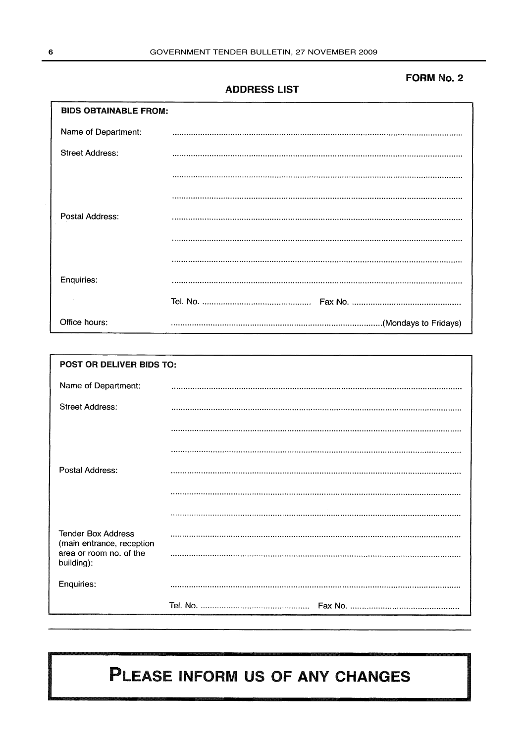**FORM No. 2**

## ADDRESS LIST

| **BIDS OBTAINABLE FROM:** | |
|---|---|
| Name of Department: | .......................................................................................................... |
| Street Address: | .......................................................................................................... |
| | .......................................................................................................... |
| | .......................................................................................................... |
| Postal Address: | .......................................................................................................... |
| | .......................................................................................................... |
| | .......................................................................................................... |
| Enquiries: | .......................................................................................................... |
| | Tel. No. ............................................... Fax No. ............................................... |
| Office hours: | ..........................................................................................(Mondays to Fridays) |

| **POST OR DELIVER BIDS TO:** | |
|---|---|
| Name of Department: | .......................................................................................................... |
| Street Address: | .......................................................................................................... |
| | .......................................................................................................... |
| | .......................................................................................................... |
| Postal Address: | .......................................................................................................... |
| | .......................................................................................................... |
| | .......................................................................................................... |
| Tender Box Address (main entrance, reception area or room no. of the building): | .......................................................................................................... |
| | .......................................................................................................... |
| Enquiries: | .......................................................................................................... |
| | Tel. No. ............................................... Fax No. ............................................... |

# PLEASE INFORM US OF ANY CHANGES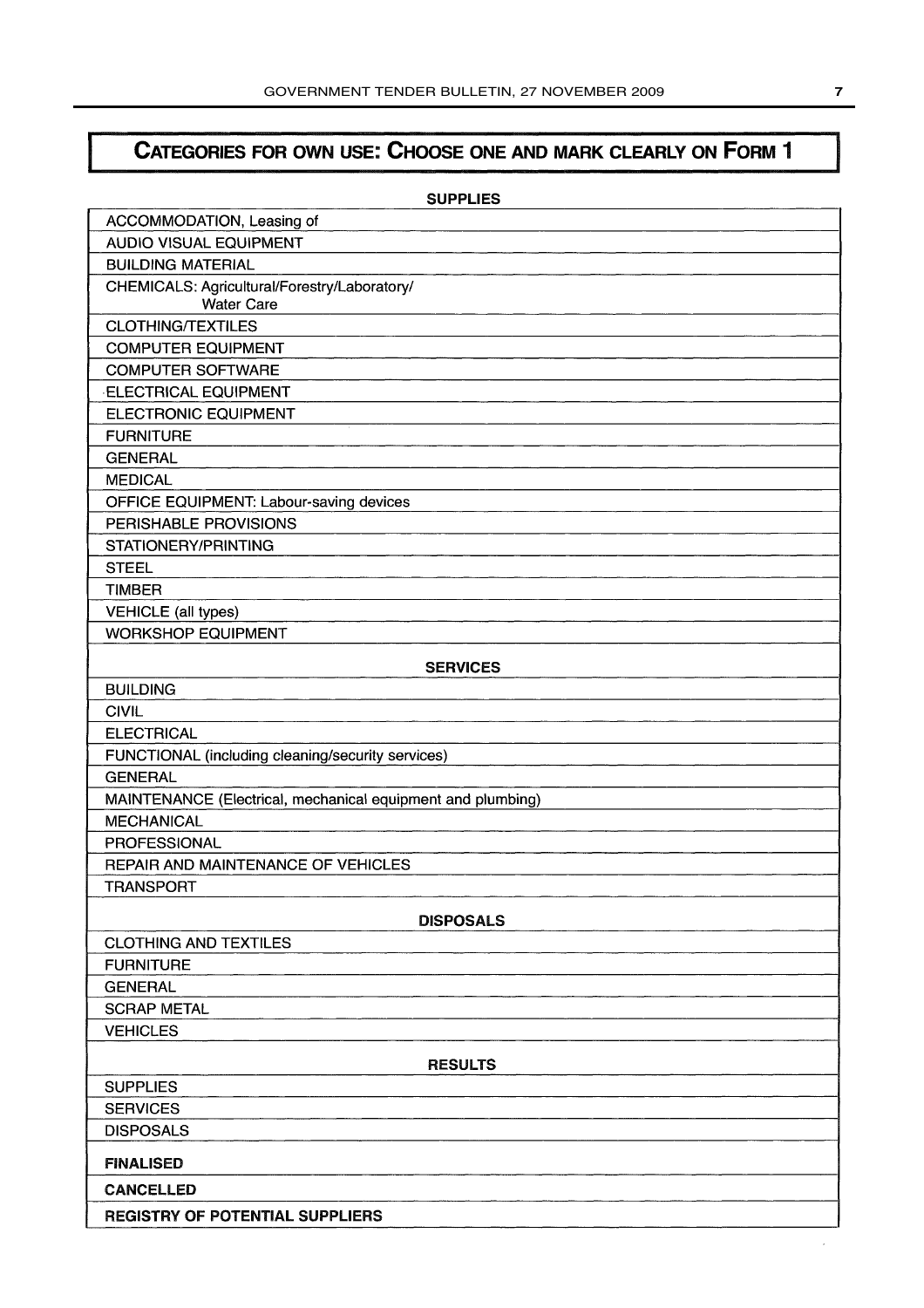# CATEGORIES FOR OWN USE: CHOOSE ONE AND MARK CLEARLY ON FORM 1

| SUPPLIES |
|---|
| ACCOMMODATION, Leasing of |
| AUDIO VISUAL EQUIPMENT |
| BUILDING MATERIAL |
| CHEMICALS: Agricultural/Forestry/Laboratory/ Water Care |
| CLOTHING/TEXTILES |
| COMPUTER EQUIPMENT |
| COMPUTER SOFTWARE |
| ELECTRICAL EQUIPMENT |
| ELECTRONIC EQUIPMENT |
| FURNITURE |
| GENERAL |
| MEDICAL |
| OFFICE EQUIPMENT: Labour-saving devices |
| PERISHABLE PROVISIONS |
| STATIONERY/PRINTING |
| STEEL |
| TIMBER |
| VEHICLE (all types) |
| WORKSHOP EQUIPMENT |

| SERVICES |
|---|
| BUILDING |
| CIVIL |
| ELECTRICAL |
| FUNCTIONAL (including cleaning/security services) |
| GENERAL |
| MAINTENANCE (Electrical, mechanical equipment and plumbing) |
| MECHANICAL |
| PROFESSIONAL |
| REPAIR AND MAINTENANCE OF VEHICLES |
| TRANSPORT |

| DISPOSALS |
|---|
| CLOTHING AND TEXTILES |
| FURNITURE |
| GENERAL |
| SCRAP METAL |
| VEHICLES |

| RESULTS |
|---|
| SUPPLIES |
| SERVICES |
| DISPOSALS |
| **FINALISED** |
| **CANCELLED** |
| **REGISTRY OF POTENTIAL SUPPLIERS** |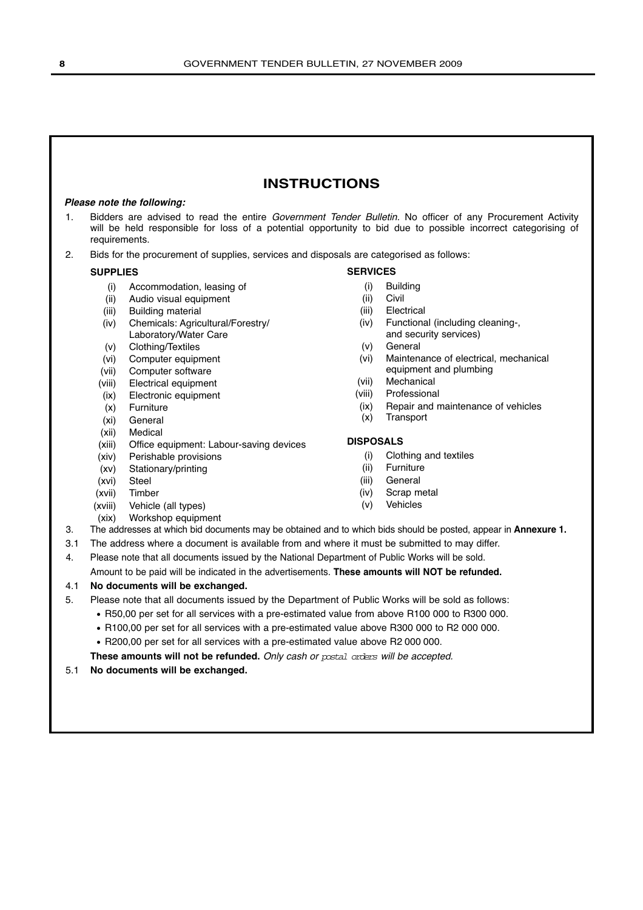# INSTRUCTIONS

***Please note the following:***

1. Bidders are advised to read the entire *Government Tender Bulletin*. No officer of any Procurement Activity will be held responsible for loss of a potential opportunity to bid due to possible incorrect categorising of requirements.
2. Bids for the procurement of supplies, services and disposals are categorised as follows:

**SUPPLIES**

- (i) Accommodation, leasing of
- (ii) Audio visual equipment
- (iii) Building material
- (iv) Chemicals: Agricultural/Forestry/Laboratory/Water Care
- (v) Clothing/Textiles
- (vi) Computer equipment
- (vii) Computer software
- (viii) Electrical equipment
- (ix) Electronic equipment
- (x) Furniture
- (xi) General
- (xii) Medical
- (xiii) Office equipment: Labour-saving devices
- (xiv) Perishable provisions
- (xv) Stationary/printing
- (xvi) Steel
- (xvii) Timber
- (xviii) Vehicle (all types)
- (xix) Workshop equipment

**SERVICES**

- (i) Building
- (ii) Civil
- (iii) Electrical
- (iv) Functional (including cleaning-, and security services)
- (v) General
- (vi) Maintenance of electrical, mechanical equipment and plumbing
- (vii) Mechanical
- (viii) Professional
- (ix) Repair and maintenance of vehicles
- (x) Transport

**DISPOSALS**

- (i) Clothing and textiles
- (ii) Furniture
- (iii) General
- (iv) Scrap metal
- (v) Vehicles

3. The addresses at which bid documents may be obtained and to which bids should be posted, appear in **Annexure 1.**

3.1 The address where a document is available from and where it must be submitted to may differ.

4. Please note that all documents issued by the National Department of Public Works will be sold.

 Amount to be paid will be indicated in the advertisements. **These amounts will NOT be refunded.**

4.1 **No documents will be exchanged.**

5. Please note that all documents issued by the Department of Public Works will be sold as follows:
   - R50,00 per set for all services with a pre-estimated value from above R100 000 to R300 000.
   - R100,00 per set for all services with a pre-estimated value above R300 000 to R2 000 000.
   - R200,00 per set for all services with a pre-estimated value above R2 000 000.

 **These amounts will not be refunded.** *Only cash or postal orders will be accepted.*

5.1 **No documents will be exchanged.**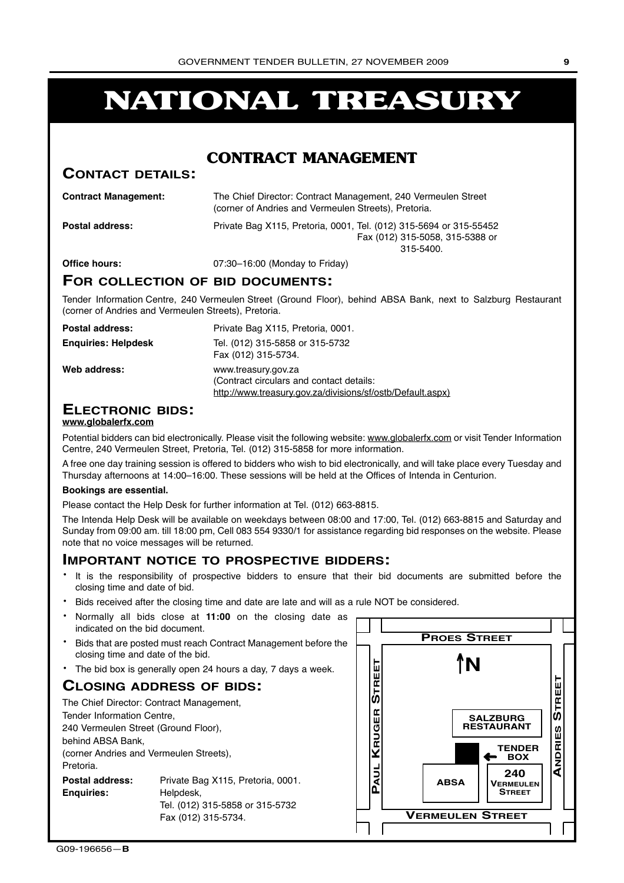# NATIONAL TREASURY

## CONTRACT MANAGEMENT

### CONTACT DETAILS:

**Contract Management:** The Chief Director: Contract Management, 240 Vermeulen Street (corner of Andries and Vermeulen Streets), Pretoria.

**Postal address:** Private Bag X115, Pretoria, 0001, Tel. (012) 315-5694 or 315-55452 Fax (012) 315-5058, 315-5388 or 315-5400.

**Office hours:** 07:30–16:00 (Monday to Friday)

### FOR COLLECTION OF BID DOCUMENTS:

Tender Information Centre, 240 Vermeulen Street (Ground Floor), behind ABSA Bank, next to Salzburg Restaurant (corner of Andries and Vermeulen Streets), Pretoria.

**Postal address:** Private Bag X115, Pretoria, 0001.

**Enquiries: Helpdesk** Tel. (012) 315-5858 or 315-5732 Fax (012) 315-5734.

**Web address:** www.treasury.gov.za (Contract circulars and contact details: http://www.treasury.gov.za/divisions/sf/ostb/Default.aspx)

### ELECTRONIC BIDS:

**www.globalerfx.com**

Potential bidders can bid electronically. Please visit the following website: www.globalerfx.com or visit Tender Information Centre, 240 Vermeulen Street, Pretoria, Tel. (012) 315-5858 for more information.

A free one day training session is offered to bidders who wish to bid electronically, and will take place every Tuesday and Thursday afternoons at 14:00–16:00. These sessions will be held at the Offices of Intenda in Centurion.

**Bookings are essential.**

Please contact the Help Desk for further information at Tel. (012) 663-8815.

The Intenda Help Desk will be available on weekdays between 08:00 and 17:00, Tel. (012) 663-8815 and Saturday and Sunday from 09:00 am. till 18:00 pm, Cell 083 554 9330/1 for assistance regarding bid responses on the website. Please note that no voice messages will be returned.

### IMPORTANT NOTICE TO PROSPECTIVE BIDDERS:

- It is the responsibility of prospective bidders to ensure that their bid documents are submitted before the closing time and date of bid.
- Bids received after the closing time and date are late and will as a rule NOT be considered.
- Normally all bids close at **11:00** on the closing date as indicated on the bid document.
- Bids that are posted must reach Contract Management before the closing time and date of the bid.
- The bid box is generally open 24 hours a day, 7 days a week.

### CLOSING ADDRESS OF BIDS:

The Chief Director: Contract Management,
Tender Information Centre,
240 Vermeulen Street (Ground Floor),
behind ABSA Bank,
(corner Andries and Vermeulen Streets),
Pretoria.

**Postal address:** Private Bag X115, Pretoria, 0001.

**Enquiries:** Helpdesk, Tel. (012) 315-5858 or 315-5732 Fax (012) 315-5734.

PROES STREET
N
PAUL KRUGER STREET
ANDRIES STREET
SALZBURG RESTAURANT
TENDER BOX
ABSA
240 VERMEULEN STREET
VERMEULEN STREET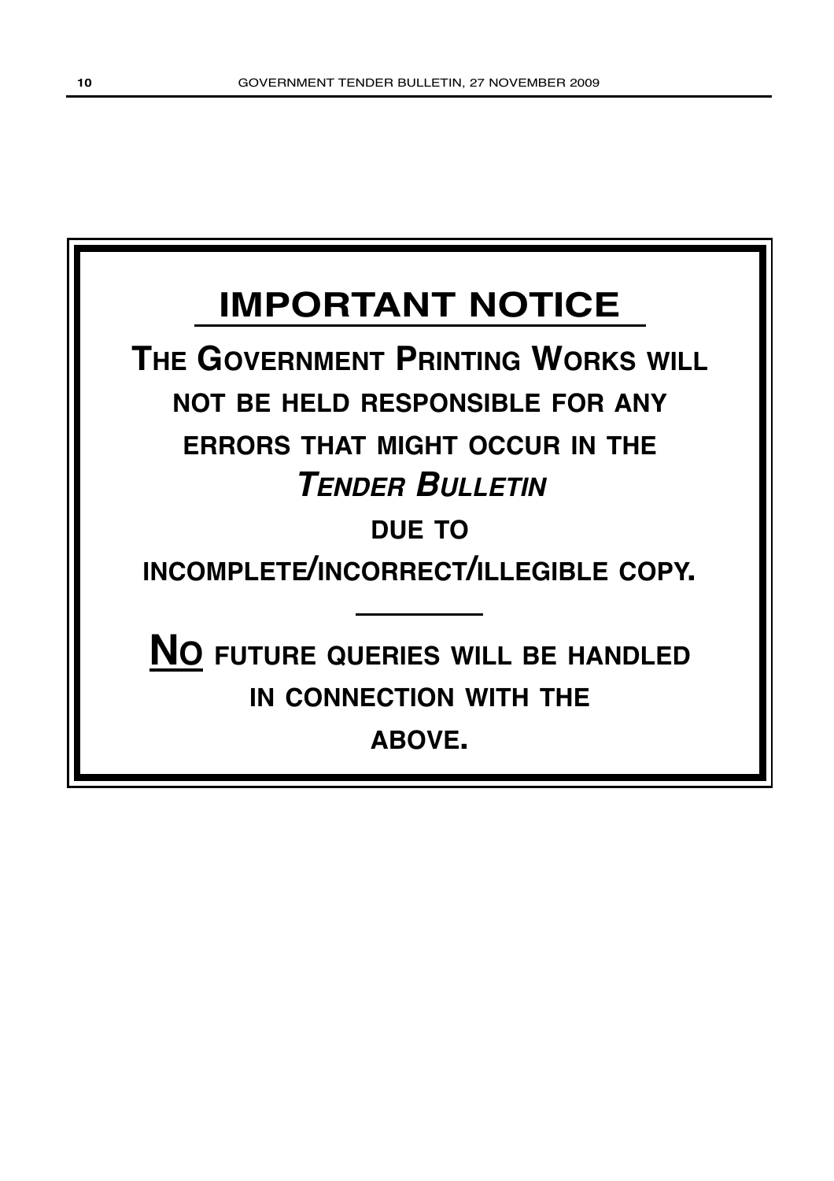# IMPORTANT NOTICE

**THE GOVERNMENT PRINTING WORKS WILL NOT BE HELD RESPONSIBLE FOR ANY ERRORS THAT MIGHT OCCUR IN THE *TENDER BULLETIN* DUE TO INCOMPLETE/INCORRECT/ILLEGIBLE COPY.**

---

**NO FUTURE QUERIES WILL BE HANDLED IN CONNECTION WITH THE ABOVE.**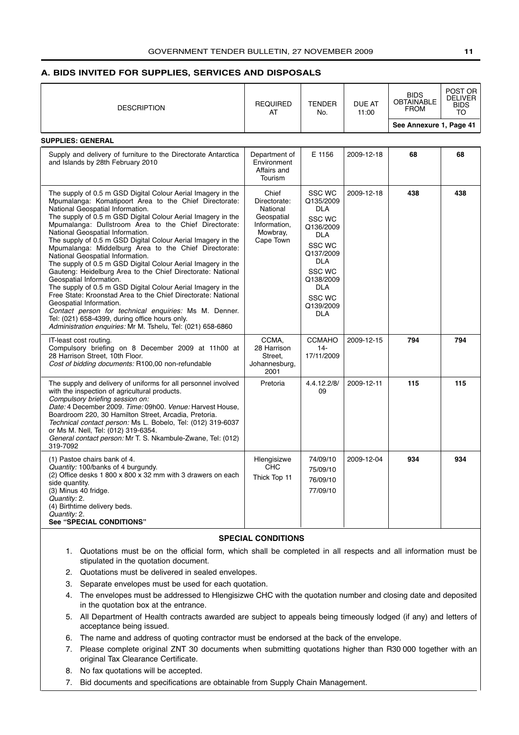## A. BIDS INVITED FOR SUPPLIES, SERVICES AND DISPOSALS

| DESCRIPTION | REQUIRED AT | TENDER No. | DUE AT 11:00 | BIDS OBTAINABLE FROM | POST OR DELIVER BIDS TO |
|---|---|---|---|---|---|
| | | | | See Annexure 1, Page 41 | |
| **SUPPLIES: GENERAL** | | | | | |
| Supply and delivery of furniture to the Directorate Antarctica and Islands by 28th February 2010 | Department of Environment Affairs and Tourism | E 1156 | 2009-12-18 | **68** | **68** |
| The supply of 0.5 m GSD Digital Colour Aerial Imagery in the Mpumalanga: Komatipoort Area to the Chief Directorate: National Geospatial Information.<br>The supply of 0.5 m GSD Digital Colour Aerial Imagery in the Mpumalanga: Dullstroom Area to the Chief Directorate: National Geospatial Information.<br>The supply of 0.5 m GSD Digital Colour Aerial Imagery in the Mpumalanga: Middelburg Area to the Chief Directorate: National Geospatial Information.<br>The supply of 0.5 m GSD Digital Colour Aerial Imagery in the Gauteng: Heidelburg Area to the Chief Directorate: National Geospatial Information.<br>The supply of 0.5 m GSD Digital Colour Aerial Imagery in the Free State: Kroonstad Area to the Chief Directorate: National Geospatial Information.<br>*Contact person for technical enquiries:* Ms M. Denner. Tel: (021) 658-4399, during office hours only.<br>*Administration enquiries:* Mr M. Tshelu, Tel: (021) 658-6860 | Chief Directorate: National Geospatial Information, Mowbray, Cape Town | SSC WC Q135/2009 DLA<br>SSC WC Q136/2009 DLA<br>SSC WC Q137/2009 DLA<br>SSC WC Q138/2009 DLA<br>SSC WC Q139/2009 DLA | 2009-12-18 | **438** | **438** |
| IT-least cost routing.<br>Compulsory briefing on 8 December 2009 at 11h00 at 28 Harrison Street, 10th Floor.<br>*Cost of bidding documents:* R100,00 non-refundable | CCMA, 28 Harrison Street, Johannesburg, 2001 | CCMAHO 14-17/11/2009 | 2009-12-15 | **794** | **794** |
| The supply and delivery of uniforms for all personnel involved with the inspection of agricultural products.<br>*Compulsory briefing session on:*<br>*Date:* 4 December 2009. *Time:* 09h00. *Venue:* Harvest House, Boardroom 220, 30 Hamilton Street, Arcadia, Pretoria.<br>*Technical contact person:* Ms L. Bobelo, Tel: (012) 319-6037 or Ms M. Nell, Tel: (012) 319-6354.<br>*General contact person:* Mr T. S. Nkambule-Zwane, Tel: (012) 319-7092 | Pretoria | 4.4.12.2/8/09 | 2009-12-11 | **115** | **115** |
| (1) Pastoe chairs bank of 4.<br>*Quantity:* 100/banks of 4 burgundy.<br>(2) Office desks 1 800 x 800 x 32 mm with 3 drawers on each side quantity.<br>(3) Minus 40 fridge.<br>*Quantity:* 2.<br>(4) Birthtime delivery beds.<br>*Quantity:* 2.<br>**See "SPECIAL CONDITIONS"** | Hlengisizwe CHC Thick Top 11 | 74/09/10<br>75/09/10<br>76/09/10<br>77/09/10 | 2009-12-04 | **934** | **934** |

**SPECIAL CONDITIONS**

1. Quotations must be on the official form, which shall be completed in all respects and all information must be stipulated in the quotation document.
2. Quotations must be delivered in sealed envelopes.
3. Separate envelopes must be used for each quotation.
4. The envelopes must be addressed to Hlengisizwe CHC with the quotation number and closing date and deposited in the quotation box at the entrance.
5. All Department of Health contracts awarded are subject to appeals being timeously lodged (if any) and letters of acceptance being issued.
6. The name and address of quoting contractor must be endorsed at the back of the envelope.
7. Please complete original ZNT 30 documents when submitting quotations higher than R30 000 together with an original Tax Clearance Certificate.
8. No fax quotations will be accepted.
7. Bid documents and specifications are obtainable from Supply Chain Management.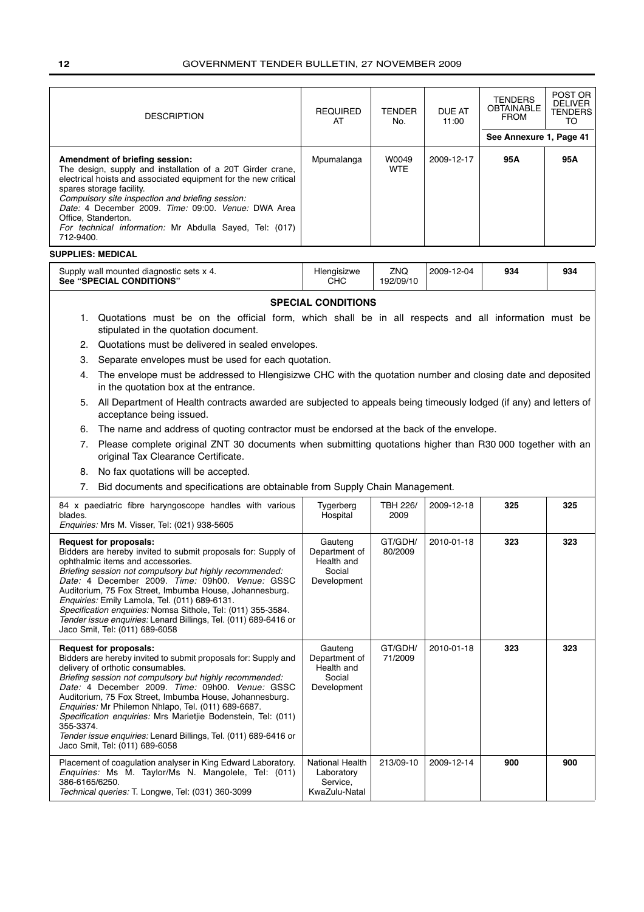| DESCRIPTION | REQUIRED AT | TENDER No. | DUE AT 11:00 | TENDERS OBTAINABLE FROM | POST OR DELIVER TENDERS TO |
|---|---|---|---|---|---|
| | | | | See Annexure 1, Page 41 | |
| **Amendment of briefing session:** The design, supply and installation of a 20T Girder crane, electrical hoists and associated equipment for the new critical spares storage facility. *Compulsory site inspection and briefing session:* *Date:* 4 December 2009. *Time:* 09:00. *Venue:* DWA Area Office, Standerton. *For technical information:* Mr Abdulla Sayed, Tel: (017) 712-9400. | Mpumalanga | W0049 WTE | 2009-12-17 | **95A** | **95A** |

**SUPPLIES: MEDICAL**

| DESCRIPTION | REQUIRED AT | TENDER No. | DUE AT 11:00 | TENDERS OBTAINABLE FROM | POST OR DELIVER TENDERS TO |
|---|---|---|---|---|---|
| Supply wall mounted diagnostic sets x 4. **See "SPECIAL CONDITIONS"** | Hlengisizwe CHC | ZNQ 192/09/10 | 2009-12-04 | **934** | **934** |

**SPECIAL CONDITIONS**

1. Quotations must be on the official form, which shall be in all respects and all information must be stipulated in the quotation document.
2. Quotations must be delivered in sealed envelopes.
3. Separate envelopes must be used for each quotation.
4. The envelope must be addressed to Hlengisizwe CHC with the quotation number and closing date and deposited in the quotation box at the entrance.
5. All Department of Health contracts awarded are subjected to appeals being timeously lodged (if any) and letters of acceptance being issued.
6. The name and address of quoting contractor must be endorsed at the back of the envelope.
7. Please complete original ZNT 30 documents when submitting quotations higher than R30 000 together with an original Tax Clearance Certificate.
8. No fax quotations will be accepted.
7. Bid documents and specifications are obtainable from Supply Chain Management.

| DESCRIPTION | REQUIRED AT | TENDER No. | DUE AT 11:00 | TENDERS OBTAINABLE FROM | POST OR DELIVER TENDERS TO |
|---|---|---|---|---|---|
| 84 x paediatric fibre haryngoscope handles with various blades. *Enquiries:* Mrs M. Visser, Tel: (021) 938-5605 | Tygerberg Hospital | TBH 226/ 2009 | 2009-12-18 | **325** | **325** |
| **Request for proposals:** Bidders are hereby invited to submit proposals for: Supply of ophthalmic items and accessories. *Briefing session not compulsory but highly recommended:* *Date:* 4 December 2009. *Time:* 09h00. *Venue:* GSSC Auditorium, 75 Fox Street, Imbumba House, Johannesburg. *Enquiries:* Emily Lamola, Tel. (011) 689-6131. *Specification enquiries:* Nomsa Sithole, Tel: (011) 355-3584. *Tender issue enquiries:* Lenard Billings, Tel. (011) 689-6416 or Jaco Smit, Tel: (011) 689-6058 | Gauteng Department of Health and Social Development | GT/GDH/ 80/2009 | 2010-01-18 | **323** | **323** |
| **Request for proposals:** Bidders are hereby invited to submit proposals for: Supply and delivery of orthotic consumables. *Briefing session not compulsory but highly recommended:* *Date:* 4 December 2009. *Time:* 09h00. *Venue:* GSSC Auditorium, 75 Fox Street, Imbumba House, Johannesburg. *Enquiries:* Mr Philemon Nhlapo, Tel. (011) 689-6687. *Specification enquiries:* Mrs Marietjie Bodenstein, Tel: (011) 355-3374. *Tender issue enquiries:* Lenard Billings, Tel. (011) 689-6416 or Jaco Smit, Tel: (011) 689-6058 | Gauteng Department of Health and Social Development | GT/GDH/ 71/2009 | 2010-01-18 | **323** | **323** |
| Placement of coagulation analyser in King Edward Laboratory. *Enquiries:* Ms M. Taylor/Ms N. Mangolele, Tel: (011) 386-6165/6250. *Technical queries:* T. Longwe, Tel: (031) 360-3099 | National Health Laboratory Service, KwaZulu-Natal | 213/09-10 | 2009-12-14 | **900** | **900** |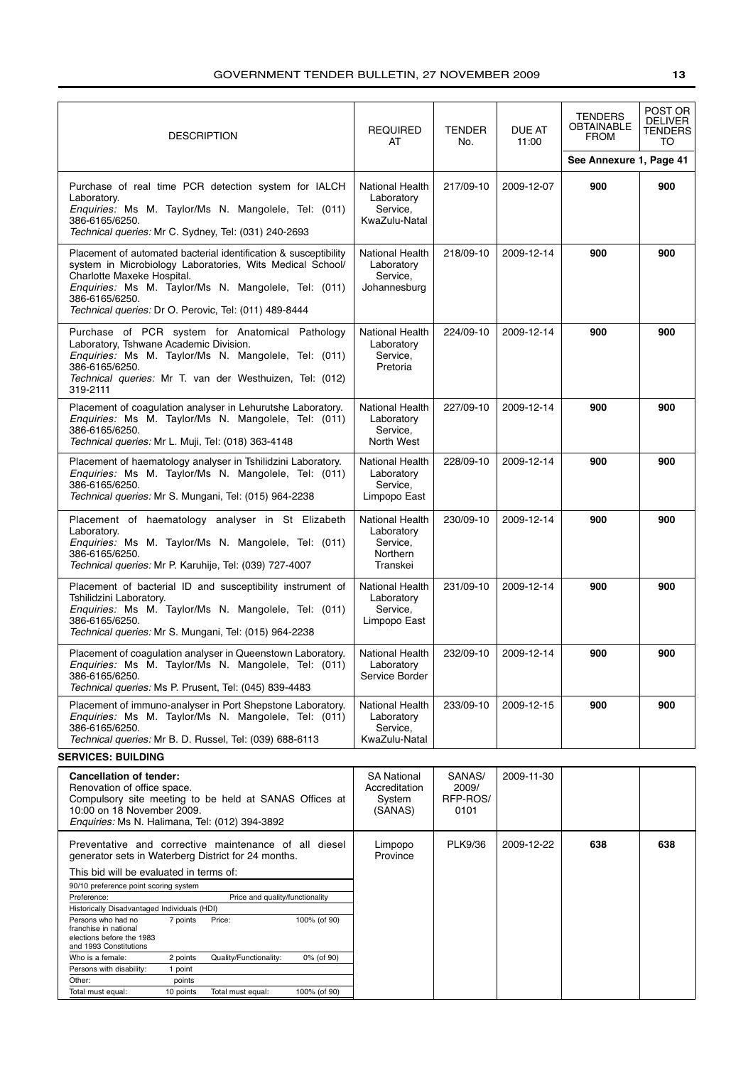| DESCRIPTION | REQUIRED AT | TENDER No. | DUE AT 11:00 | TENDERS OBTAINABLE FROM | POST OR DELIVER TENDERS TO |
|---|---|---|---|---|---|
| | | | | See Annexure 1, Page 41 | |
| Purchase of real time PCR detection system for IALCH Laboratory. *Enquiries:* Ms M. Taylor/Ms N. Mangolele, Tel: (011) 386-6165/6250. *Technical queries:* Mr C. Sydney, Tel: (031) 240-2693 | National Health Laboratory Service, KwaZulu-Natal | 217/09-10 | 2009-12-07 | **900** | **900** |
| Placement of automated bacterial identification & susceptibility system in Microbiology Laboratories, Wits Medical School/ Charlotte Maxeke Hospital. *Enquiries:* Ms M. Taylor/Ms N. Mangolele, Tel: (011) 386-6165/6250. *Technical queries:* Dr O. Perovic, Tel: (011) 489-8444 | National Health Laboratory Service, Johannesburg | 218/09-10 | 2009-12-14 | **900** | **900** |
| Purchase of PCR system for Anatomical Pathology Laboratory, Tshwane Academic Division. *Enquiries:* Ms M. Taylor/Ms N. Mangolele, Tel: (011) 386-6165/6250. *Technical queries:* Mr T. van der Westhuizen, Tel: (012) 319-2111 | National Health Laboratory Service, Pretoria | 224/09-10 | 2009-12-14 | **900** | **900** |
| Placement of coagulation analyser in Lehurutshe Laboratory. *Enquiries:* Ms M. Taylor/Ms N. Mangolele, Tel: (011) 386-6165/6250. *Technical queries:* Mr L. Muji, Tel: (018) 363-4148 | National Health Laboratory Service, North West | 227/09-10 | 2009-12-14 | **900** | **900** |
| Placement of haematology analyser in Tshilidzini Laboratory. *Enquiries:* Ms M. Taylor/Ms N. Mangolele, Tel: (011) 386-6165/6250. *Technical queries:* Mr S. Mungani, Tel: (015) 964-2238 | National Health Laboratory Service, Limpopo East | 228/09-10 | 2009-12-14 | **900** | **900** |
| Placement of haematology analyser in St Elizabeth Laboratory. *Enquiries:* Ms M. Taylor/Ms N. Mangolele, Tel: (011) 386-6165/6250. *Technical queries:* Mr P. Karuhije, Tel: (039) 727-4007 | National Health Laboratory Service, Northern Transkei | 230/09-10 | 2009-12-14 | **900** | **900** |
| Placement of bacterial ID and susceptibility instrument of Tshilidzini Laboratory. *Enquiries:* Ms M. Taylor/Ms N. Mangolele, Tel: (011) 386-6165/6250. *Technical queries:* Mr S. Mungani, Tel: (015) 964-2238 | National Health Laboratory Service, Limpopo East | 231/09-10 | 2009-12-14 | **900** | **900** |
| Placement of coagulation analyser in Queenstown Laboratory. *Enquiries:* Ms M. Taylor/Ms N. Mangolele, Tel: (011) 386-6165/6250. *Technical queries:* Ms P. Prusent, Tel: (045) 839-4483 | National Health Laboratory Service Border | 232/09-10 | 2009-12-14 | **900** | **900** |
| Placement of immuno-analyser in Port Shepstone Laboratory. *Enquiries:* Ms M. Taylor/Ms N. Mangolele, Tel: (011) 386-6165/6250. *Technical queries:* Mr B. D. Russel, Tel: (039) 688-6113 | National Health Laboratory Service, KwaZulu-Natal | 233/09-10 | 2009-12-15 | **900** | **900** |

**SERVICES: BUILDING**

| DESCRIPTION | REQUIRED AT | TENDER No. | DUE AT 11:00 | TENDERS OBTAINABLE FROM | POST OR DELIVER TENDERS TO |
|---|---|---|---|---|---|
| **Cancellation of tender:** Renovation of office space. Compulsory site meeting to be held at SANAS Offices at 10:00 on 18 November 2009. *Enquiries:* Ms N. Halimana, Tel: (012) 394-3892 | SA National Accreditation System (SANAS) | SANAS/ 2009/ RFP-ROS/ 0101 | 2009-11-30 | | |
| Preventative and corrective maintenance of all diesel generator sets in Waterberg District for 24 months. This bid will be evaluated in terms of: 90/10 preference point scoring system (see table below) | Limpopo Province | PLK9/36 | 2009-12-22 | **638** | **638** |

90/10 preference point scoring system

| Preference: | | Price and quality/functionality | |
|---|---|---|---|
| Historically Disadvantaged Individuals (HDI) | | | |
| Persons who had no franchise in national elections before the 1983 and 1993 Constitutions | 7 points | Price: | 100% (of 90) |
| Who is a female: | 2 points | Quality/Functionality: | 0% (of 90) |
| Persons with disability: | 1 point | | |
| Other: | points | | |
| Total must equal: | 10 points | Total must equal: | 100% (of 90) |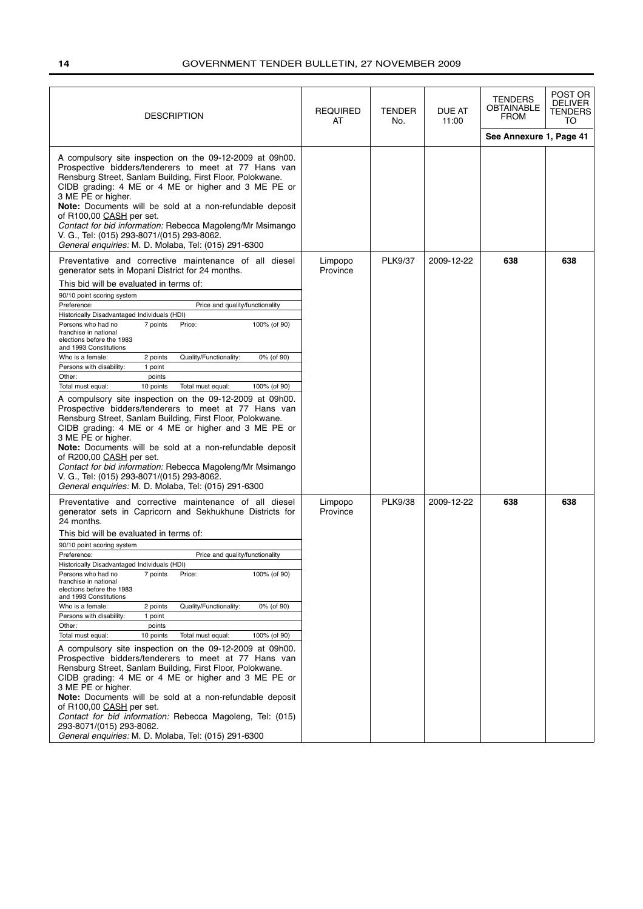| DESCRIPTION | REQUIRED AT | TENDER No. | DUE AT 11:00 | TENDERS OBTAINABLE FROM | POST OR DELIVER TENDERS TO |
|---|---|---|---|---|---|
| | | | | See Annexure 1, Page 41 | |
| A compulsory site inspection on the 09-12-2009 at 09h00. Prospective bidders/tenderers to meet at 77 Hans van Rensburg Street, Sanlam Building, First Floor, Polokwane. CIDB grading: 4 ME or 4 ME or higher and 3 ME PE or 3 ME PE or higher. **Note:** Documents will be sold at a non-refundable deposit of R100,00 CASH per set. *Contact for bid information:* Rebecca Magoleng/Mr Msimango V. G., Tel: (015) 293-8071/(015) 293-8062. *General enquiries:* M. D. Molaba, Tel: (015) 291-6300 | | | | | |
| Preventative and corrective maintenance of all diesel generator sets in Mopani District for 24 months. This bid will be evaluated in terms of: 90/10 point scoring system; Preference: Price and quality/functionality; Historically Disadvantaged Individuals (HDI); Persons who had no franchise in national elections before the 1983 and 1993 Constitutions: 7 points; Price: 100% (of 90); Who is a female: 2 points; Quality/Functionality: 0% (of 90); Persons with disability: 1 point; Other: points; Total must equal: 10 points; Total must equal: 100% (of 90). A compulsory site inspection on the 09-12-2009 at 09h00. Prospective bidders/tenderers to meet at 77 Hans van Rensburg Street, Sanlam Building, First Floor, Polokwane. CIDB grading: 4 ME or 4 ME or higher and 3 ME PE or 3 ME PE or higher. **Note:** Documents will be sold at a non-refundable deposit of R200,00 CASH per set. *Contact for bid information:* Rebecca Magoleng/Mr Msimango V. G., Tel: (015) 293-8071/(015) 293-8062. *General enquiries:* M. D. Molaba, Tel: (015) 291-6300 | Limpopo Province | PLK9/37 | 2009-12-22 | **638** | **638** |
| Preventative and corrective maintenance of all diesel generator sets in Capricorn and Sekhukhune Districts for 24 months. This bid will be evaluated in terms of: 90/10 point scoring system; Preference: Price and quality/functionality; Historically Disadvantaged Individuals (HDI); Persons who had no franchise in national elections before the 1983 and 1993 Constitutions: 7 points; Price: 100% (of 90); Who is a female: 2 points; Quality/Functionality: 0% (of 90); Persons with disability: 1 point; Other: points; Total must equal: 10 points; Total must equal: 100% (of 90). A compulsory site inspection on the 09-12-2009 at 09h00. Prospective bidders/tenderers to meet at 77 Hans van Rensburg Street, Sanlam Building, First Floor, Polokwane. CIDB grading: 4 ME or 4 ME or higher and 3 ME PE or 3 ME PE or higher. **Note:** Documents will be sold at a non-refundable deposit of R100,00 CASH per set. *Contact for bid information:* Rebecca Magoleng, Tel: (015) 293-8071/(015) 293-8062. *General enquiries:* M. D. Molaba, Tel: (015) 291-6300 | Limpopo Province | PLK9/38 | 2009-12-22 | **638** | **638** |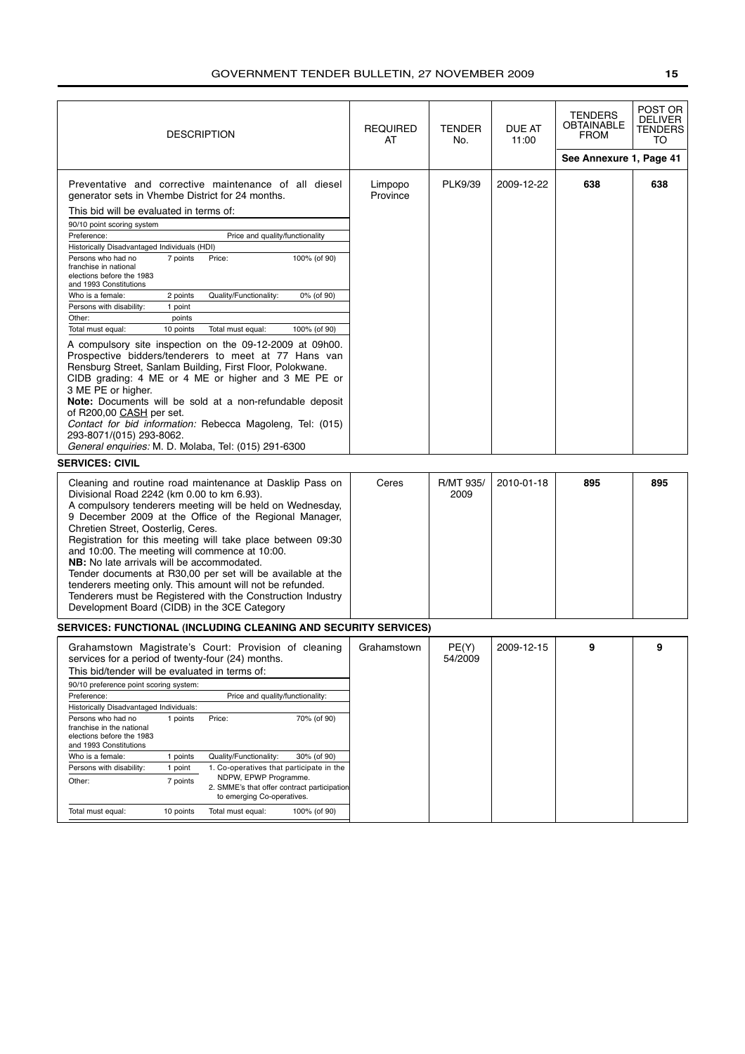| DESCRIPTION | REQUIRED AT | TENDER No. | DUE AT 11:00 | TENDERS OBTAINABLE FROM | POST OR DELIVER TENDERS TO |
|---|---|---|---|---|---|
| | | | | See Annexure 1, Page 41 | |
| Preventative and corrective maintenance of all diesel generator sets in Vhembe District for 24 months. | Limpopo Province | PLK9/39 | 2009-12-22 | **638** | **638** |

This bid will be evaluated in terms of:

| 90/10 point scoring system | | | |
|---|---|---|---|
| Preference: | | Price and quality/functionality | |
| Historically Disadvantaged Individuals (HDI) | | | |
| Persons who had no franchise in national elections before the 1983 and 1993 Constitutions | 7 points | Price: | 100% (of 90) |
| Who is a female: | 2 points | Quality/Functionality: | 0% (of 90) |
| Persons with disability: | 1 point | | |
| Other: | points | | |
| Total must equal: | 10 points | Total must equal: | 100% (of 90) |

A compulsory site inspection on the 09-12-2009 at 09h00. Prospective bidders/tenderers to meet at 77 Hans van Rensburg Street, Sanlam Building, First Floor, Polokwane.
CIDB grading: 4 ME or 4 ME or higher and 3 ME PE or 3 ME PE or higher.
**Note:** Documents will be sold at a non-refundable deposit of R200,00 CASH per set.
*Contact for bid information:* Rebecca Magoleng, Tel: (015) 293-8071/(015) 293-8062.
*General enquiries:* M. D. Molaba, Tel: (015) 291-6300

## SERVICES: CIVIL

| DESCRIPTION | REQUIRED AT | TENDER No. | DUE AT 11:00 | TENDERS OBTAINABLE FROM | POST OR DELIVER TENDERS TO |
|---|---|---|---|---|---|
| Cleaning and routine road maintenance at Dasklip Pass on Divisional Road 2242 (km 0.00 to km 6.93). A compulsory tenderers meeting will be held on Wednesday, 9 December 2009 at the Office of the Regional Manager, Chretien Street, Oosterlig, Ceres. Registration for this meeting will take place between 09:30 and 10:00. The meeting will commence at 10:00. **NB:** No late arrivals will be accommodated. Tender documents at R30,00 per set will be available at the tenderers meeting only. This amount will not be refunded. Tenderers must be Registered with the Construction Industry Development Board (CIDB) in the 3CE Category | Ceres | R/MT 935/ 2009 | 2010-01-18 | **895** | **895** |

## SERVICES: FUNCTIONAL (INCLUDING CLEANING AND SECURITY SERVICES)

| DESCRIPTION | REQUIRED AT | TENDER No. | DUE AT 11:00 | TENDERS OBTAINABLE FROM | POST OR DELIVER TENDERS TO |
|---|---|---|---|---|---|
| Grahamstown Magistrate's Court: Provision of cleaning services for a period of twenty-four (24) months. | Grahamstown | PE(Y) 54/2009 | 2009-12-15 | **9** | **9** |

This bid/tender will be evaluated in terms of:

| 90/10 preference point scoring system: | | | |
|---|---|---|---|
| Preference: | | Price and quality/functionality: | |
| Historically Disadvantaged Individuals: | | | |
| Persons who had no franchise in the national elections before the 1983 and 1993 Constitutions | 1 points | Price: | 70% (of 90) |
| Who is a female: | 1 points | Quality/Functionality: | 30% (of 90) |
| Persons with disability: | 1 point | 1. Co-operatives that participate in the NDPW, EPWP Programme. | |
| Other: | 7 points | 2. SMME's that offer contract participation to emerging Co-operatives. | |
| Total must equal: | 10 points | Total must equal: | 100% (of 90) |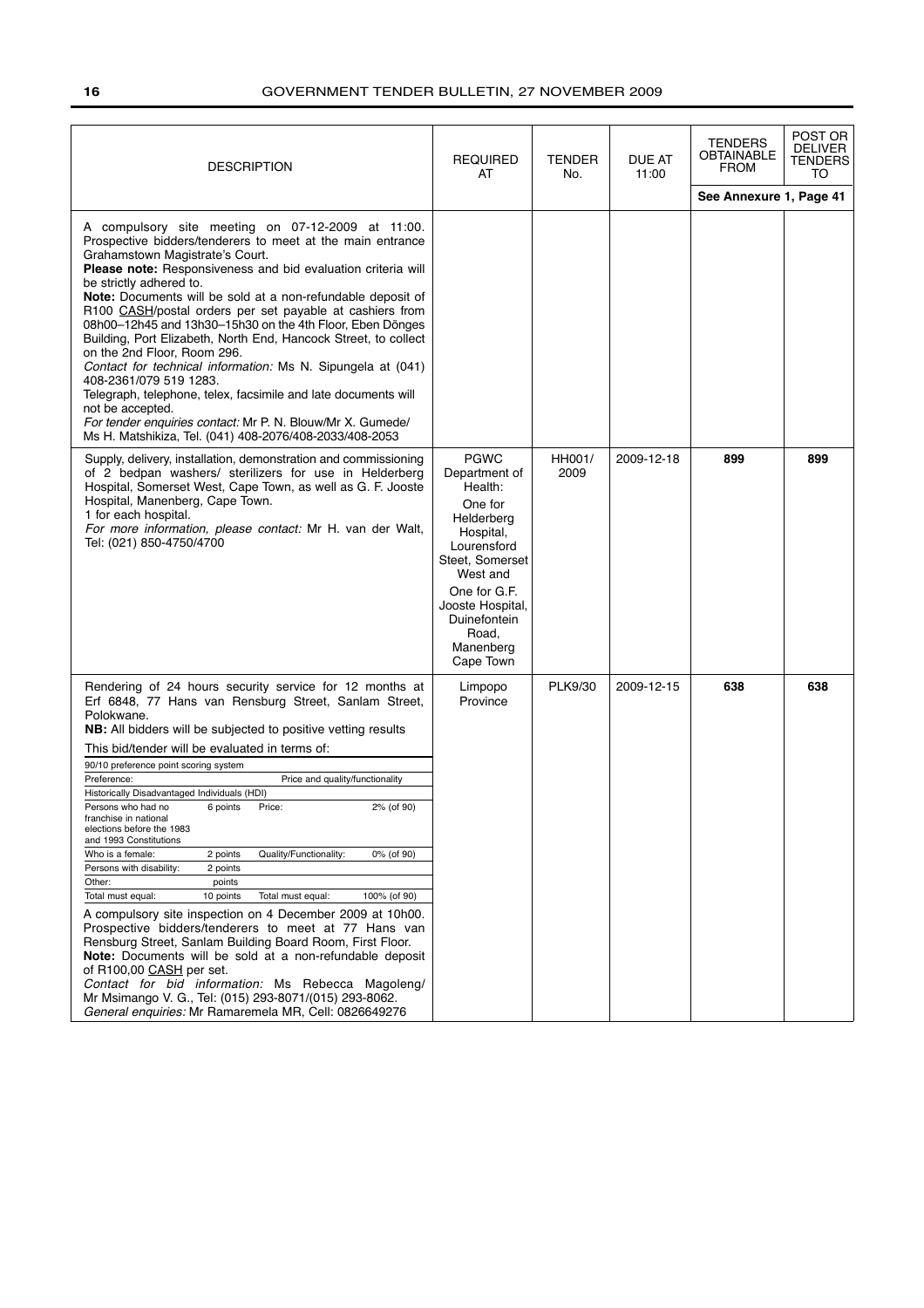| DESCRIPTION | REQUIRED AT | TENDER No. | DUE AT 11:00 | TENDERS OBTAINABLE FROM | POST OR DELIVER TENDERS TO |
|---|---|---|---|---|---|
| | | | | See Annexure 1, Page 41 | |
| A compulsory site meeting on 07-12-2009 at 11:00. Prospective bidders/tenderers to meet at the main entrance Grahamstown Magistrate's Court.<br>**Please note:** Responsiveness and bid evaluation criteria will be strictly adhered to.<br>**Note:** Documents will be sold at a non-refundable deposit of R100 CASH/postal orders per set payable at cashiers from 08h00–12h45 and 13h30–15h30 on the 4th Floor, Eben Dönges Building, Port Elizabeth, North End, Hancock Street, to collect on the 2nd Floor, Room 296.<br>*Contact for technical information:* Ms N. Sipungela at (041) 408-2361/079 519 1283.<br>Telegraph, telephone, telex, facsimile and late documents will not be accepted.<br>*For tender enquiries contact:* Mr P. N. Blouw/Mr X. Gumede/ Ms H. Matshikiza, Tel. (041) 408-2076/408-2033/408-2053 | | | | | |
| Supply, delivery, installation, demonstration and commissioning of 2 bedpan washers/ sterilizers for use in Helderberg Hospital, Somerset West, Cape Town, as well as G. F. Jooste Hospital, Manenberg, Cape Town.<br>1 for each hospital.<br>*For more information, please contact:* Mr H. van der Walt, Tel: (021) 850-4750/4700 | PGWC Department of Health:<br>One for Helderberg Hospital, Lourensford Steet, Somerset West and<br>One for G.F. Jooste Hospital, Duinefontein Road, Manenberg Cape Town | HH001/ 2009 | 2009-12-18 | **899** | **899** |
| Rendering of 24 hours security service for 12 months at Erf 6848, 77 Hans van Rensburg Street, Sanlam Street, Polokwane.<br>**NB:** All bidders will be subjected to positive vetting results<br>This bid/tender will be evaluated in terms of:<br>90/10 preference point scoring system<br>Preference: — Price and quality/functionality<br>Historically Disadvantaged Individuals (HDI)<br>Persons who had no franchise in national elections before the 1983 and 1993 Constitutions: 6 points — Price: 2% (of 90)<br>Who is a female: 2 points — Quality/Functionality: 0% (of 90)<br>Persons with disability: 2 points<br>Other: points<br>Total must equal: 10 points — Total must equal: 100% (of 90)<br>A compulsory site inspection on 4 December 2009 at 10h00. Prospective bidders/tenderers to meet at 77 Hans van Rensburg Street, Sanlam Building Board Room, First Floor.<br>**Note:** Documents will be sold at a non-refundable deposit of R100,00 CASH per set.<br>*Contact for bid information:* Ms Rebecca Magoleng/ Mr Msimango V. G., Tel: (015) 293-8071/(015) 293-8062.<br>*General enquiries:* Mr Ramaremela MR, Cell: 0826649276 | Limpopo Province | PLK9/30 | 2009-12-15 | **638** | **638** |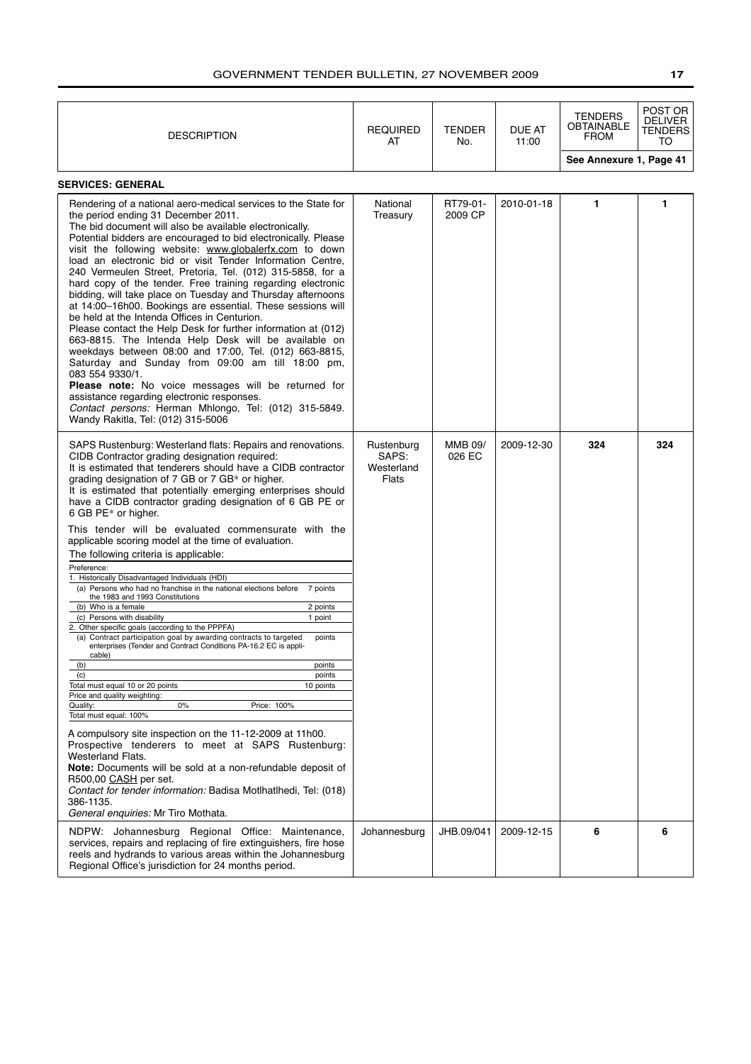| DESCRIPTION | REQUIRED AT | TENDER No. | DUE AT 11:00 | TENDERS OBTAINABLE FROM | POST OR DELIVER TENDERS TO |
|---|---|---|---|---|---|
| | | | | See Annexure 1, Page 41 | |

**SERVICES: GENERAL**

| DESCRIPTION | REQUIRED AT | TENDER No. | DUE AT 11:00 | TENDERS OBTAINABLE FROM | POST OR DELIVER TENDERS TO |
|---|---|---|---|---|---|
| Rendering of a national aero-medical services to the State for the period ending 31 December 2011. The bid document will also be available electronically. Potential bidders are encouraged to bid electronically. Please visit the following website: www.globalerfx.com to down load an electronic bid or visit Tender Information Centre, 240 Vermeulen Street, Pretoria, Tel. (012) 315-5858, for a hard copy of the tender. Free training regarding electronic bidding, will take place on Tuesday and Thursday afternoons at 14:00–16h00. Bookings are essential. These sessions will be held at the Intenda Offices in Centurion. Please contact the Help Desk for further information at (012) 663-8815. The Intenda Help Desk will be available on weekdays between 08:00 and 17:00, Tel. (012) 663-8815, Saturday and Sunday from 09:00 am till 18:00 pm, 083 554 9330/1. **Please note:** No voice messages will be returned for assistance regarding electronic responses. *Contact persons:* Herman Mhlongo, Tel: (012) 315-5849. Wandy Rakitla, Tel: (012) 315-5006 | National Treasury | RT79-01-2009 CP | 2010-01-18 | **1** | **1** |
| SAPS Rustenburg: Westerland flats: Repairs and renovations. CIDB Contractor grading designation required: It is estimated that tenderers should have a CIDB contractor grading designation of 7 GB or 7 GB* or higher. It is estimated that potentially emerging enterprises should have a CIDB contractor grading designation of 6 GB PE or 6 GB PE* or higher. This tender will be evaluated commensurate with the applicable scoring model at the time of evaluation. The following criteria is applicable: Preference: 1. Historically Disadvantaged Individuals (HDI) (a) Persons who had no franchise in the national elections before the 1983 and 1993 Constitutions — 7 points; (b) Who is a female — 2 points; (c) Persons with disability — 1 point. 2. Other specific goals (according to the PPPFA) (a) Contract participation goal by awarding contracts to targeted enterprises (Tender and Contract Conditions PA-16.2 EC is applicable) — points; (b) — points; (c) — points. Total must equal 10 or 20 points — 10 points. Price and quality weighting: Quality: 0% Price: 100%. Total must equal: 100%. A compulsory site inspection on the 11-12-2009 at 11h00. Prospective tenderers to meet at SAPS Rustenburg: Westerland Flats. **Note:** Documents will be sold at a non-refundable deposit of R500,00 CASH per set. *Contact for tender information:* Badisa Motlhatlhedi, Tel: (018) 386-1135. *General enquiries:* Mr Tiro Mothata. | Rustenburg SAPS: Westerland Flats | MMB 09/026 EC | 2009-12-30 | **324** | **324** |
| NDPW: Johannesburg Regional Office: Maintenance, services, repairs and replacing of fire extinguishers, fire hose reels and hydrands to various areas within the Johannesburg Regional Office's jurisdiction for 24 months period. | Johannesburg | JHB.09/041 | 2009-12-15 | **6** | **6** |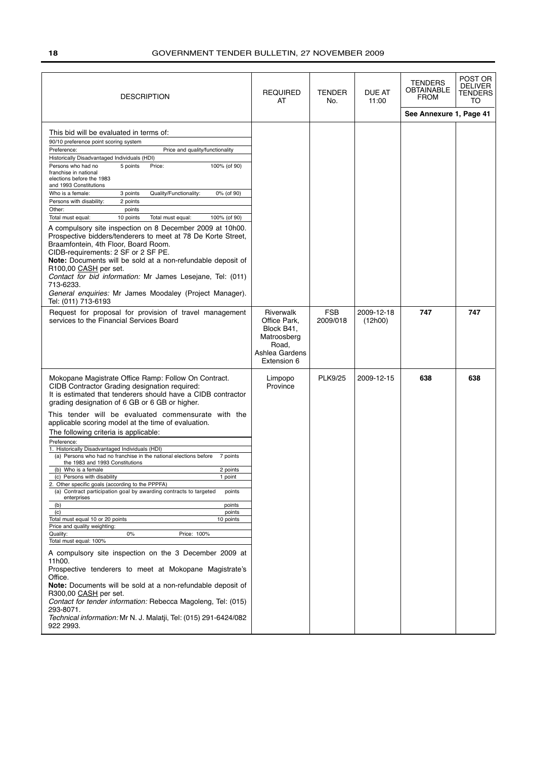| DESCRIPTION | REQUIRED AT | TENDER No. | DUE AT 11:00 | TENDERS OBTAINABLE FROM | POST OR DELIVER TENDERS TO |
|---|---|---|---|---|---|
| | | | | See Annexure 1, Page 41 | |
| This bid will be evaluated in terms of: 90/10 preference point scoring system. Preference: Historically Disadvantaged Individuals (HDI): Persons who had no franchise in national elections before the 1983 and 1993 Constitutions: 5 points; Who is a female: 3 points; Persons with disability: 2 points; Other: points; Total must equal: 10 points. Price and quality/functionality: Price: 100% (of 90); Quality/Functionality: 0% (of 90); Total must equal: 100% (of 90). A compulsory site inspection on 8 December 2009 at 10h00. Prospective bidders/tenderers to meet at 78 De Korte Street, Braamfontein, 4th Floor, Board Room. CIDB-requirements: 2 SF or 2 SF PE. **Note:** Documents will be sold at a non-refundable deposit of R100,00 CASH per set. *Contact for bid information:* Mr James Lesejane, Tel: (011) 713-6233. *General enquiries:* Mr James Moodaley (Project Manager). Tel: (011) 713-6193 | | | | | |
| Request for proposal for provision of travel management services to the Financial Services Board | Riverwalk Office Park, Block B41, Matroosberg Road, Ashlea Gardens Extension 6 | FSB 2009/018 | 2009-12-18 (12h00) | **747** | **747** |
| Mokopane Magistrate Office Ramp: Follow On Contract. CIDB Contractor Grading designation required: It is estimated that tenderers should have a CIDB contractor grading designation of 6 GB or 6 GB or higher. This tender will be evaluated commensurate with the applicable scoring model at the time of evaluation. The following criteria is applicable: Preference: 1. Historically Disadvantaged Individuals (HDI): (a) Persons who had no franchise in the national elections before the 1983 and 1993 Constitutions: 7 points; (b) Who is a female: 2 points; (c) Persons with disability: 1 point. 2. Other specific goals (according to the PPPFA): (a) Contract participation goal by awarding contracts to targeted enterprises: points; (b) points; (c) points. Total must equal 10 or 20 points: 10 points. Price and quality weighting: Quality: 0%; Price: 100%; Total must equal: 100%. A compulsory site inspection on the 3 December 2009 at 11h00. Prospective tenderers to meet at Mokopane Magistrate's Office. **Note:** Documents will be sold at a non-refundable deposit of R300,00 CASH per set. *Contact for tender information:* Rebecca Magoleng, Tel: (015) 293-8071. *Technical information:* Mr N. J. Malatji, Tel: (015) 291-6424/082 922 2993. | Limpopo Province | PLK9/25 | 2009-12-15 | **638** | **638** |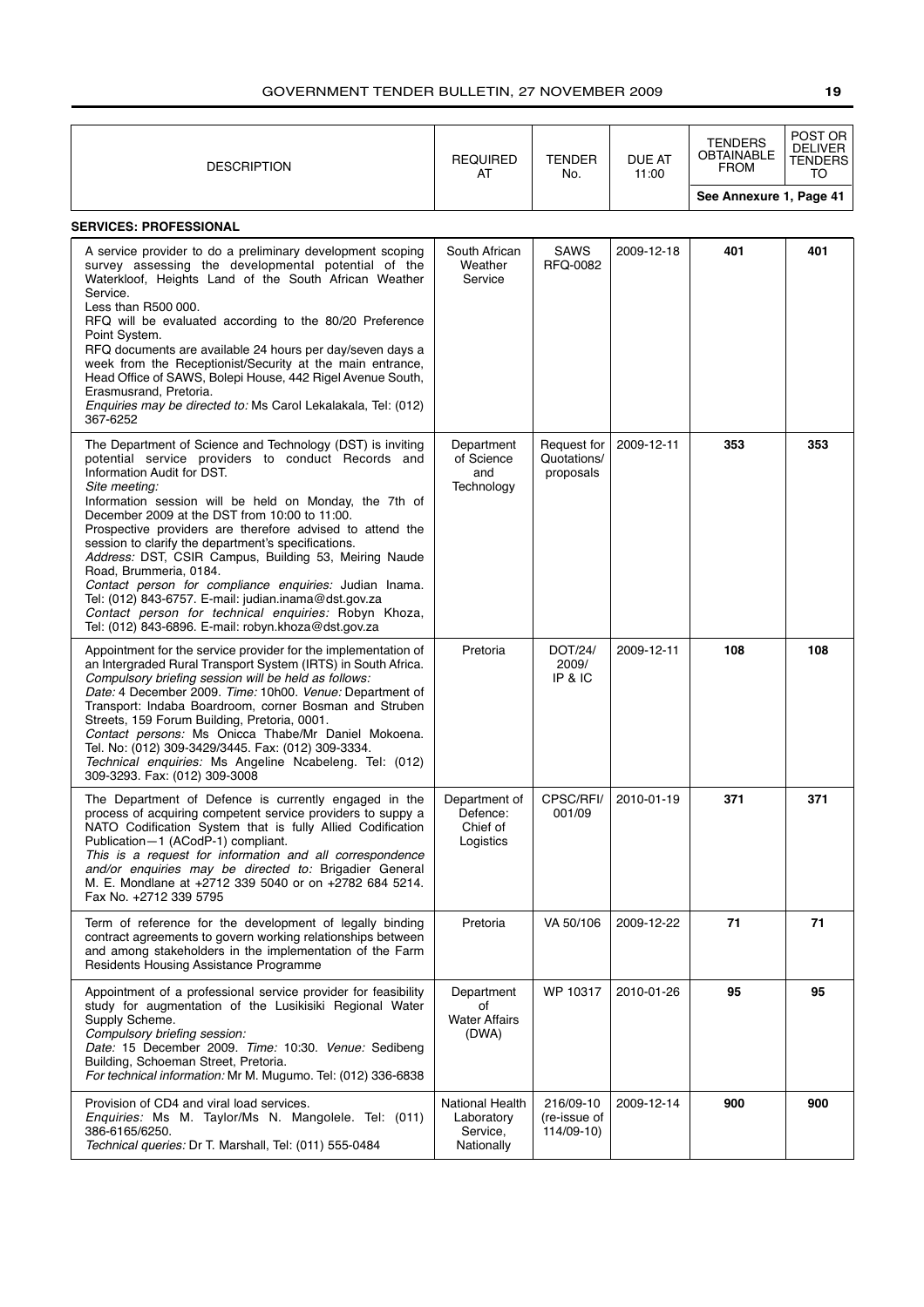| DESCRIPTION | REQUIRED AT | TENDER No. | DUE AT 11:00 | TENDERS OBTAINABLE FROM | POST OR DELIVER TENDERS TO |
|---|---|---|---|---|---|
| | | | | See Annexure 1, Page 41 | |

**SERVICES: PROFESSIONAL**

| DESCRIPTION | REQUIRED AT | TENDER No. | DUE AT 11:00 | TENDERS OBTAINABLE FROM | POST OR DELIVER TENDERS TO |
|---|---|---|---|---|---|
| A service provider to do a preliminary development scoping survey assessing the developmental potential of the Waterkloof, Heights Land of the South African Weather Service.<br>Less than R500 000.<br>RFQ will be evaluated according to the 80/20 Preference Point System.<br>RFQ documents are available 24 hours per day/seven days a week from the Receptionist/Security at the main entrance, Head Office of SAWS, Bolepi House, 442 Rigel Avenue South, Erasmusrand, Pretoria.<br>*Enquiries may be directed to:* Ms Carol Lekalakala, Tel: (012) 367-6252 | South African Weather Service | SAWS RFQ-0082 | 2009-12-18 | **401** | **401** |
| The Department of Science and Technology (DST) is inviting potential service providers to conduct Records and Information Audit for DST.<br>*Site meeting:*<br>Information session will be held on Monday, the 7th of December 2009 at the DST from 10:00 to 11:00.<br>Prospective providers are therefore advised to attend the session to clarify the department's specifications.<br>*Address:* DST, CSIR Campus, Building 53, Meiring Naude Road, Brummeria, 0184.<br>*Contact person for compliance enquiries:* Judian Inama. Tel: (012) 843-6757. E-mail: judian.inama@dst.gov.za<br>*Contact person for technical enquiries:* Robyn Khoza, Tel: (012) 843-6896. E-mail: robyn.khoza@dst.gov.za | Department of Science and Technology | Request for Quotations/ proposals | 2009-12-11 | **353** | **353** |
| Appointment for the service provider for the implementation of an Intergraded Rural Transport System (IRTS) in South Africa.<br>*Compulsory briefing session will be held as follows:*<br>*Date:* 4 December 2009. *Time:* 10h00. *Venue:* Department of Transport: Indaba Boardroom, corner Bosman and Struben Streets, 159 Forum Building, Pretoria, 0001.<br>*Contact persons:* Ms Onicca Thabe/Mr Daniel Mokoena. Tel. No: (012) 309-3429/3445. Fax: (012) 309-3334.<br>*Technical enquiries:* Ms Angeline Ncabeleng. Tel: (012) 309-3293. Fax: (012) 309-3008 | Pretoria | DOT/24/ 2009/ IP & IC | 2009-12-11 | **108** | **108** |
| The Department of Defence is currently engaged in the process of acquiring competent service providers to suppy a NATO Codification System that is fully Allied Codification Publication—1 (ACodP-1) compliant.<br>*This is a request for information and all correspondence and/or enquiries may be directed to:* Brigadier General M. E. Mondlane at +2712 339 5040 or on +2782 684 5214. Fax No. +2712 339 5795 | Department of Defence: Chief of Logistics | CPSC/RFI/ 001/09 | 2010-01-19 | **371** | **371** |
| Term of reference for the development of legally binding contract agreements to govern working relationships between and among stakeholders in the implementation of the Farm Residents Housing Assistance Programme | Pretoria | VA 50/106 | 2009-12-22 | **71** | **71** |
| Appointment of a professional service provider for feasibility study for augmentation of the Lusikisiki Regional Water Supply Scheme.<br>*Compulsory briefing session:*<br>*Date:* 15 December 2009. *Time:* 10:30. *Venue:* Sedibeng Building, Schoeman Street, Pretoria.<br>*For technical information:* Mr M. Mugumo. Tel: (012) 336-6838 | Department of Water Affairs (DWA) | WP 10317 | 2010-01-26 | **95** | **95** |
| Provision of CD4 and viral load services.<br>*Enquiries:* Ms M. Taylor/Ms N. Mangolele. Tel: (011) 386-6165/6250.<br>*Technical queries:* Dr T. Marshall, Tel: (011) 555-0484 | National Health Laboratory Service, Nationally | 216/09-10 (re-issue of 114/09-10) | 2009-12-14 | **900** | **900** |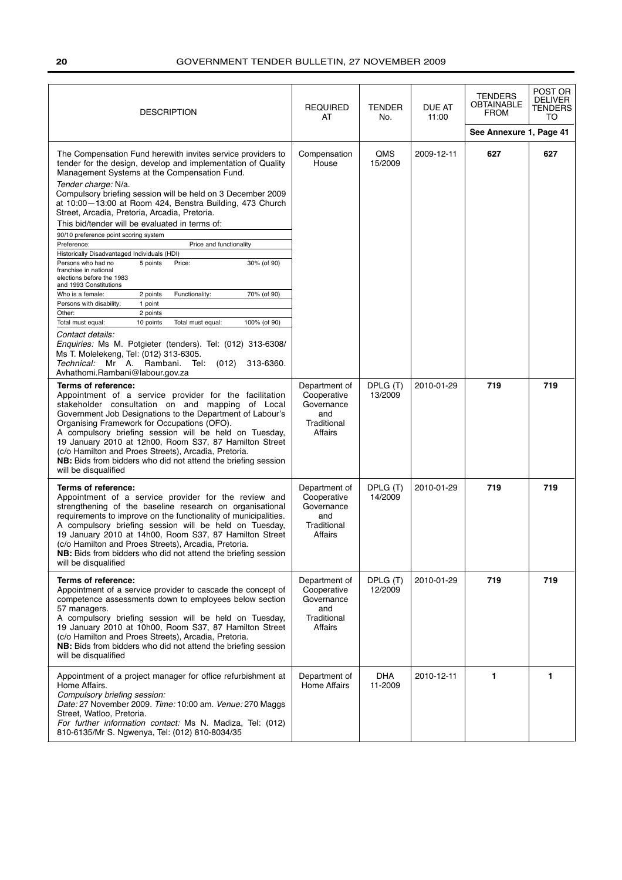| DESCRIPTION | REQUIRED AT | TENDER No. | DUE AT 11:00 | TENDERS OBTAINABLE FROM | POST OR DELIVER TENDERS TO |
|---|---|---|---|---|---|
| | | | | See Annexure 1, Page 41 | |
| The Compensation Fund herewith invites service providers to tender for the design, develop and implementation of Quality Management Systems at the Compensation Fund.<br>*Tender charge:* N/a.<br>Compulsory briefing session will be held on 3 December 2009 at 10:00—13:00 at Room 424, Benstra Building, 473 Church Street, Arcadia, Pretoria, Arcadia, Pretoria.<br>This bid/tender will be evaluated in terms of:<br>90/10 preference point scoring system<br>Preference: Price and functionality<br>Historically Disadvantaged Individuals (HDI)<br>Persons who had no franchise in national elections before the 1983 and 1993 Constitutions: 5 points; Price: 30% (of 90)<br>Who is a female: 2 points; Functionality: 70% (of 90)<br>Persons with disability: 1 point<br>Other: 2 points<br>Total must equal: 10 points; Total must equal: 100% (of 90)<br>*Contact details:*<br>*Enquiries:* Ms M. Potgieter (tenders). Tel: (012) 313-6308/ Ms T. Molelekeng, Tel: (012) 313-6305.<br>*Technical:* Mr A. Rambani. Tel: (012) 313-6360. Avhathomi.Rambani@labour.gov.za | Compensation House | QMS 15/2009 | 2009-12-11 | 627 | 627 |
| **Terms of reference:**<br>Appointment of a service provider for the facilitation stakeholder consultation on and mapping of Local Government Job Designations to the Department of Labour's Organising Framework for Occupations (OFO).<br>A compulsory briefing session will be held on Tuesday, 19 January 2010 at 12h00, Room S37, 87 Hamilton Street (c/o Hamilton and Proes Streets), Arcadia, Pretoria.<br>**NB:** Bids from bidders who did not attend the briefing session will be disqualified | Department of Cooperative Governance and Traditional Affairs | DPLG (T) 13/2009 | 2010-01-29 | 719 | 719 |
| **Terms of reference:**<br>Appointment of a service provider for the review and strengthening of the baseline research on organisational requirements to improve on the functionality of municipalities.<br>A compulsory briefing session will be held on Tuesday, 19 January 2010 at 14h00, Room S37, 87 Hamilton Street (c/o Hamilton and Proes Streets), Arcadia, Pretoria.<br>**NB:** Bids from bidders who did not attend the briefing session will be disqualified | Department of Cooperative Governance and Traditional Affairs | DPLG (T) 14/2009 | 2010-01-29 | 719 | 719 |
| **Terms of reference:**<br>Appointment of a service provider to cascade the concept of competence assessments down to employees below section 57 managers.<br>A compulsory briefing session will be held on Tuesday, 19 January 2010 at 10h00, Room S37, 87 Hamilton Street (c/o Hamilton and Proes Streets), Arcadia, Pretoria.<br>**NB:** Bids from bidders who did not attend the briefing session will be disqualified | Department of Cooperative Governance and Traditional Affairs | DPLG (T) 12/2009 | 2010-01-29 | 719 | 719 |
| Appointment of a project manager for office refurbishment at Home Affairs.<br>*Compulsory briefing session:*<br>*Date:* 27 November 2009. *Time:* 10:00 am. *Venue:* 270 Maggs Street, Watloo, Pretoria.<br>*For further information contact:* Ms N. Madiza, Tel: (012) 810-6135/Mr S. Ngwenya, Tel: (012) 810-8034/35 | Department of Home Affairs | DHA 11-2009 | 2010-12-11 | 1 | 1 |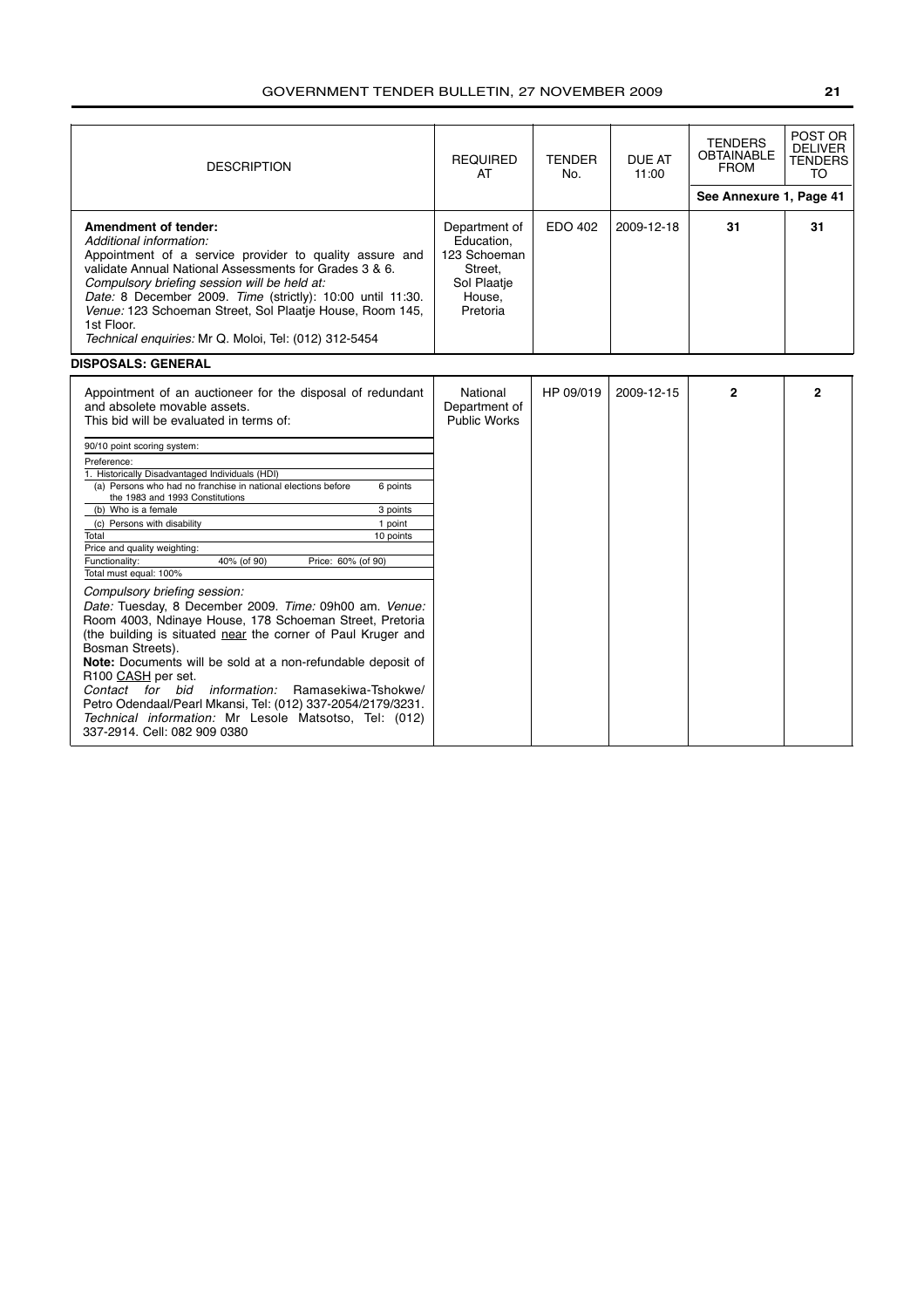| DESCRIPTION | REQUIRED AT | TENDER No. | DUE AT 11:00 | TENDERS OBTAINABLE FROM | POST OR DELIVER TENDERS TO |
|---|---|---|---|---|---|
| | | | | See Annexure 1, Page 41 | |
| **Amendment of tender:** *Additional information:* Appointment of a service provider to quality assure and validate Annual National Assessments for Grades 3 & 6. *Compulsory briefing session will be held at:* *Date:* 8 December 2009. *Time* (strictly): 10:00 until 11:30. *Venue:* 123 Schoeman Street, Sol Plaatje House, Room 145, 1st Floor. *Technical enquiries:* Mr Q. Moloi, Tel: (012) 312-5454 | Department of Education, 123 Schoeman Street, Sol Plaatje House, Pretoria | EDO 402 | 2009-12-18 | **31** | **31** |

**DISPOSALS: GENERAL**

| DESCRIPTION | REQUIRED AT | TENDER No. | DUE AT 11:00 | TENDERS OBTAINABLE FROM | POST OR DELIVER TENDERS TO |
|---|---|---|---|---|---|
| Appointment of an auctioneer for the disposal of redundant and absolete movable assets. This bid will be evaluated in terms of: (see scoring table below) *Compulsory briefing session:* *Date:* Tuesday, 8 December 2009. *Time:* 09h00 am. *Venue:* Room 4003, Ndinaye House, 178 Schoeman Street, Pretoria (the building is situated near the corner of Paul Kruger and Bosman Streets). **Note:** Documents will be sold at a non-refundable deposit of R100 CASH per set. *Contact for bid information:* Ramasekiwa-Tshokwe/ Petro Odendaal/Pearl Mkansi, Tel: (012) 337-2054/2179/3231. *Technical information:* Mr Lesole Matsotso, Tel: (012) 337-2914. Cell: 082 909 0380 | National Department of Public Works | HP 09/019 | 2009-12-15 | **2** | **2** |

| 90/10 point scoring system: | |
|---|---|
| Preference: | |
| 1. Historically Disadvantaged Individuals (HDI) | |
| (a) Persons who had no franchise in national elections before the 1983 and 1993 Constitutions | 6 points |
| (b) Who is a female | 3 points |
| (c) Persons with disability | 1 point |
| Total | 10 points |
| Price and quality weighting: | |
| Functionality: 40% (of 90) | Price: 60% (of 90) |
| Total must equal: 100% | |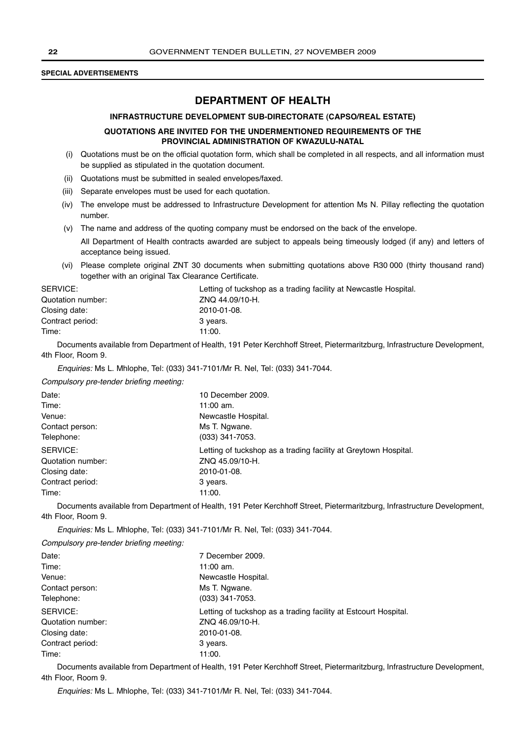**SPECIAL ADVERTISEMENTS**

## DEPARTMENT OF HEALTH

### INFRASTRUCTURE DEVELOPMENT SUB-DIRECTORATE (CAPSO/REAL ESTATE)

#### QUOTATIONS ARE INVITED FOR THE UNDERMENTIONED REQUIREMENTS OF THE PROVINCIAL ADMINISTRATION OF KWAZULU-NATAL

(i) Quotations must be on the official quotation form, which shall be completed in all respects, and all information must be supplied as stipulated in the quotation document.

(ii) Quotations must be submitted in sealed envelopes/faxed.

(iii) Separate envelopes must be used for each quotation.

(iv) The envelope must be addressed to Infrastructure Development for attention Ms N. Pillay reflecting the quotation number.

(v) The name and address of the quoting company must be endorsed on the back of the envelope.

All Department of Health contracts awarded are subject to appeals being timeously lodged (if any) and letters of acceptance being issued.

(vi) Please complete original ZNT 30 documents when submitting quotations above R30 000 (thirty thousand rand) together with an original Tax Clearance Certificate.

SERVICE: Letting of tuckshop as a trading facility at Newcastle Hospital.
Quotation number: ZNQ 44.09/10-H.
Closing date: 2010-01-08.
Contract period: 3 years.
Time: 11:00.

Documents available from Department of Health, 191 Peter Kerchhoff Street, Pietermaritzburg, Infrastructure Development, 4th Floor, Room 9.

*Enquiries:* Ms L. Mhlophe, Tel: (033) 341-7101/Mr R. Nel, Tel: (033) 341-7044.

*Compulsory pre-tender briefing meeting:*

Date: 10 December 2009.
Time: 11:00 am.
Venue: Newcastle Hospital.
Contact person: Ms T. Ngwane.
Telephone: (033) 341-7053.

SERVICE: Letting of tuckshop as a trading facility at Greytown Hospital.
Quotation number: ZNQ 45.09/10-H.
Closing date: 2010-01-08.
Contract period: 3 years.
Time: 11:00.

Documents available from Department of Health, 191 Peter Kerchhoff Street, Pietermaritzburg, Infrastructure Development, 4th Floor, Room 9.

*Enquiries:* Ms L. Mhlophe, Tel: (033) 341-7101/Mr R. Nel, Tel: (033) 341-7044.

*Compulsory pre-tender briefing meeting:*

Date: 7 December 2009.
Time: 11:00 am.
Venue: Newcastle Hospital.
Contact person: Ms T. Ngwane.
Telephone: (033) 341-7053.

SERVICE: Letting of tuckshop as a trading facility at Estcourt Hospital.
Quotation number: ZNQ 46.09/10-H.
Closing date: 2010-01-08.
Contract period: 3 years.
Time: 11:00.

Documents available from Department of Health, 191 Peter Kerchhoff Street, Pietermaritzburg, Infrastructure Development, 4th Floor, Room 9.

*Enquiries:* Ms L. Mhlophe, Tel: (033) 341-7101/Mr R. Nel, Tel: (033) 341-7044.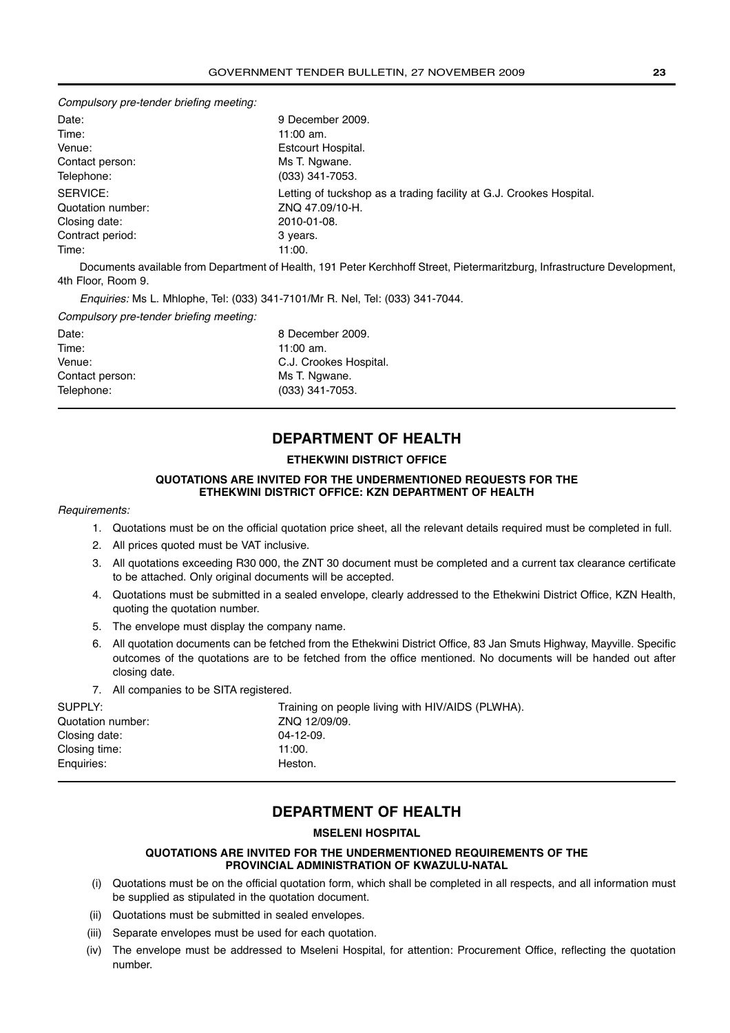*Compulsory pre-tender briefing meeting:*

| | |
|---|---|
| Date: | 9 December 2009. |
| Time: | 11:00 am. |
| Venue: | Estcourt Hospital. |
| Contact person: | Ms T. Ngwane. |
| Telephone: | (033) 341-7053. |
| SERVICE: | Letting of tuckshop as a trading facility at G.J. Crookes Hospital. |
| Quotation number: | ZNQ 47.09/10-H. |
| Closing date: | 2010-01-08. |
| Contract period: | 3 years. |
| Time: | 11:00. |

Documents available from Department of Health, 191 Peter Kerchhoff Street, Pietermaritzburg, Infrastructure Development, 4th Floor, Room 9.

*Enquiries:* Ms L. Mhlophe, Tel: (033) 341-7101/Mr R. Nel, Tel: (033) 341-7044.

*Compulsory pre-tender briefing meeting:*

| | |
|---|---|
| Date: | 8 December 2009. |
| Time: | 11:00 am. |
| Venue: | C.J. Crookes Hospital. |
| Contact person: | Ms T. Ngwane. |
| Telephone: | (033) 341-7053. |

## DEPARTMENT OF HEALTH

### ETHEKWINI DISTRICT OFFICE

**QUOTATIONS ARE INVITED FOR THE UNDERMENTIONED REQUESTS FOR THE ETHEKWINI DISTRICT OFFICE: KZN DEPARTMENT OF HEALTH**

*Requirements:*

1. Quotations must be on the official quotation price sheet, all the relevant details required must be completed in full.
2. All prices quoted must be VAT inclusive.
3. All quotations exceeding R30 000, the ZNT 30 document must be completed and a current tax clearance certificate to be attached. Only original documents will be accepted.
4. Quotations must be submitted in a sealed envelope, clearly addressed to the Ethekwini District Office, KZN Health, quoting the quotation number.
5. The envelope must display the company name.
6. All quotation documents can be fetched from the Ethekwini District Office, 83 Jan Smuts Highway, Mayville. Specific outcomes of the quotations are to be fetched from the office mentioned. No documents will be handed out after closing date.
7. All companies to be SITA registered.

| | |
|---|---|
| SUPPLY: | Training on people living with HIV/AIDS (PLWHA). |
| Quotation number: | ZNQ 12/09/09. |
| Closing date: | 04-12-09. |
| Closing time: | 11:00. |
| Enquiries: | Heston. |

## DEPARTMENT OF HEALTH

### MSELENI HOSPITAL

**QUOTATIONS ARE INVITED FOR THE UNDERMENTIONED REQUIREMENTS OF THE PROVINCIAL ADMINISTRATION OF KWAZULU-NATAL**

(i) Quotations must be on the official quotation form, which shall be completed in all respects, and all information must be supplied as stipulated in the quotation document.

(ii) Quotations must be submitted in sealed envelopes.

(iii) Separate envelopes must be used for each quotation.

(iv) The envelope must be addressed to Mseleni Hospital, for attention: Procurement Office, reflecting the quotation number.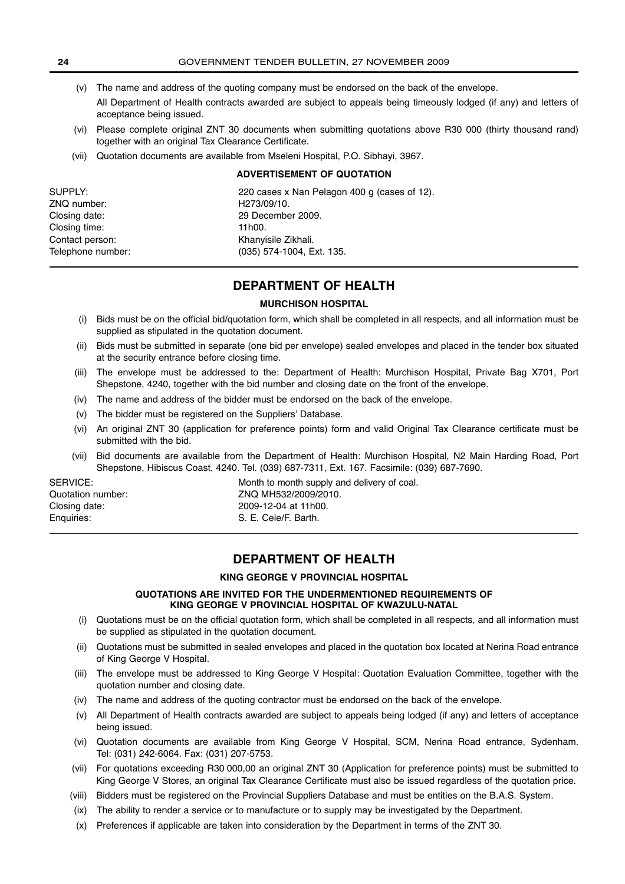(v) The name and address of the quoting company must be endorsed on the back of the envelope.

All Department of Health contracts awarded are subject to appeals being timeously lodged (if any) and letters of acceptance being issued.

(vi) Please complete original ZNT 30 documents when submitting quotations above R30 000 (thirty thousand rand) together with an original Tax Clearance Certificate.

(vii) Quotation documents are available from Mseleni Hospital, P.O. Sibhayi, 3967.

**ADVERTISEMENT OF QUOTATION**

| | |
|---|---|
| SUPPLY: | 220 cases x Nan Pelagon 400 g (cases of 12). |
| ZNQ number: | H273/09/10. |
| Closing date: | 29 December 2009. |
| Closing time: | 11h00. |
| Contact person: | Khanyisile Zikhali. |
| Telephone number: | (035) 574-1004, Ext. 135. |

## DEPARTMENT OF HEALTH

### MURCHISON HOSPITAL

(i) Bids must be on the official bid/quotation form, which shall be completed in all respects, and all information must be supplied as stipulated in the quotation document.

(ii) Bids must be submitted in separate (one bid per envelope) sealed envelopes and placed in the tender box situated at the security entrance before closing time.

(iii) The envelope must be addressed to the: Department of Health: Murchison Hospital, Private Bag X701, Port Shepstone, 4240, together with the bid number and closing date on the front of the envelope.

(iv) The name and address of the bidder must be endorsed on the back of the envelope.

(v) The bidder must be registered on the Suppliers' Database.

(vi) An original ZNT 30 (application for preference points) form and valid Original Tax Clearance certificate must be submitted with the bid.

(vii) Bid documents are available from the Department of Health: Murchison Hospital, N2 Main Harding Road, Port Shepstone, Hibiscus Coast, 4240. Tel. (039) 687-7311, Ext. 167. Facsimile: (039) 687-7690.

| | |
|---|---|
| SERVICE: | Month to month supply and delivery of coal. |
| Quotation number: | ZNQ MH532/2009/2010. |
| Closing date: | 2009-12-04 at 11h00. |
| Enquiries: | S. E. Cele/F. Barth. |

## DEPARTMENT OF HEALTH

### KING GEORGE V PROVINCIAL HOSPITAL

**QUOTATIONS ARE INVITED FOR THE UNDERMENTIONED REQUIREMENTS OF KING GEORGE V PROVINCIAL HOSPITAL OF KWAZULU-NATAL**

(i) Quotations must be on the official quotation form, which shall be completed in all respects, and all information must be supplied as stipulated in the quotation document.

(ii) Quotations must be submitted in sealed envelopes and placed in the quotation box located at Nerina Road entrance of King George V Hospital.

(iii) The envelope must be addressed to King George V Hospital: Quotation Evaluation Committee, together with the quotation number and closing date.

(iv) The name and address of the quoting contractor must be endorsed on the back of the envelope.

(v) All Department of Health contracts awarded are subject to appeals being lodged (if any) and letters of acceptance being issued.

(vi) Quotation documents are available from King George V Hospital, SCM, Nerina Road entrance, Sydenham. Tel: (031) 242-6064. Fax: (031) 207-5753.

(vii) For quotations exceeding R30 000,00 an original ZNT 30 (Application for preference points) must be submitted to King George V Stores, an original Tax Clearance Certificate must also be issued regardless of the quotation price.

(viii) Bidders must be registered on the Provincial Suppliers Database and must be entities on the B.A.S. System.

(ix) The ability to render a service or to manufacture or to supply may be investigated by the Department.

(x) Preferences if applicable are taken into consideration by the Department in terms of the ZNT 30.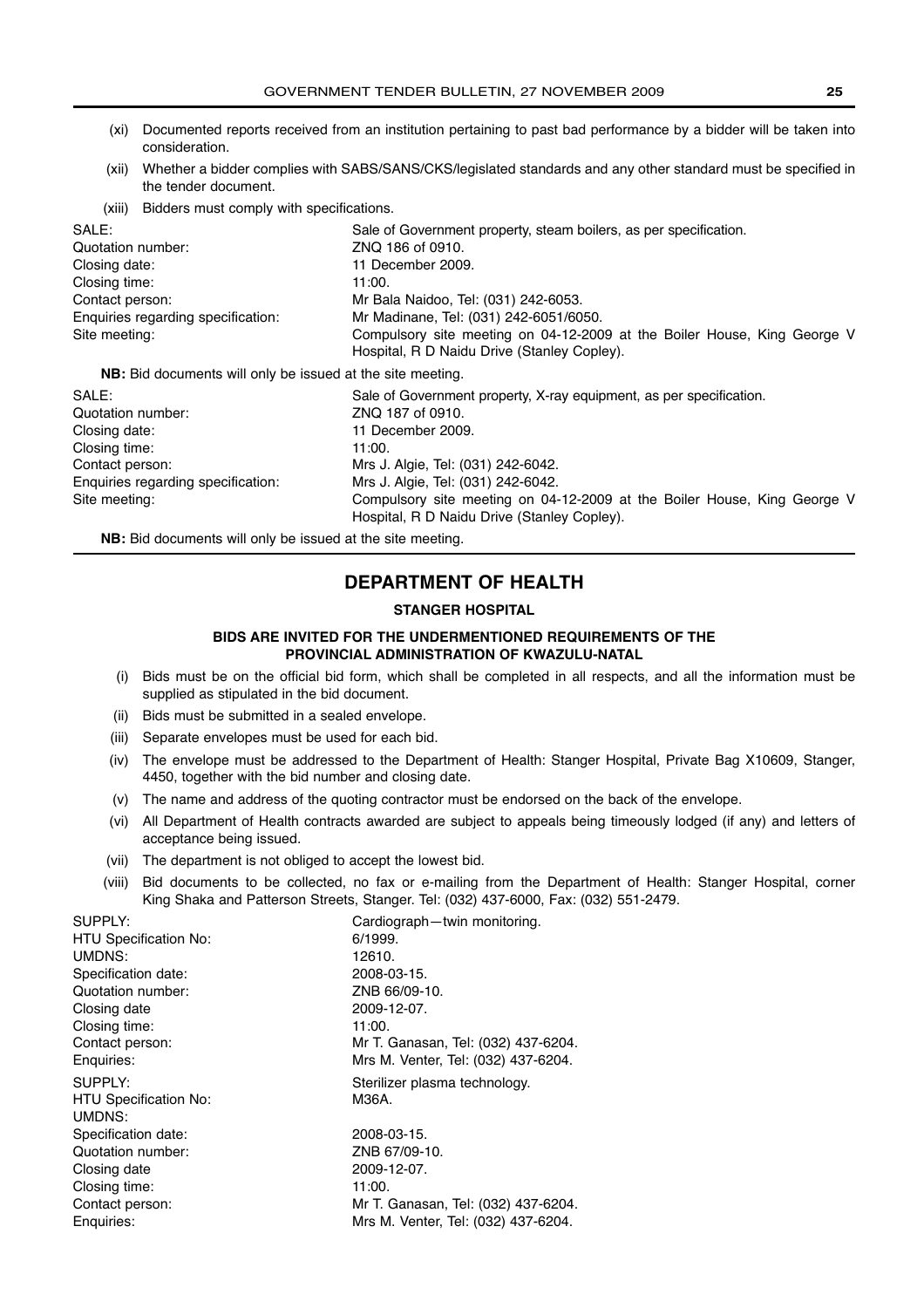(xi) Documented reports received from an institution pertaining to past bad performance by a bidder will be taken into consideration.

(xii) Whether a bidder complies with SABS/SANS/CKS/legislated standards and any other standard must be specified in the tender document.

(xiii) Bidders must comply with specifications.

| | |
|---|---|
| SALE: | Sale of Government property, steam boilers, as per specification. |
| Quotation number: | ZNQ 186 of 0910. |
| Closing date: | 11 December 2009. |
| Closing time: | 11:00. |
| Contact person: | Mr Bala Naidoo, Tel: (031) 242-6053. |
| Enquiries regarding specification: | Mr Madinane, Tel: (031) 242-6051/6050. |
| Site meeting: | Compulsory site meeting on 04-12-2009 at the Boiler House, King George V Hospital, R D Naidu Drive (Stanley Copley). |

**NB:** Bid documents will only be issued at the site meeting.

| | |
|---|---|
| SALE: | Sale of Government property, X-ray equipment, as per specification. |
| Quotation number: | ZNQ 187 of 0910. |
| Closing date: | 11 December 2009. |
| Closing time: | 11:00. |
| Contact person: | Mrs J. Algie, Tel: (031) 242-6042. |
| Enquiries regarding specification: | Mrs J. Algie, Tel: (031) 242-6042. |
| Site meeting: | Compulsory site meeting on 04-12-2009 at the Boiler House, King George V Hospital, R D Naidu Drive (Stanley Copley). |

**NB:** Bid documents will only be issued at the site meeting.

## DEPARTMENT OF HEALTH

### STANGER HOSPITAL

#### BIDS ARE INVITED FOR THE UNDERMENTIONED REQUIREMENTS OF THE PROVINCIAL ADMINISTRATION OF KWAZULU-NATAL

(i) Bids must be on the official bid form, which shall be completed in all respects, and all the information must be supplied as stipulated in the bid document.

(ii) Bids must be submitted in a sealed envelope.

(iii) Separate envelopes must be used for each bid.

(iv) The envelope must be addressed to the Department of Health: Stanger Hospital, Private Bag X10609, Stanger, 4450, together with the bid number and closing date.

(v) The name and address of the quoting contractor must be endorsed on the back of the envelope.

(vi) All Department of Health contracts awarded are subject to appeals being timeously lodged (if any) and letters of acceptance being issued.

(vii) The department is not obliged to accept the lowest bid.

(viii) Bid documents to be collected, no fax or e-mailing from the Department of Health: Stanger Hospital, corner King Shaka and Patterson Streets, Stanger. Tel: (032) 437-6000, Fax: (032) 551-2479.

| | |
|---|---|
| SUPPLY: | Cardiograph—twin monitoring. |
| HTU Specification No: | 6/1999. |
| UMDNS: | 12610. |
| Specification date: | 2008-03-15. |
| Quotation number: | ZNB 66/09-10. |
| Closing date | 2009-12-07. |
| Closing time: | 11:00. |
| Contact person: | Mr T. Ganasan, Tel: (032) 437-6204. |
| Enquiries: | Mrs M. Venter, Tel: (032) 437-6204. |

| | |
|---|---|
| SUPPLY: | Sterilizer plasma technology. |
| HTU Specification No: | M36A. |
| UMDNS: | |
| Specification date: | 2008-03-15. |
| Quotation number: | ZNB 67/09-10. |
| Closing date | 2009-12-07. |
| Closing time: | 11:00. |
| Contact person: | Mr T. Ganasan, Tel: (032) 437-6204. |
| Enquiries: | Mrs M. Venter, Tel: (032) 437-6204. |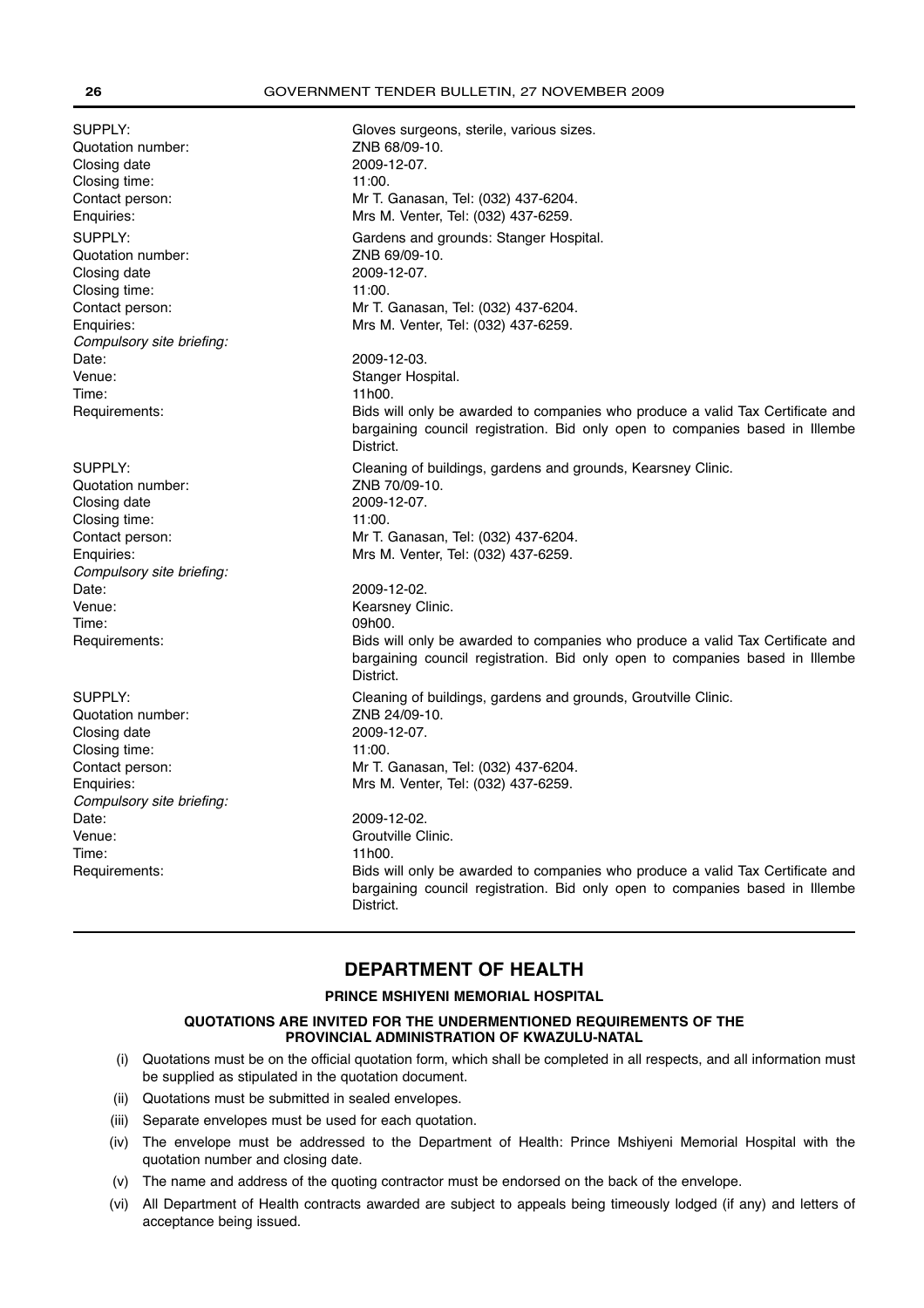| | |
|---|---|
| SUPPLY: | Gloves surgeons, sterile, various sizes. |
| Quotation number: | ZNB 68/09-10. |
| Closing date | 2009-12-07. |
| Closing time: | 11:00. |
| Contact person: | Mr T. Ganasan, Tel: (032) 437-6204. |
| Enquiries: | Mrs M. Venter, Tel: (032) 437-6259. |

| | |
|---|---|
| SUPPLY: | Gardens and grounds: Stanger Hospital. |
| Quotation number: | ZNB 69/09-10. |
| Closing date | 2009-12-07. |
| Closing time: | 11:00. |
| Contact person: | Mr T. Ganasan, Tel: (032) 437-6204. |
| Enquiries: | Mrs M. Venter, Tel: (032) 437-6259. |
| *Compulsory site briefing:* | |
| Date: | 2009-12-03. |
| Venue: | Stanger Hospital. |
| Time: | 11h00. |
| Requirements: | Bids will only be awarded to companies who produce a valid Tax Certificate and bargaining council registration. Bid only open to companies based in Illembe District. |

| | |
|---|---|
| SUPPLY: | Cleaning of buildings, gardens and grounds, Kearsney Clinic. |
| Quotation number: | ZNB 70/09-10. |
| Closing date | 2009-12-07. |
| Closing time: | 11:00. |
| Contact person: | Mr T. Ganasan, Tel: (032) 437-6204. |
| Enquiries: | Mrs M. Venter, Tel: (032) 437-6259. |
| *Compulsory site briefing:* | |
| Date: | 2009-12-02. |
| Venue: | Kearsney Clinic. |
| Time: | 09h00. |
| Requirements: | Bids will only be awarded to companies who produce a valid Tax Certificate and bargaining council registration. Bid only open to companies based in Illembe District. |

| | |
|---|---|
| SUPPLY: | Cleaning of buildings, gardens and grounds, Groutville Clinic. |
| Quotation number: | ZNB 24/09-10. |
| Closing date | 2009-12-07. |
| Closing time: | 11:00. |
| Contact person: | Mr T. Ganasan, Tel: (032) 437-6204. |
| Enquiries: | Mrs M. Venter, Tel: (032) 437-6259. |
| *Compulsory site briefing:* | |
| Date: | 2009-12-02. |
| Venue: | Groutville Clinic. |
| Time: | 11h00. |
| Requirements: | Bids will only be awarded to companies who produce a valid Tax Certificate and bargaining council registration. Bid only open to companies based in Illembe District. |

## DEPARTMENT OF HEALTH

### PRINCE MSHIYENI MEMORIAL HOSPITAL

#### QUOTATIONS ARE INVITED FOR THE UNDERMENTIONED REQUIREMENTS OF THE PROVINCIAL ADMINISTRATION OF KWAZULU-NATAL

(i) Quotations must be on the official quotation form, which shall be completed in all respects, and all information must be supplied as stipulated in the quotation document.

(ii) Quotations must be submitted in sealed envelopes.

(iii) Separate envelopes must be used for each quotation.

(iv) The envelope must be addressed to the Department of Health: Prince Mshiyeni Memorial Hospital with the quotation number and closing date.

(v) The name and address of the quoting contractor must be endorsed on the back of the envelope.

(vi) All Department of Health contracts awarded are subject to appeals being timeously lodged (if any) and letters of acceptance being issued.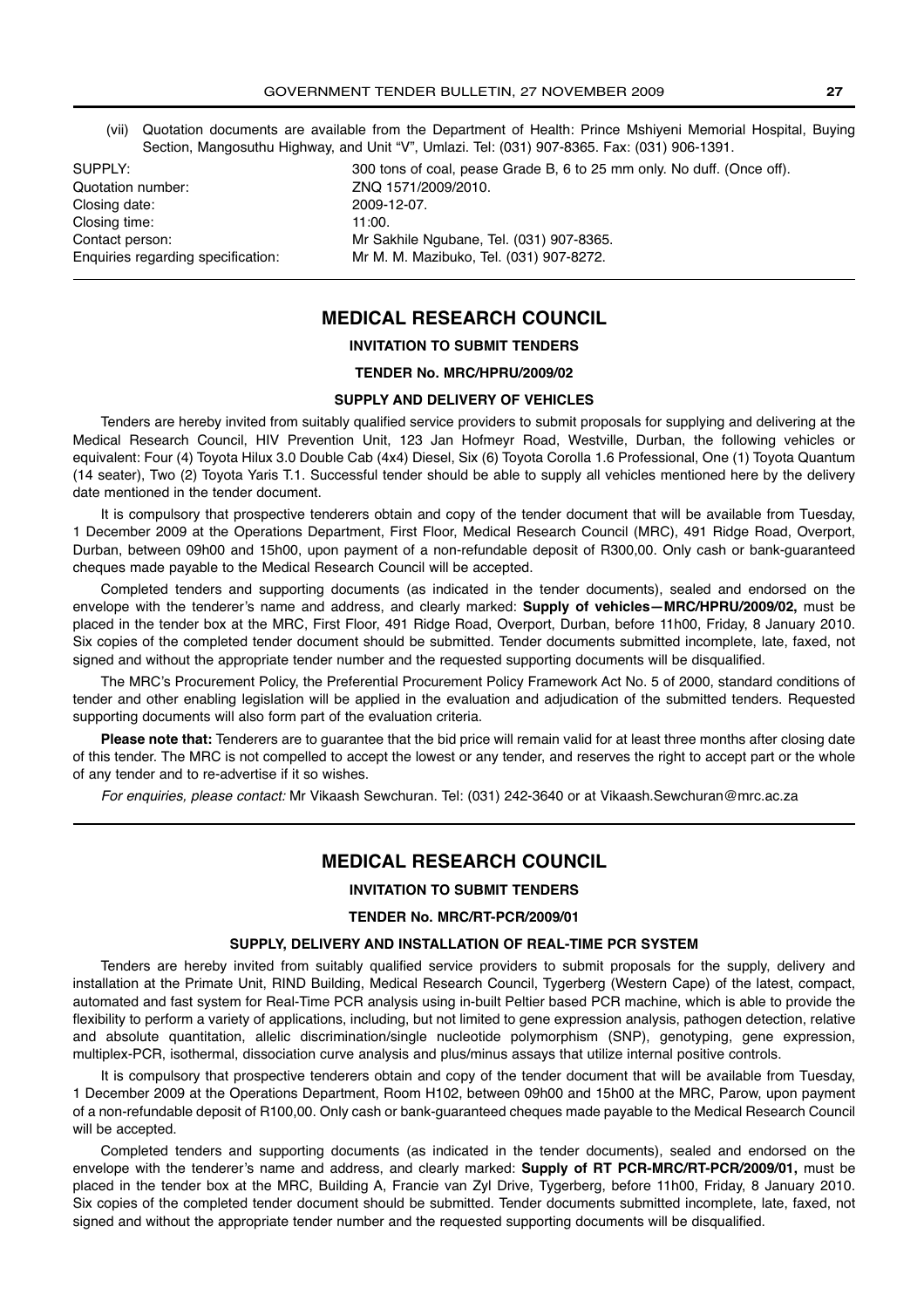(vii) Quotation documents are available from the Department of Health: Prince Mshiyeni Memorial Hospital, Buying Section, Mangosuthu Highway, and Unit "V", Umlazi. Tel: (031) 907-8365. Fax: (031) 906-1391.

| | |
|---|---|
| SUPPLY: | 300 tons of coal, pease Grade B, 6 to 25 mm only. No duff. (Once off). |
| Quotation number: | ZNQ 1571/2009/2010. |
| Closing date: | 2009-12-07. |
| Closing time: | 11:00. |
| Contact person: | Mr Sakhile Ngubane, Tel. (031) 907-8365. |
| Enquiries regarding specification: | Mr M. M. Mazibuko, Tel. (031) 907-8272. |

## MEDICAL RESEARCH COUNCIL

**INVITATION TO SUBMIT TENDERS**

**TENDER No. MRC/HPRU/2009/02**

**SUPPLY AND DELIVERY OF VEHICLES**

Tenders are hereby invited from suitably qualified service providers to submit proposals for supplying and delivering at the Medical Research Council, HIV Prevention Unit, 123 Jan Hofmeyr Road, Westville, Durban, the following vehicles or equivalent: Four (4) Toyota Hilux 3.0 Double Cab (4x4) Diesel, Six (6) Toyota Corolla 1.6 Professional, One (1) Toyota Quantum (14 seater), Two (2) Toyota Yaris T.1. Successful tender should be able to supply all vehicles mentioned here by the delivery date mentioned in the tender document.

It is compulsory that prospective tenderers obtain and copy of the tender document that will be available from Tuesday, 1 December 2009 at the Operations Department, First Floor, Medical Research Council (MRC), 491 Ridge Road, Overport, Durban, between 09h00 and 15h00, upon payment of a non-refundable deposit of R300,00. Only cash or bank-guaranteed cheques made payable to the Medical Research Council will be accepted.

Completed tenders and supporting documents (as indicated in the tender documents), sealed and endorsed on the envelope with the tenderer's name and address, and clearly marked: **Supply of vehicles—MRC/HPRU/2009/02,** must be placed in the tender box at the MRC, First Floor, 491 Ridge Road, Overport, Durban, before 11h00, Friday, 8 January 2010. Six copies of the completed tender document should be submitted. Tender documents submitted incomplete, late, faxed, not signed and without the appropriate tender number and the requested supporting documents will be disqualified.

The MRC's Procurement Policy, the Preferential Procurement Policy Framework Act No. 5 of 2000, standard conditions of tender and other enabling legislation will be applied in the evaluation and adjudication of the submitted tenders. Requested supporting documents will also form part of the evaluation criteria.

**Please note that:** Tenderers are to guarantee that the bid price will remain valid for at least three months after closing date of this tender. The MRC is not compelled to accept the lowest or any tender, and reserves the right to accept part or the whole of any tender and to re-advertise if it so wishes.

*For enquiries, please contact:* Mr Vikaash Sewchuran. Tel: (031) 242-3640 or at Vikaash.Sewchuran@mrc.ac.za

## MEDICAL RESEARCH COUNCIL

**INVITATION TO SUBMIT TENDERS**

**TENDER No. MRC/RT-PCR/2009/01**

**SUPPLY, DELIVERY AND INSTALLATION OF REAL-TIME PCR SYSTEM**

Tenders are hereby invited from suitably qualified service providers to submit proposals for the supply, delivery and installation at the Primate Unit, RIND Building, Medical Research Council, Tygerberg (Western Cape) of the latest, compact, automated and fast system for Real-Time PCR analysis using in-built Peltier based PCR machine, which is able to provide the flexibility to perform a variety of applications, including, but not limited to gene expression analysis, pathogen detection, relative and absolute quantitation, allelic discrimination/single nucleotide polymorphism (SNP), genotyping, gene expression, multiplex-PCR, isothermal, dissociation curve analysis and plus/minus assays that utilize internal positive controls.

It is compulsory that prospective tenderers obtain and copy of the tender document that will be available from Tuesday, 1 December 2009 at the Operations Department, Room H102, between 09h00 and 15h00 at the MRC, Parow, upon payment of a non-refundable deposit of R100,00. Only cash or bank-guaranteed cheques made payable to the Medical Research Council will be accepted.

Completed tenders and supporting documents (as indicated in the tender documents), sealed and endorsed on the envelope with the tenderer's name and address, and clearly marked: **Supply of RT PCR-MRC/RT-PCR/2009/01,** must be placed in the tender box at the MRC, Building A, Francie van Zyl Drive, Tygerberg, before 11h00, Friday, 8 January 2010. Six copies of the completed tender document should be submitted. Tender documents submitted incomplete, late, faxed, not signed and without the appropriate tender number and the requested supporting documents will be disqualified.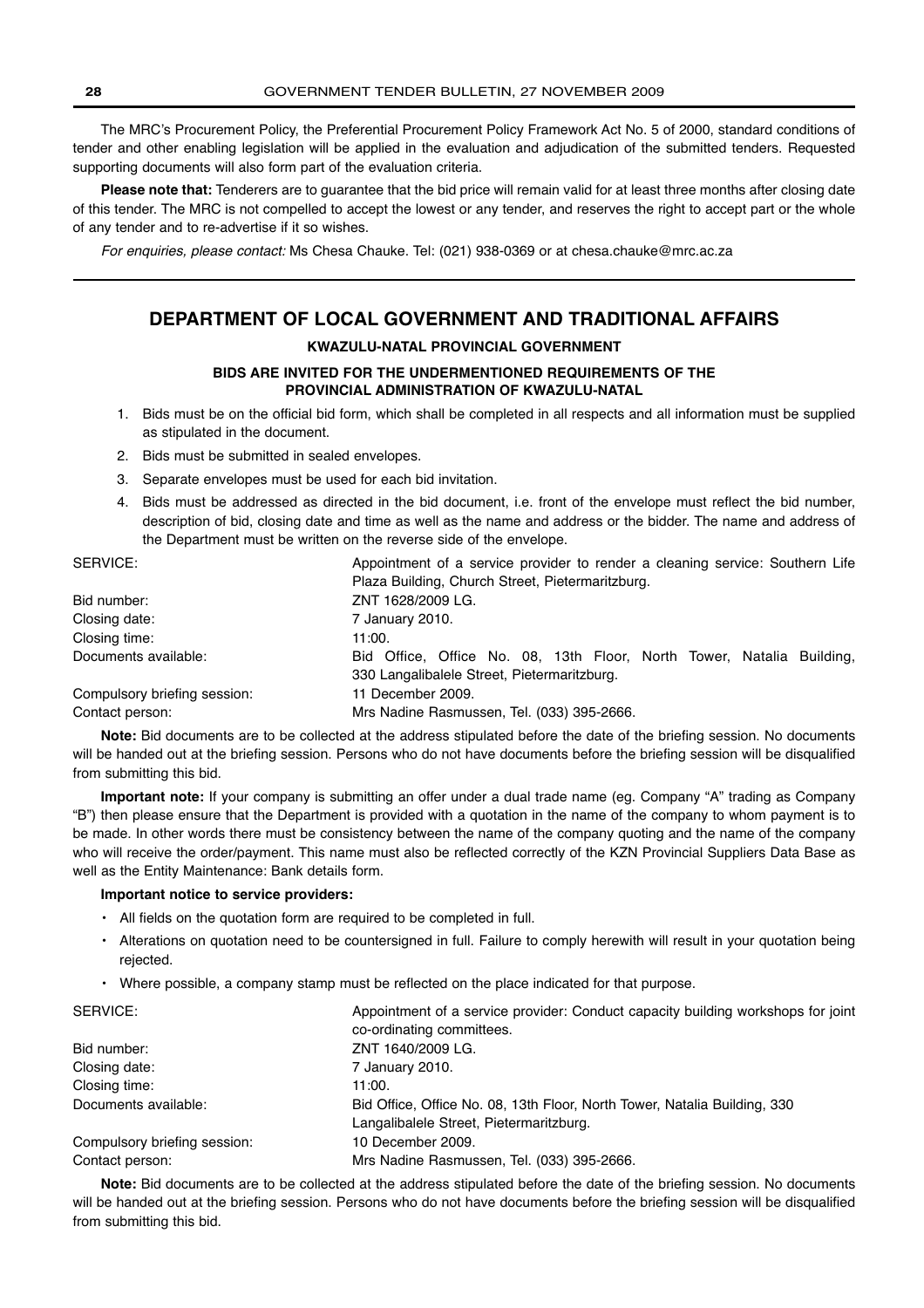The MRC's Procurement Policy, the Preferential Procurement Policy Framework Act No. 5 of 2000, standard conditions of tender and other enabling legislation will be applied in the evaluation and adjudication of the submitted tenders. Requested supporting documents will also form part of the evaluation criteria.

**Please note that:** Tenderers are to guarantee that the bid price will remain valid for at least three months after closing date of this tender. The MRC is not compelled to accept the lowest or any tender, and reserves the right to accept part or the whole of any tender and to re-advertise if it so wishes.

*For enquiries, please contact:* Ms Chesa Chauke. Tel: (021) 938-0369 or at chesa.chauke@mrc.ac.za

## DEPARTMENT OF LOCAL GOVERNMENT AND TRADITIONAL AFFAIRS

### KWAZULU-NATAL PROVINCIAL GOVERNMENT

### BIDS ARE INVITED FOR THE UNDERMENTIONED REQUIREMENTS OF THE PROVINCIAL ADMINISTRATION OF KWAZULU-NATAL

1. Bids must be on the official bid form, which shall be completed in all respects and all information must be supplied as stipulated in the document.
2. Bids must be submitted in sealed envelopes.
3. Separate envelopes must be used for each bid invitation.
4. Bids must be addressed as directed in the bid document, i.e. front of the envelope must reflect the bid number, description of bid, closing date and time as well as the name and address or the bidder. The name and address of the Department must be written on the reverse side of the envelope.

SERVICE: Appointment of a service provider to render a cleaning service: Southern Life Plaza Building, Church Street, Pietermaritzburg.
Bid number: ZNT 1628/2009 LG.
Closing date: 7 January 2010.
Closing time: 11:00.
Documents available: Bid Office, Office No. 08, 13th Floor, North Tower, Natalia Building, 330 Langalibalele Street, Pietermaritzburg.
Compulsory briefing session: 11 December 2009.
Contact person: Mrs Nadine Rasmussen, Tel. (033) 395-2666.

**Note:** Bid documents are to be collected at the address stipulated before the date of the briefing session. No documents will be handed out at the briefing session. Persons who do not have documents before the briefing session will be disqualified from submitting this bid.

**Important note:** If your company is submitting an offer under a dual trade name (eg. Company "A" trading as Company "B") then please ensure that the Department is provided with a quotation in the name of the company to whom payment is to be made. In other words there must be consistency between the name of the company quoting and the name of the company who will receive the order/payment. This name must also be reflected correctly of the KZN Provincial Suppliers Data Base as well as the Entity Maintenance: Bank details form.

**Important notice to service providers:**

- All fields on the quotation form are required to be completed in full.
- Alterations on quotation need to be countersigned in full. Failure to comply herewith will result in your quotation being rejected.
- Where possible, a company stamp must be reflected on the place indicated for that purpose.

SERVICE: Appointment of a service provider: Conduct capacity building workshops for joint co-ordinating committees.
Bid number: ZNT 1640/2009 LG.
Closing date: 7 January 2010.
Closing time: 11:00.
Documents available: Bid Office, Office No. 08, 13th Floor, North Tower, Natalia Building, 330 Langalibalele Street, Pietermaritzburg.
Compulsory briefing session: 10 December 2009.
Contact person: Mrs Nadine Rasmussen, Tel. (033) 395-2666.

**Note:** Bid documents are to be collected at the address stipulated before the date of the briefing session. No documents will be handed out at the briefing session. Persons who do not have documents before the briefing session will be disqualified from submitting this bid.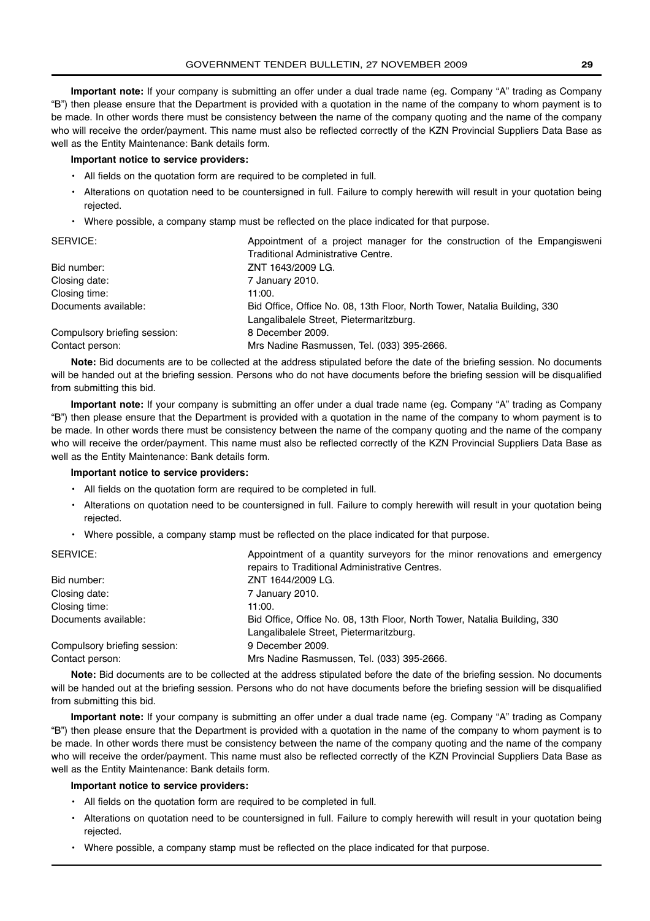**Important note:** If your company is submitting an offer under a dual trade name (eg. Company "A" trading as Company "B") then please ensure that the Department is provided with a quotation in the name of the company to whom payment is to be made. In other words there must be consistency between the name of the company quoting and the name of the company who will receive the order/payment. This name must also be reflected correctly of the KZN Provincial Suppliers Data Base as well as the Entity Maintenance: Bank details form.

**Important notice to service providers:**

- All fields on the quotation form are required to be completed in full.
- Alterations on quotation need to be countersigned in full. Failure to comply herewith will result in your quotation being rejected.
- Where possible, a company stamp must be reflected on the place indicated for that purpose.

| | |
|---|---|
| SERVICE: | Appointment of a project manager for the construction of the Empangisweni Traditional Administrative Centre. |
| Bid number: | ZNT 1643/2009 LG. |
| Closing date: | 7 January 2010. |
| Closing time: | 11:00. |
| Documents available: | Bid Office, Office No. 08, 13th Floor, North Tower, Natalia Building, 330 Langalibalele Street, Pietermaritzburg. |
| Compulsory briefing session: | 8 December 2009. |
| Contact person: | Mrs Nadine Rasmussen, Tel. (033) 395-2666. |

**Note:** Bid documents are to be collected at the address stipulated before the date of the briefing session. No documents will be handed out at the briefing session. Persons who do not have documents before the briefing session will be disqualified from submitting this bid.

**Important note:** If your company is submitting an offer under a dual trade name (eg. Company "A" trading as Company "B") then please ensure that the Department is provided with a quotation in the name of the company to whom payment is to be made. In other words there must be consistency between the name of the company quoting and the name of the company who will receive the order/payment. This name must also be reflected correctly of the KZN Provincial Suppliers Data Base as well as the Entity Maintenance: Bank details form.

**Important notice to service providers:**

- All fields on the quotation form are required to be completed in full.
- Alterations on quotation need to be countersigned in full. Failure to comply herewith will result in your quotation being rejected.
- Where possible, a company stamp must be reflected on the place indicated for that purpose.

| | |
|---|---|
| SERVICE: | Appointment of a quantity surveyors for the minor renovations and emergency repairs to Traditional Administrative Centres. |
| Bid number: | ZNT 1644/2009 LG. |
| Closing date: | 7 January 2010. |
| Closing time: | 11:00. |
| Documents available: | Bid Office, Office No. 08, 13th Floor, North Tower, Natalia Building, 330 Langalibalele Street, Pietermaritzburg. |
| Compulsory briefing session: | 9 December 2009. |
| Contact person: | Mrs Nadine Rasmussen, Tel. (033) 395-2666. |

**Note:** Bid documents are to be collected at the address stipulated before the date of the briefing session. No documents will be handed out at the briefing session. Persons who do not have documents before the briefing session will be disqualified from submitting this bid.

**Important note:** If your company is submitting an offer under a dual trade name (eg. Company "A" trading as Company "B") then please ensure that the Department is provided with a quotation in the name of the company to whom payment is to be made. In other words there must be consistency between the name of the company quoting and the name of the company who will receive the order/payment. This name must also be reflected correctly of the KZN Provincial Suppliers Data Base as well as the Entity Maintenance: Bank details form.

**Important notice to service providers:**

- All fields on the quotation form are required to be completed in full.
- Alterations on quotation need to be countersigned in full. Failure to comply herewith will result in your quotation being rejected.
- Where possible, a company stamp must be reflected on the place indicated for that purpose.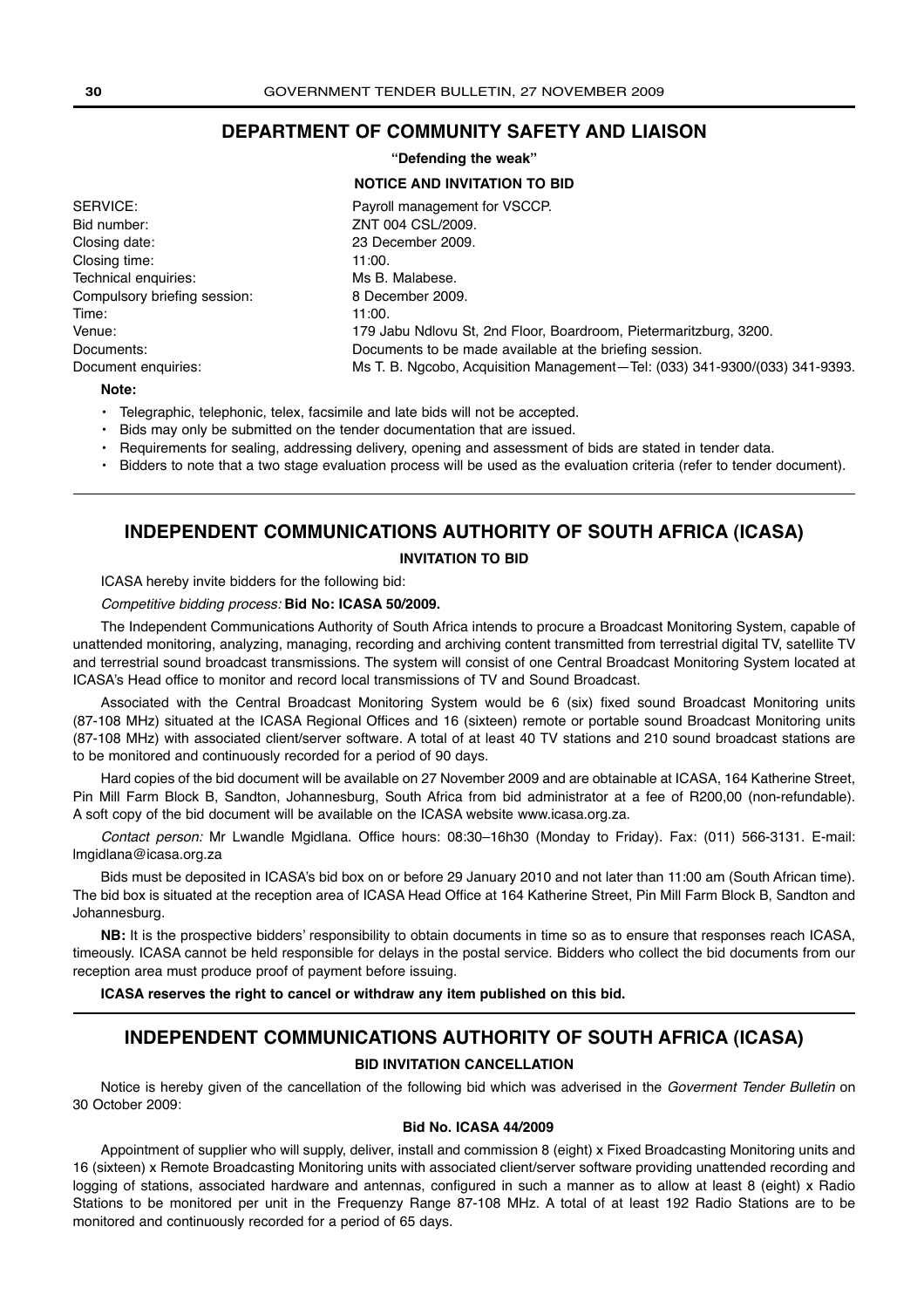## DEPARTMENT OF COMMUNITY SAFETY AND LIAISON

**"Defending the weak"**

**NOTICE AND INVITATION TO BID**

| | |
|---|---|
| SERVICE: | Payroll management for VSCCP. |
| Bid number: | ZNT 004 CSL/2009. |
| Closing date: | 23 December 2009. |
| Closing time: | 11:00. |
| Technical enquiries: | Ms B. Malabese. |
| Compulsory briefing session: | 8 December 2009. |
| Time: | 11:00. |
| Venue: | 179 Jabu Ndlovu St, 2nd Floor, Boardroom, Pietermaritzburg, 3200. |
| Documents: | Documents to be made available at the briefing session. |
| Document enquiries: | Ms T. B. Ngcobo, Acquisition Management—Tel: (033) 341-9300/(033) 341-9393. |

**Note:**

- Telegraphic, telephonic, telex, facsimile and late bids will not be accepted.
- Bids may only be submitted on the tender documentation that are issued.
- Requirements for sealing, addressing delivery, opening and assessment of bids are stated in tender data.
- Bidders to note that a two stage evaluation process will be used as the evaluation criteria (refer to tender document).

---

## INDEPENDENT COMMUNICATIONS AUTHORITY OF SOUTH AFRICA (ICASA)

**INVITATION TO BID**

ICASA hereby invite bidders for the following bid:

*Competitive bidding process:* **Bid No: ICASA 50/2009.**

The Independent Communications Authority of South Africa intends to procure a Broadcast Monitoring System, capable of unattended monitoring, analyzing, managing, recording and archiving content transmitted from terrestrial digital TV, satellite TV and terrestrial sound broadcast transmissions. The system will consist of one Central Broadcast Monitoring System located at ICASA's Head office to monitor and record local transmissions of TV and Sound Broadcast.

Associated with the Central Broadcast Monitoring System would be 6 (six) fixed sound Broadcast Monitoring units (87-108 MHz) situated at the ICASA Regional Offices and 16 (sixteen) remote or portable sound Broadcast Monitoring units (87-108 MHz) with associated client/server software. A total of at least 40 TV stations and 210 sound broadcast stations are to be monitored and continuously recorded for a period of 90 days.

Hard copies of the bid document will be available on 27 November 2009 and are obtainable at ICASA, 164 Katherine Street, Pin Mill Farm Block B, Sandton, Johannesburg, South Africa from bid administrator at a fee of R200,00 (non-refundable). A soft copy of the bid document will be available on the ICASA website www.icasa.org.za.

*Contact person:* Mr Lwandle Mgidlana. Office hours: 08:30–16h30 (Monday to Friday). Fax: (011) 566-3131. E-mail: lmgidlana@icasa.org.za

Bids must be deposited in ICASA's bid box on or before 29 January 2010 and not later than 11:00 am (South African time). The bid box is situated at the reception area of ICASA Head Office at 164 Katherine Street, Pin Mill Farm Block B, Sandton and Johannesburg.

**NB:** It is the prospective bidders' responsibility to obtain documents in time so as to ensure that responses reach ICASA, timeously. ICASA cannot be held responsible for delays in the postal service. Bidders who collect the bid documents from our reception area must produce proof of payment before issuing.

**ICASA reserves the right to cancel or withdraw any item published on this bid.**

---

## INDEPENDENT COMMUNICATIONS AUTHORITY OF SOUTH AFRICA (ICASA)

**BID INVITATION CANCELLATION**

Notice is hereby given of the cancellation of the following bid which was adverised in the *Goverment Tender Bulletin* on 30 October 2009:

**Bid No. ICASA 44/2009**

Appointment of supplier who will supply, deliver, install and commission 8 (eight) x Fixed Broadcasting Monitoring units and 16 (sixteen) x Remote Broadcasting Monitoring units with associated client/server software providing unattended recording and logging of stations, associated hardware and antennas, configured in such a manner as to allow at least 8 (eight) x Radio Stations to be monitored per unit in the Frequenzy Range 87-108 MHz. A total of at least 192 Radio Stations are to be monitored and continuously recorded for a period of 65 days.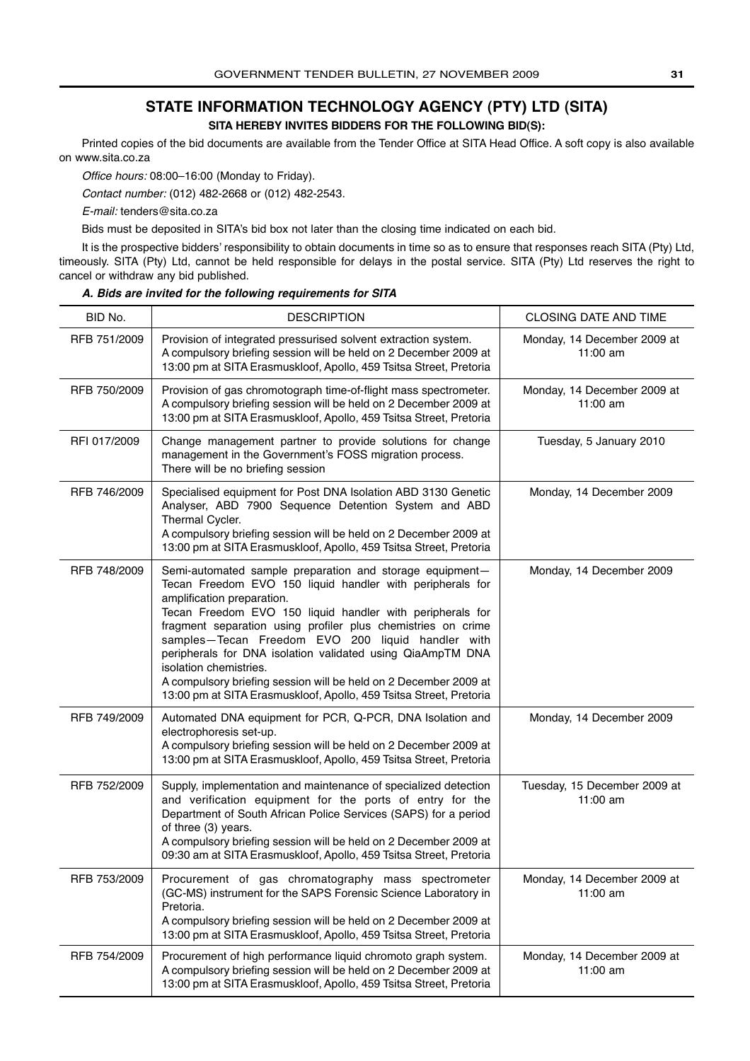## STATE INFORMATION TECHNOLOGY AGENCY (PTY) LTD (SITA)

**SITA HEREBY INVITES BIDDERS FOR THE FOLLOWING BID(S):**

Printed copies of the bid documents are available from the Tender Office at SITA Head Office. A soft copy is also available on www.sita.co.za

*Office hours:* 08:00–16:00 (Monday to Friday).

*Contact number:* (012) 482-2668 or (012) 482-2543.

*E-mail:* tenders@sita.co.za

Bids must be deposited in SITA's bid box not later than the closing time indicated on each bid.

It is the prospective bidders' responsibility to obtain documents in time so as to ensure that responses reach SITA (Pty) Ltd, timeously. SITA (Pty) Ltd, cannot be held responsible for delays in the postal service. SITA (Pty) Ltd reserves the right to cancel or withdraw any bid published.

***A. Bids are invited for the following requirements for SITA***

| BID No. | DESCRIPTION | CLOSING DATE AND TIME |
|---|---|---|
| RFB 751/2009 | Provision of integrated pressurised solvent extraction system. A compulsory briefing session will be held on 2 December 2009 at 13:00 pm at SITA Erasmuskloof, Apollo, 459 Tsitsa Street, Pretoria | Monday, 14 December 2009 at 11:00 am |
| RFB 750/2009 | Provision of gas chromotograph time-of-flight mass spectrometer. A compulsory briefing session will be held on 2 December 2009 at 13:00 pm at SITA Erasmuskloof, Apollo, 459 Tsitsa Street, Pretoria | Monday, 14 December 2009 at 11:00 am |
| RFI 017/2009 | Change management partner to provide solutions for change management in the Government's FOSS migration process. There will be no briefing session | Tuesday, 5 January 2010 |
| RFB 746/2009 | Specialised equipment for Post DNA Isolation ABD 3130 Genetic Analyser, ABD 7900 Sequence Detention System and ABD Thermal Cycler. A compulsory briefing session will be held on 2 December 2009 at 13:00 pm at SITA Erasmuskloof, Apollo, 459 Tsitsa Street, Pretoria | Monday, 14 December 2009 |
| RFB 748/2009 | Semi-automated sample preparation and storage equipment—Tecan Freedom EVO 150 liquid handler with peripherals for amplification preparation. Tecan Freedom EVO 150 liquid handler with peripherals for fragment separation using profiler plus chemistries on crime samples—Tecan Freedom EVO 200 liquid handler with peripherals for DNA isolation validated using QiaAmpTM DNA isolation chemistries. A compulsory briefing session will be held on 2 December 2009 at 13:00 pm at SITA Erasmuskloof, Apollo, 459 Tsitsa Street, Pretoria | Monday, 14 December 2009 |
| RFB 749/2009 | Automated DNA equipment for PCR, Q-PCR, DNA Isolation and electrophoresis set-up. A compulsory briefing session will be held on 2 December 2009 at 13:00 pm at SITA Erasmuskloof, Apollo, 459 Tsitsa Street, Pretoria | Monday, 14 December 2009 |
| RFB 752/2009 | Supply, implementation and maintenance of specialized detection and verification equipment for the ports of entry for the Department of South African Police Services (SAPS) for a period of three (3) years. A compulsory briefing session will be held on 2 December 2009 at 09:30 am at SITA Erasmuskloof, Apollo, 459 Tsitsa Street, Pretoria | Tuesday, 15 December 2009 at 11:00 am |
| RFB 753/2009 | Procurement of gas chromatography mass spectrometer (GC-MS) instrument for the SAPS Forensic Science Laboratory in Pretoria. A compulsory briefing session will be held on 2 December 2009 at 13:00 pm at SITA Erasmuskloof, Apollo, 459 Tsitsa Street, Pretoria | Monday, 14 December 2009 at 11:00 am |
| RFB 754/2009 | Procurement of high performance liquid chromoto graph system. A compulsory briefing session will be held on 2 December 2009 at 13:00 pm at SITA Erasmuskloof, Apollo, 459 Tsitsa Street, Pretoria | Monday, 14 December 2009 at 11:00 am |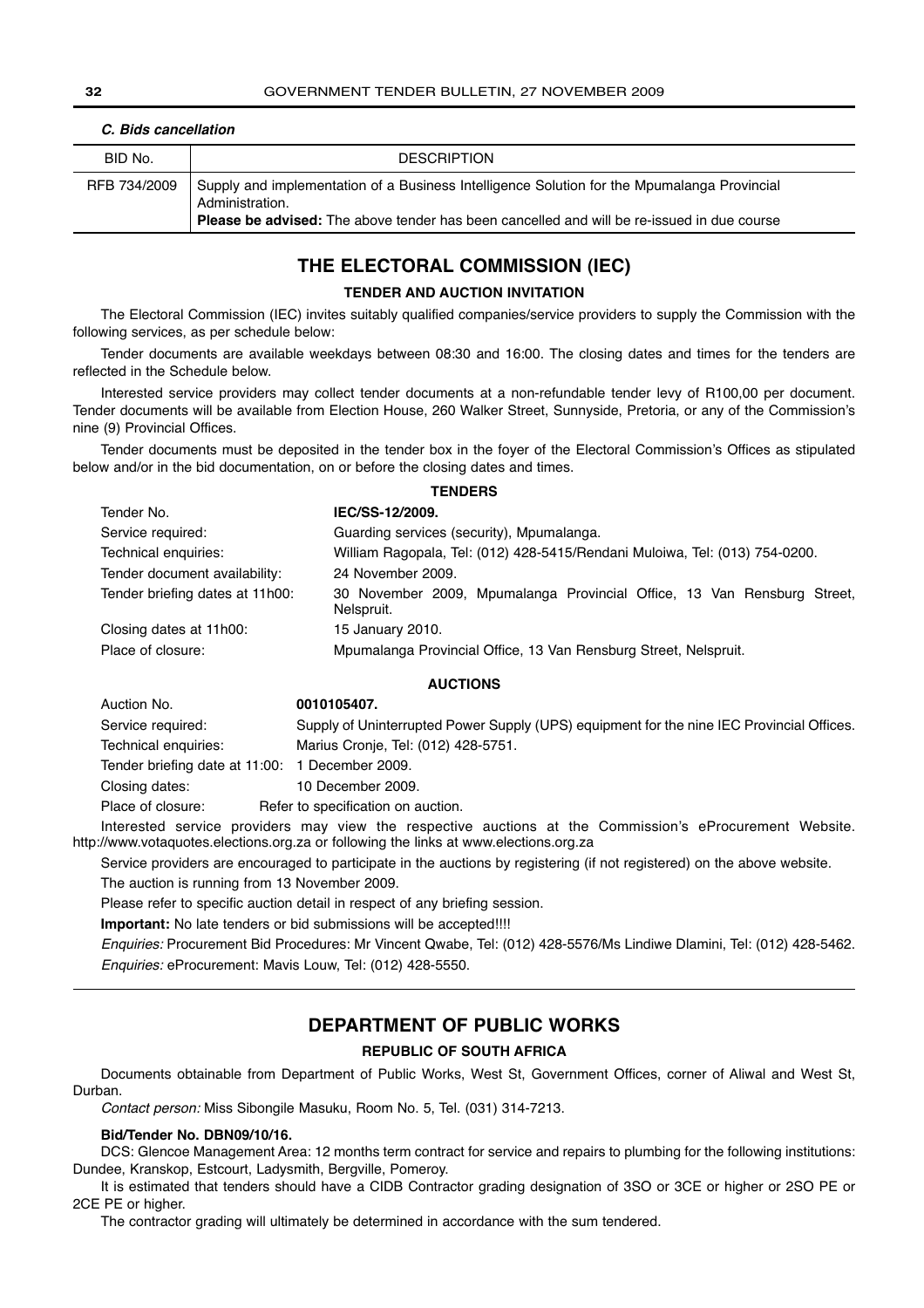***C. Bids cancellation***

| BID No. | DESCRIPTION |
|---|---|
| RFB 734/2009 | Supply and implementation of a Business Intelligence Solution for the Mpumalanga Provincial Administration. **Please be advised:** The above tender has been cancelled and will be re-issued in due course |

## THE ELECTORAL COMMISSION (IEC)

### TENDER AND AUCTION INVITATION

The Electoral Commission (IEC) invites suitably qualified companies/service providers to supply the Commission with the following services, as per schedule below:

Tender documents are available weekdays between 08:30 and 16:00. The closing dates and times for the tenders are reflected in the Schedule below.

Interested service providers may collect tender documents at a non-refundable tender levy of R100,00 per document. Tender documents will be available from Election House, 260 Walker Street, Sunnyside, Pretoria, or any of the Commission's nine (9) Provincial Offices.

Tender documents must be deposited in the tender box in the foyer of the Electoral Commission's Offices as stipulated below and/or in the bid documentation, on or before the closing dates and times.

### TENDERS

| | |
|---|---|
| Tender No. | **IEC/SS-12/2009.** |
| Service required: | Guarding services (security), Mpumalanga. |
| Technical enquiries: | William Ragopala, Tel: (012) 428-5415/Rendani Muloiwa, Tel: (013) 754-0200. |
| Tender document availability: | 24 November 2009. |
| Tender briefing dates at 11h00: | 30 November 2009, Mpumalanga Provincial Office, 13 Van Rensburg Street, Nelspruit. |
| Closing dates at 11h00: | 15 January 2010. |
| Place of closure: | Mpumalanga Provincial Office, 13 Van Rensburg Street, Nelspruit. |

### AUCTIONS

| | |
|---|---|
| Auction No. | **0010105407.** |
| Service required: | Supply of Uninterrupted Power Supply (UPS) equipment for the nine IEC Provincial Offices. |
| Technical enquiries: | Marius Cronje, Tel: (012) 428-5751. |
| Tender briefing date at 11:00: | 1 December 2009. |
| Closing dates: | 10 December 2009. |
| Place of closure: | Refer to specification on auction. |

Interested service providers may view the respective auctions at the Commission's eProcurement Website. http://www.votaquotes.elections.org.za or following the links at www.elections.org.za

Service providers are encouraged to participate in the auctions by registering (if not registered) on the above website.

The auction is running from 13 November 2009.

Please refer to specific auction detail in respect of any briefing session.

**Important:** No late tenders or bid submissions will be accepted!!!!

*Enquiries:* Procurement Bid Procedures: Mr Vincent Qwabe, Tel: (012) 428-5576/Ms Lindiwe Dlamini, Tel: (012) 428-5462.

*Enquiries:* eProcurement: Mavis Louw, Tel: (012) 428-5550.

## DEPARTMENT OF PUBLIC WORKS

### REPUBLIC OF SOUTH AFRICA

Documents obtainable from Department of Public Works, West St, Government Offices, corner of Aliwal and West St, Durban.

*Contact person:* Miss Sibongile Masuku, Room No. 5, Tel. (031) 314-7213.

**Bid/Tender No. DBN09/10/16.**

DCS: Glencoe Management Area: 12 months term contract for service and repairs to plumbing for the following institutions: Dundee, Kranskop, Estcourt, Ladysmith, Bergville, Pomeroy.

It is estimated that tenders should have a CIDB Contractor grading designation of 3SO or 3CE or higher or 2SO PE or 2CE PE or higher.

The contractor grading will ultimately be determined in accordance with the sum tendered.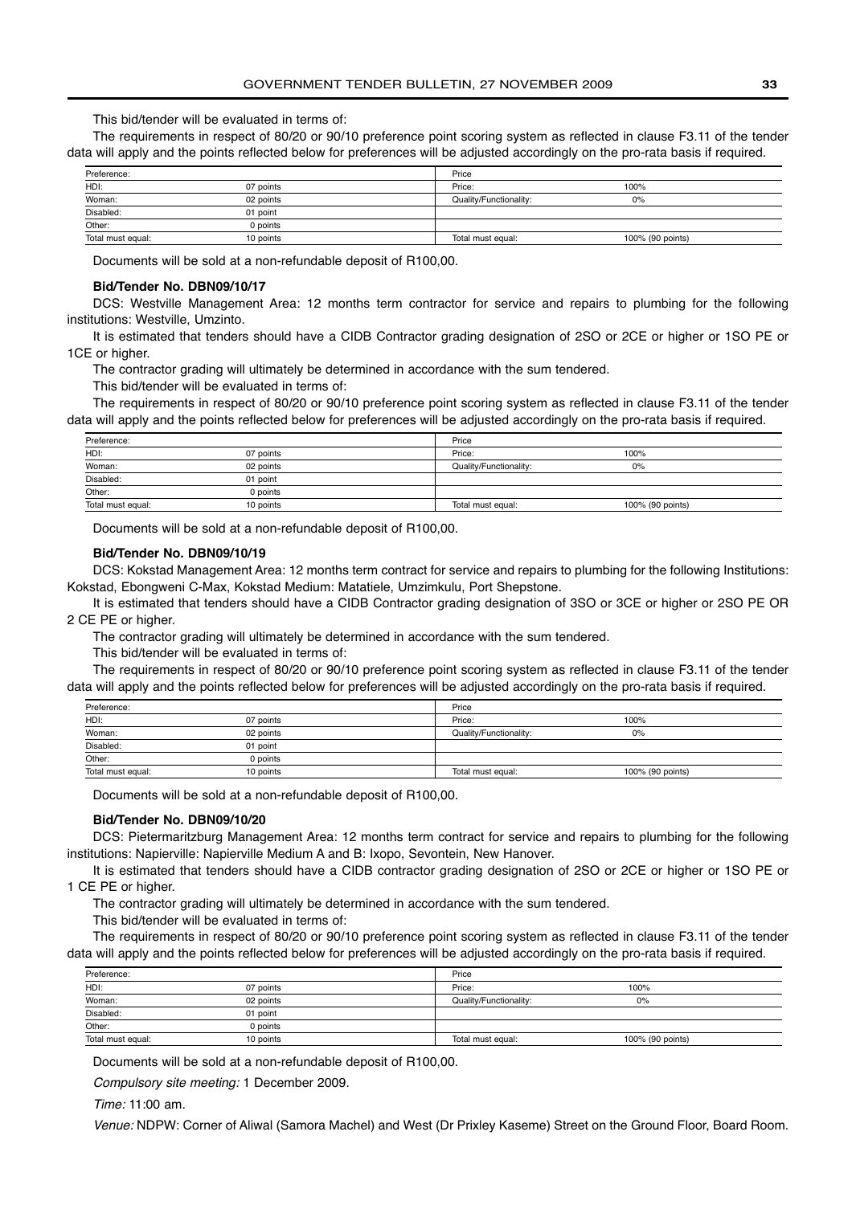This bid/tender will be evaluated in terms of:

The requirements in respect of 80/20 or 90/10 preference point scoring system as reflected in clause F3.11 of the tender data will apply and the points reflected below for preferences will be adjusted accordingly on the pro-rata basis if required.

| Preference: | | Price | |
|---|---|---|---|
| HDI: | 07 points | Price: | 100% |
| Woman: | 02 points | Quality/Functionality: | 0% |
| Disabled: | 01 point | | |
| Other: | 0 points | | |
| Total must equal: | 10 points | Total must equal: | 100% (90 points) |

Documents will be sold at a non-refundable deposit of R100,00.

**Bid/Tender No. DBN09/10/17**

DCS: Westville Management Area: 12 months term contractor for service and repairs to plumbing for the following institutions: Westville, Umzinto.

It is estimated that tenders should have a CIDB Contractor grading designation of 2SO or 2CE or higher or 1SO PE or 1CE or higher.

The contractor grading will ultimately be determined in accordance with the sum tendered.

This bid/tender will be evaluated in terms of:

The requirements in respect of 80/20 or 90/10 preference point scoring system as reflected in clause F3.11 of the tender data will apply and the points reflected below for preferences will be adjusted accordingly on the pro-rata basis if required.

| Preference: | | Price | |
|---|---|---|---|
| HDI: | 07 points | Price: | 100% |
| Woman: | 02 points | Quality/Functionality: | 0% |
| Disabled: | 01 point | | |
| Other: | 0 points | | |
| Total must equal: | 10 points | Total must equal: | 100% (90 points) |

Documents will be sold at a non-refundable deposit of R100,00.

**Bid/Tender No. DBN09/10/19**

DCS: Kokstad Management Area: 12 months term contract for service and repairs to plumbing for the following Institutions: Kokstad, Ebongweni C-Max, Kokstad Medium: Matatiele, Umzimkulu, Port Shepstone.

It is estimated that tenders should have a CIDB Contractor grading designation of 3SO or 3CE or higher or 2SO PE OR 2 CE PE or higher.

The contractor grading will ultimately be determined in accordance with the sum tendered.

This bid/tender will be evaluated in terms of:

The requirements in respect of 80/20 or 90/10 preference point scoring system as reflected in clause F3.11 of the tender data will apply and the points reflected below for preferences will be adjusted accordingly on the pro-rata basis if required.

| Preference: | | Price | |
|---|---|---|---|
| HDI: | 07 points | Price: | 100% |
| Woman: | 02 points | Quality/Functionality: | 0% |
| Disabled: | 01 point | | |
| Other: | 0 points | | |
| Total must equal: | 10 points | Total must equal: | 100% (90 points) |

Documents will be sold at a non-refundable deposit of R100,00.

**Bid/Tender No. DBN09/10/20**

DCS: Pietermaritzburg Management Area: 12 months term contract for service and repairs to plumbing for the following institutions: Napierville: Napierville Medium A and B: Ixopo, Sevontein, New Hanover.

It is estimated that tenders should have a CIDB contractor grading designation of 2SO or 2CE or higher or 1SO PE or 1 CE PE or higher.

The contractor grading will ultimately be determined in accordance with the sum tendered.

This bid/tender will be evaluated in terms of:

The requirements in respect of 80/20 or 90/10 preference point scoring system as reflected in clause F3.11 of the tender data will apply and the points reflected below for preferences will be adjusted accordingly on the pro-rata basis if required.

| Preference: | | Price | |
|---|---|---|---|
| HDI: | 07 points | Price: | 100% |
| Woman: | 02 points | Quality/Functionality: | 0% |
| Disabled: | 01 point | | |
| Other: | 0 points | | |
| Total must equal: | 10 points | Total must equal: | 100% (90 points) |

Documents will be sold at a non-refundable deposit of R100,00.

*Compulsory site meeting:* 1 December 2009.

*Time:* 11:00 am.

*Venue:* NDPW: Corner of Aliwal (Samora Machel) and West (Dr Prixley Kaseme) Street on the Ground Floor, Board Room.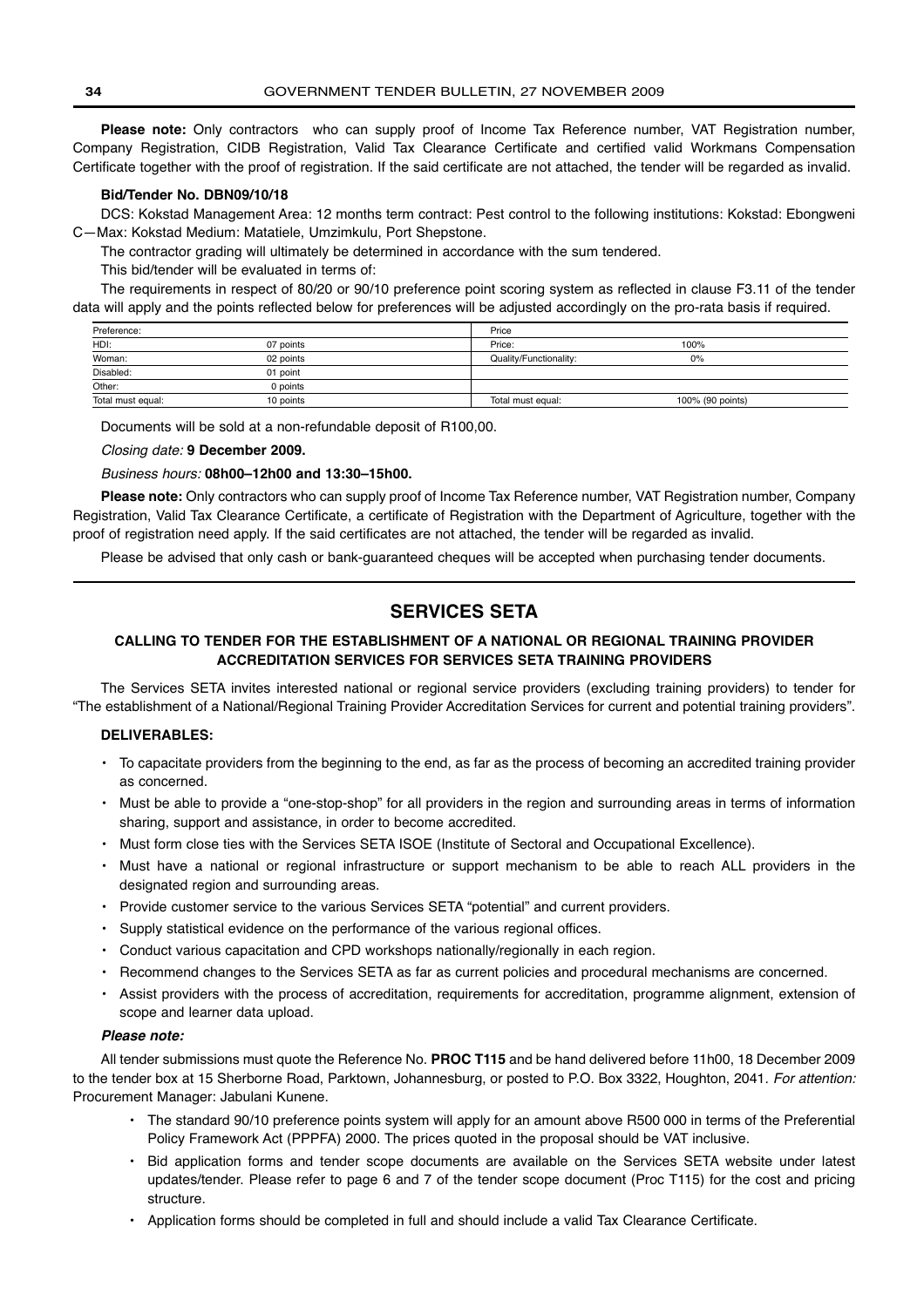**Please note:** Only contractors who can supply proof of Income Tax Reference number, VAT Registration number, Company Registration, CIDB Registration, Valid Tax Clearance Certificate and certified valid Workmans Compensation Certificate together with the proof of registration. If the said certificate are not attached, the tender will be regarded as invalid.

**Bid/Tender No. DBN09/10/18**

DCS: Kokstad Management Area: 12 months term contract: Pest control to the following institutions: Kokstad: Ebongweni C—Max: Kokstad Medium: Matatiele, Umzimkulu, Port Shepstone.

The contractor grading will ultimately be determined in accordance with the sum tendered.

This bid/tender will be evaluated in terms of:

The requirements in respect of 80/20 or 90/10 preference point scoring system as reflected in clause F3.11 of the tender data will apply and the points reflected below for preferences will be adjusted accordingly on the pro-rata basis if required.

| Preference: | | Price | |
|---|---|---|---|
| HDI: | 07 points | Price: | 100% |
| Woman: | 02 points | Quality/Functionality: | 0% |
| Disabled: | 01 point | | |
| Other: | 0 points | | |
| Total must equal: | 10 points | Total must equal: | 100% (90 points) |

Documents will be sold at a non-refundable deposit of R100,00.

*Closing date:* **9 December 2009.**

*Business hours:* **08h00–12h00 and 13:30–15h00.**

**Please note:** Only contractors who can supply proof of Income Tax Reference number, VAT Registration number, Company Registration, Valid Tax Clearance Certificate, a certificate of Registration with the Department of Agriculture, together with the proof of registration need apply. If the said certificates are not attached, the tender will be regarded as invalid.

Please be advised that only cash or bank-guaranteed cheques will be accepted when purchasing tender documents.

## SERVICES SETA

### CALLING TO TENDER FOR THE ESTABLISHMENT OF A NATIONAL OR REGIONAL TRAINING PROVIDER ACCREDITATION SERVICES FOR SERVICES SETA TRAINING PROVIDERS

The Services SETA invites interested national or regional service providers (excluding training providers) to tender for "The establishment of a National/Regional Training Provider Accreditation Services for current and potential training providers".

**DELIVERABLES:**

- To capacitate providers from the beginning to the end, as far as the process of becoming an accredited training provider as concerned.
- Must be able to provide a "one-stop-shop" for all providers in the region and surrounding areas in terms of information sharing, support and assistance, in order to become accredited.
- Must form close ties with the Services SETA ISOE (Institute of Sectoral and Occupational Excellence).
- Must have a national or regional infrastructure or support mechanism to be able to reach ALL providers in the designated region and surrounding areas.
- Provide customer service to the various Services SETA "potential" and current providers.
- Supply statistical evidence on the performance of the various regional offices.
- Conduct various capacitation and CPD workshops nationally/regionally in each region.
- Recommend changes to the Services SETA as far as current policies and procedural mechanisms are concerned.
- Assist providers with the process of accreditation, requirements for accreditation, programme alignment, extension of scope and learner data upload.

***Please note:***

All tender submissions must quote the Reference No. **PROC T115** and be hand delivered before 11h00, 18 December 2009 to the tender box at 15 Sherborne Road, Parktown, Johannesburg, or posted to P.O. Box 3322, Houghton, 2041. *For attention:* Procurement Manager: Jabulani Kunene.

- The standard 90/10 preference points system will apply for an amount above R500 000 in terms of the Preferential Policy Framework Act (PPPFA) 2000. The prices quoted in the proposal should be VAT inclusive.
- Bid application forms and tender scope documents are available on the Services SETA website under latest updates/tender. Please refer to page 6 and 7 of the tender scope document (Proc T115) for the cost and pricing structure.
- Application forms should be completed in full and should include a valid Tax Clearance Certificate.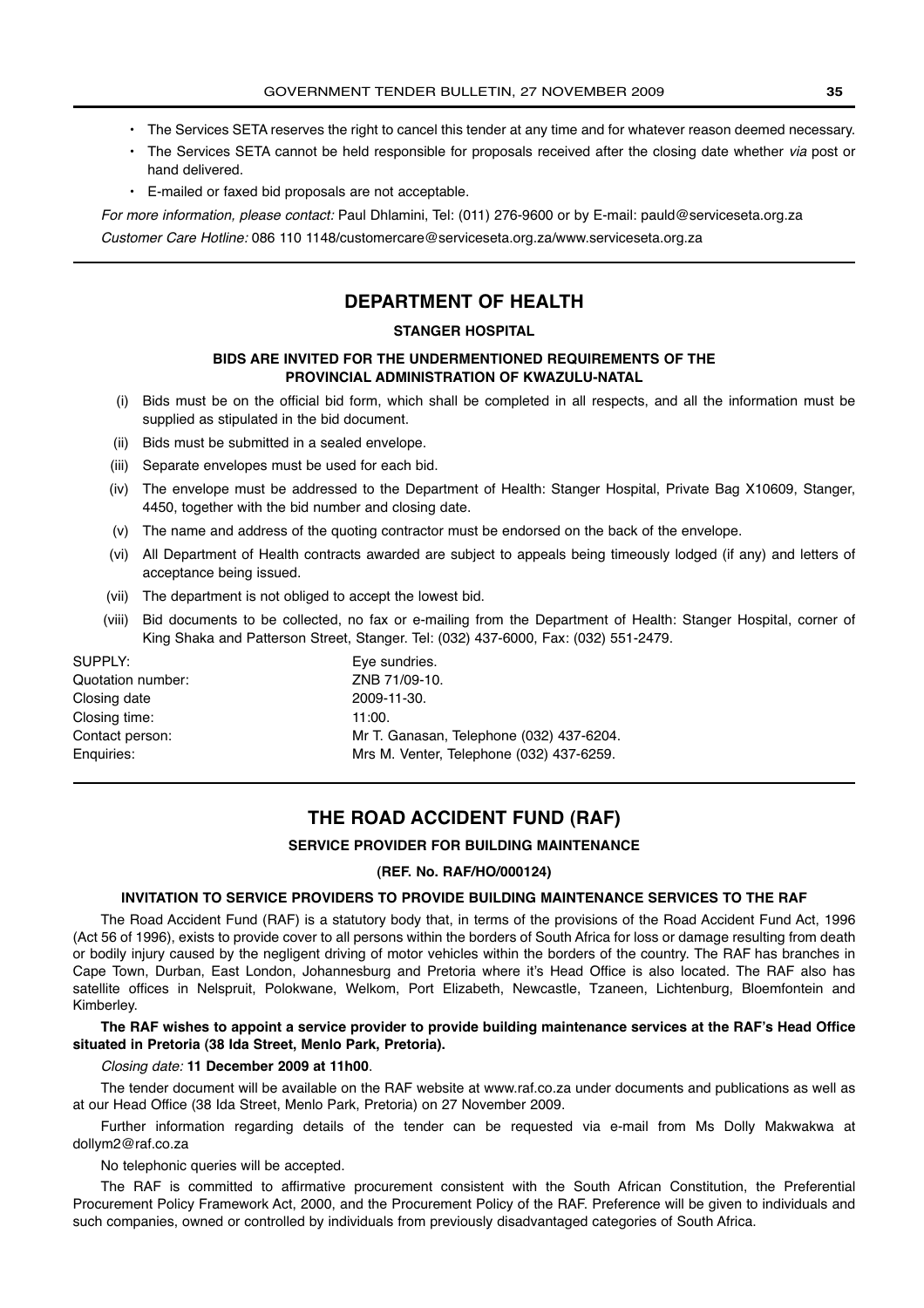- The Services SETA reserves the right to cancel this tender at any time and for whatever reason deemed necessary.
- The Services SETA cannot be held responsible for proposals received after the closing date whether *via* post or hand delivered.
- E-mailed or faxed bid proposals are not acceptable.

*For more information, please contact:* Paul Dhlamini, Tel: (011) 276-9600 or by E-mail: pauld@serviceseta.org.za

*Customer Care Hotline:* 086 110 1148/customercare@serviceseta.org.za/www.serviceseta.org.za

## DEPARTMENT OF HEALTH

### STANGER HOSPITAL

### BIDS ARE INVITED FOR THE UNDERMENTIONED REQUIREMENTS OF THE PROVINCIAL ADMINISTRATION OF KWAZULU-NATAL

(i) Bids must be on the official bid form, which shall be completed in all respects, and all the information must be supplied as stipulated in the bid document.

(ii) Bids must be submitted in a sealed envelope.

(iii) Separate envelopes must be used for each bid.

(iv) The envelope must be addressed to the Department of Health: Stanger Hospital, Private Bag X10609, Stanger, 4450, together with the bid number and closing date.

(v) The name and address of the quoting contractor must be endorsed on the back of the envelope.

(vi) All Department of Health contracts awarded are subject to appeals being timeously lodged (if any) and letters of acceptance being issued.

(vii) The department is not obliged to accept the lowest bid.

(viii) Bid documents to be collected, no fax or e-mailing from the Department of Health: Stanger Hospital, corner of King Shaka and Patterson Street, Stanger. Tel: (032) 437-6000, Fax: (032) 551-2479.

SUPPLY: Eye sundries.
Quotation number: ZNB 71/09-10.
Closing date 2009-11-30.
Closing time: 11:00.
Contact person: Mr T. Ganasan, Telephone (032) 437-6204.
Enquiries: Mrs M. Venter, Telephone (032) 437-6259.

## THE ROAD ACCIDENT FUND (RAF)

### SERVICE PROVIDER FOR BUILDING MAINTENANCE

### (REF. No. RAF/HO/000124)

### INVITATION TO SERVICE PROVIDERS TO PROVIDE BUILDING MAINTENANCE SERVICES TO THE RAF

The Road Accident Fund (RAF) is a statutory body that, in terms of the provisions of the Road Accident Fund Act, 1996 (Act 56 of 1996), exists to provide cover to all persons within the borders of South Africa for loss or damage resulting from death or bodily injury caused by the negligent driving of motor vehicles within the borders of the country. The RAF has branches in Cape Town, Durban, East London, Johannesburg and Pretoria where it's Head Office is also located. The RAF also has satellite offices in Nelspruit, Polokwane, Welkom, Port Elizabeth, Newcastle, Tzaneen, Lichtenburg, Bloemfontein and Kimberley.

**The RAF wishes to appoint a service provider to provide building maintenance services at the RAF's Head Office situated in Pretoria (38 Ida Street, Menlo Park, Pretoria).**

*Closing date:* **11 December 2009 at 11h00**.

The tender document will be available on the RAF website at www.raf.co.za under documents and publications as well as at our Head Office (38 Ida Street, Menlo Park, Pretoria) on 27 November 2009.

Further information regarding details of the tender can be requested via e-mail from Ms Dolly Makwakwa at dollym2@raf.co.za

No telephonic queries will be accepted.

The RAF is committed to affirmative procurement consistent with the South African Constitution, the Preferential Procurement Policy Framework Act, 2000, and the Procurement Policy of the RAF. Preference will be given to individuals and such companies, owned or controlled by individuals from previously disadvantaged categories of South Africa.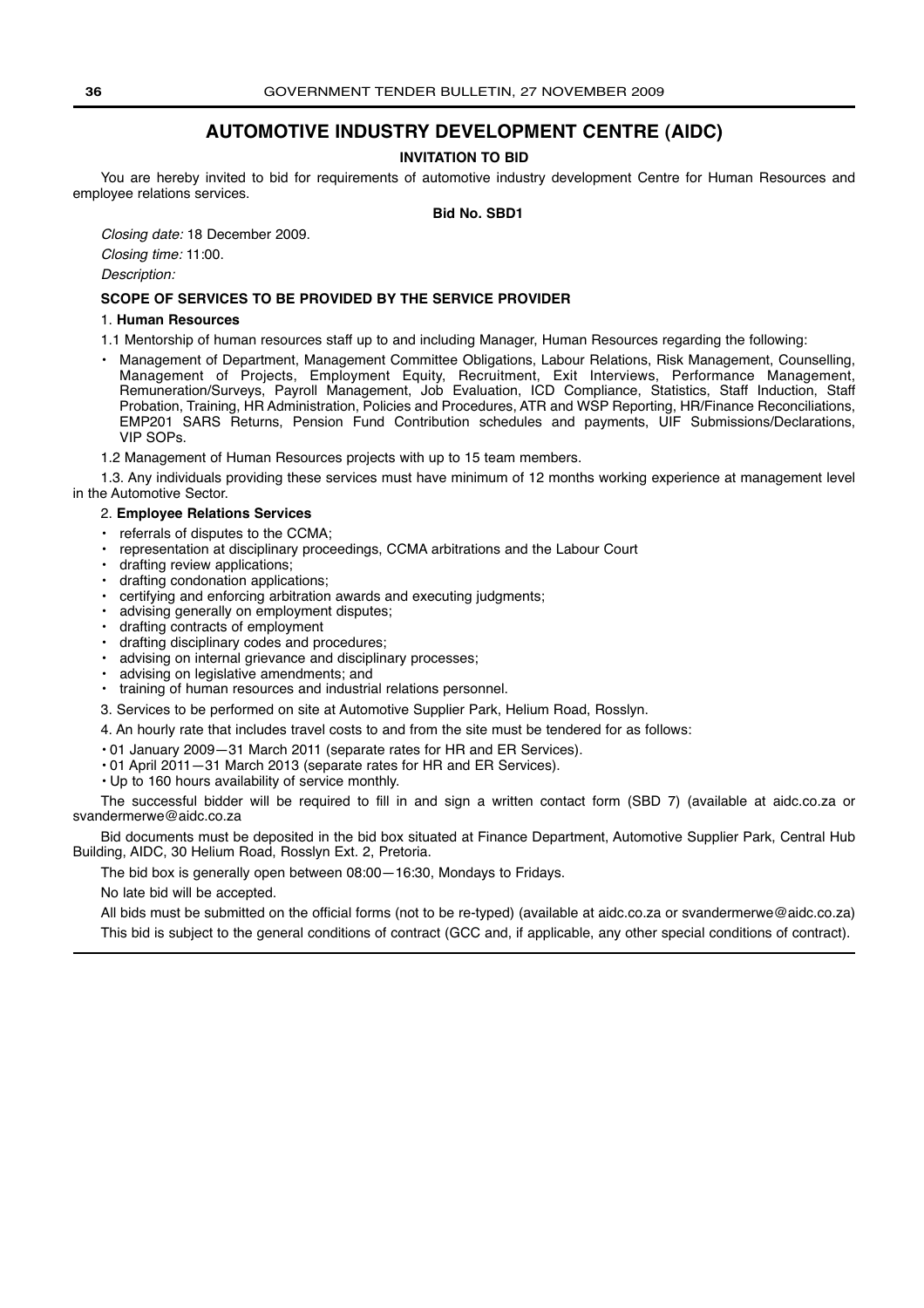## AUTOMOTIVE INDUSTRY DEVELOPMENT CENTRE (AIDC)

**INVITATION TO BID**

You are hereby invited to bid for requirements of automotive industry development Centre for Human Resources and employee relations services.

**Bid No. SBD1**

*Closing date:* 18 December 2009.

*Closing time:* 11:00.

*Description:*

**SCOPE OF SERVICES TO BE PROVIDED BY THE SERVICE PROVIDER**

1. **Human Resources**

1.1 Mentorship of human resources staff up to and including Manager, Human Resources regarding the following:

- Management of Department, Management Committee Obligations, Labour Relations, Risk Management, Counselling, Management of Projects, Employment Equity, Recruitment, Exit Interviews, Performance Management, Remuneration/Surveys, Payroll Management, Job Evaluation, ICD Compliance, Statistics, Staff Induction, Staff Probation, Training, HR Administration, Policies and Procedures, ATR and WSP Reporting, HR/Finance Reconciliations, EMP201 SARS Returns, Pension Fund Contribution schedules and payments, UIF Submissions/Declarations, VIP SOPs.

1.2 Management of Human Resources projects with up to 15 team members.

1.3. Any individuals providing these services must have minimum of 12 months working experience at management level in the Automotive Sector.

2. **Employee Relations Services**

- referrals of disputes to the CCMA;
- representation at disciplinary proceedings, CCMA arbitrations and the Labour Court
- drafting review applications;
- drafting condonation applications;
- certifying and enforcing arbitration awards and executing judgments;
- advising generally on employment disputes;
- drafting contracts of employment
- drafting disciplinary codes and procedures;
- advising on internal grievance and disciplinary processes;
- advising on legislative amendments; and
- training of human resources and industrial relations personnel.

3. Services to be performed on site at Automotive Supplier Park, Helium Road, Rosslyn.

4. An hourly rate that includes travel costs to and from the site must be tendered for as follows:

- 01 January 2009—31 March 2011 (separate rates for HR and ER Services).
- 01 April 2011—31 March 2013 (separate rates for HR and ER Services).
- Up to 160 hours availability of service monthly.

The successful bidder will be required to fill in and sign a written contact form (SBD 7) (available at aidc.co.za or svandermerwe@aidc.co.za

Bid documents must be deposited in the bid box situated at Finance Department, Automotive Supplier Park, Central Hub Building, AIDC, 30 Helium Road, Rosslyn Ext. 2, Pretoria.

The bid box is generally open between 08:00—16:30, Mondays to Fridays.

No late bid will be accepted.

All bids must be submitted on the official forms (not to be re-typed) (available at aidc.co.za or svandermerwe@aidc.co.za)

This bid is subject to the general conditions of contract (GCC and, if applicable, any other special conditions of contract).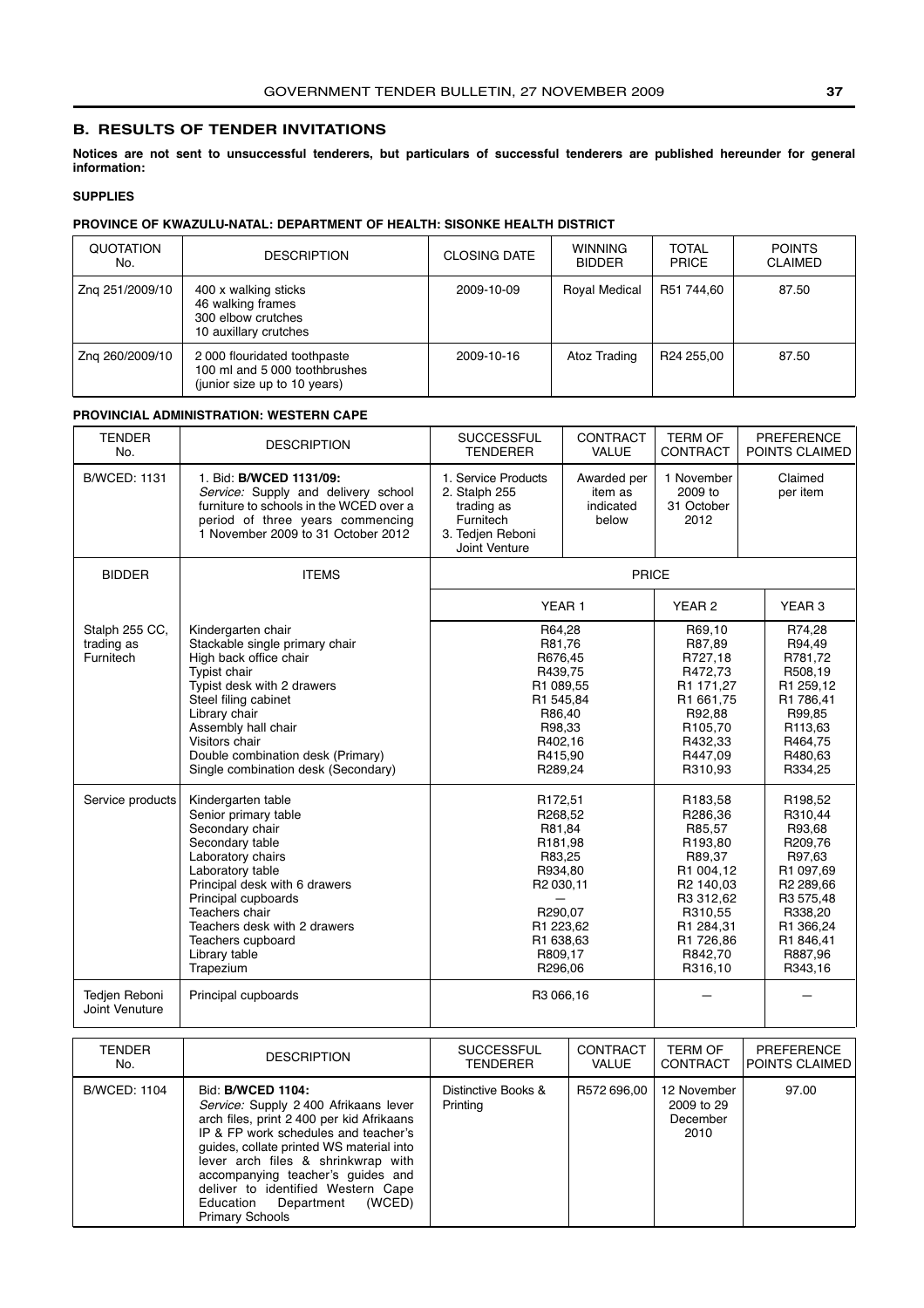## B. RESULTS OF TENDER INVITATIONS

**Notices are not sent to unsuccessful tenderers, but particulars of successful tenderers are published hereunder for general information:**

### SUPPLIES

#### PROVINCE OF KWAZULU-NATAL: DEPARTMENT OF HEALTH: SISONKE HEALTH DISTRICT

| QUOTATION No. | DESCRIPTION | CLOSING DATE | WINNING BIDDER | TOTAL PRICE | POINTS CLAIMED |
|---|---|---|---|---|---|
| Znq 251/2009/10 | 400 x walking sticks<br>46 walking frames<br>300 elbow crutches<br>10 auxillary crutches | 2009-10-09 | Royal Medical | R51 744,60 | 87.50 |
| Znq 260/2009/10 | 2 000 flouridated toothpaste<br>100 ml and 5 000 toothbrushes<br>(junior size up to 10 years) | 2009-10-16 | Atoz Trading | R24 255,00 | 87.50 |

#### PROVINCIAL ADMINISTRATION: WESTERN CAPE

| TENDER No. | DESCRIPTION | SUCCESSFUL TENDERER | CONTRACT VALUE | TERM OF CONTRACT | PREFERENCE POINTS CLAIMED |
|---|---|---|---|---|---|
| B/WCED: 1131 | 1. Bid: **B/WCED 1131/09:**<br>*Service:* Supply and delivery school furniture to schools in the WCED over a period of three years commencing 1 November 2009 to 31 October 2012 | 1. Service Products<br>2. Stalph 255 trading as Furnitech<br>3. Tedjen Reboni Joint Venture | Awarded per item as indicated below | 1 November 2009 to 31 October 2012 | Claimed per item |

| BIDDER | ITEMS | PRICE YEAR 1 | PRICE YEAR 2 | PRICE YEAR 3 |
|---|---|---|---|---|
| Stalph 255 CC, trading as Furnitech | Kindergarten chair | R64,28 | R69,10 | R74,28 |
| | Stackable single primary chair | R81,76 | R87,89 | R94,49 |
| | High back office chair | R676,45 | R727,18 | R781,72 |
| | Typist chair | R439,75 | R472,73 | R508,19 |
| | Typist desk with 2 drawers | R1 089,55 | R1 171,27 | R1 259,12 |
| | Steel filing cabinet | R1 545,84 | R1 661,75 | R1 786,41 |
| | Library chair | R86,40 | R92,88 | R99,85 |
| | Assembly hall chair | R98,33 | R105,70 | R113,63 |
| | Visitors chair | R402,16 | R432,33 | R464,75 |
| | Double combination desk (Primary) | R415,90 | R447,09 | R480,63 |
| | Single combination desk (Secondary) | R289,24 | R310,93 | R334,25 |
| Service products | Kindergarten table | R172,51 | R183,58 | R198,52 |
| | Senior primary table | R268,52 | R286,36 | R310,44 |
| | Secondary chair | R81,84 | R85,57 | R93,68 |
| | Secondary table | R181,98 | R193,80 | R209,76 |
| | Laboratory chairs | R83,25 | R89,37 | R97,63 |
| | Laboratory table | R934,80 | R1 004,12 | R1 097,69 |
| | Principal desk with 6 drawers | R2 030,11 | R2 140,03 | R2 289,66 |
| | Principal cupboards | — | R3 312,62 | R3 575,48 |
| | Teachers chair | R290,07 | R310,55 | R338,20 |
| | Teachers desk with 2 drawers | R1 223,62 | R1 284,31 | R1 366,24 |
| | Teachers cupboard | R1 638,63 | R1 726,86 | R1 846,41 |
| | Library table | R809,17 | R842,70 | R887,96 |
| | Trapezium | R296,06 | R316,10 | R343,16 |
| Tedjen Reboni Joint Venuture | Principal cupboards | R3 066,16 | — | — |

| TENDER No. | DESCRIPTION | SUCCESSFUL TENDERER | CONTRACT VALUE | TERM OF CONTRACT | PREFERENCE POINTS CLAIMED |
|---|---|---|---|---|---|
| B/WCED: 1104 | Bid: **B/WCED 1104:**<br>*Service:* Supply 2 400 Afrikaans lever arch files, print 2 400 per kid Afrikaans IP & FP work schedules and teacher's guides, collate printed WS material into lever arch files & shrinkwrap with accompanying teacher's guides and deliver to identified Western Cape Education Department (WCED) Primary Schools | Distinctive Books & Printing | R572 696,00 | 12 November 2009 to 29 December 2010 | 97.00 |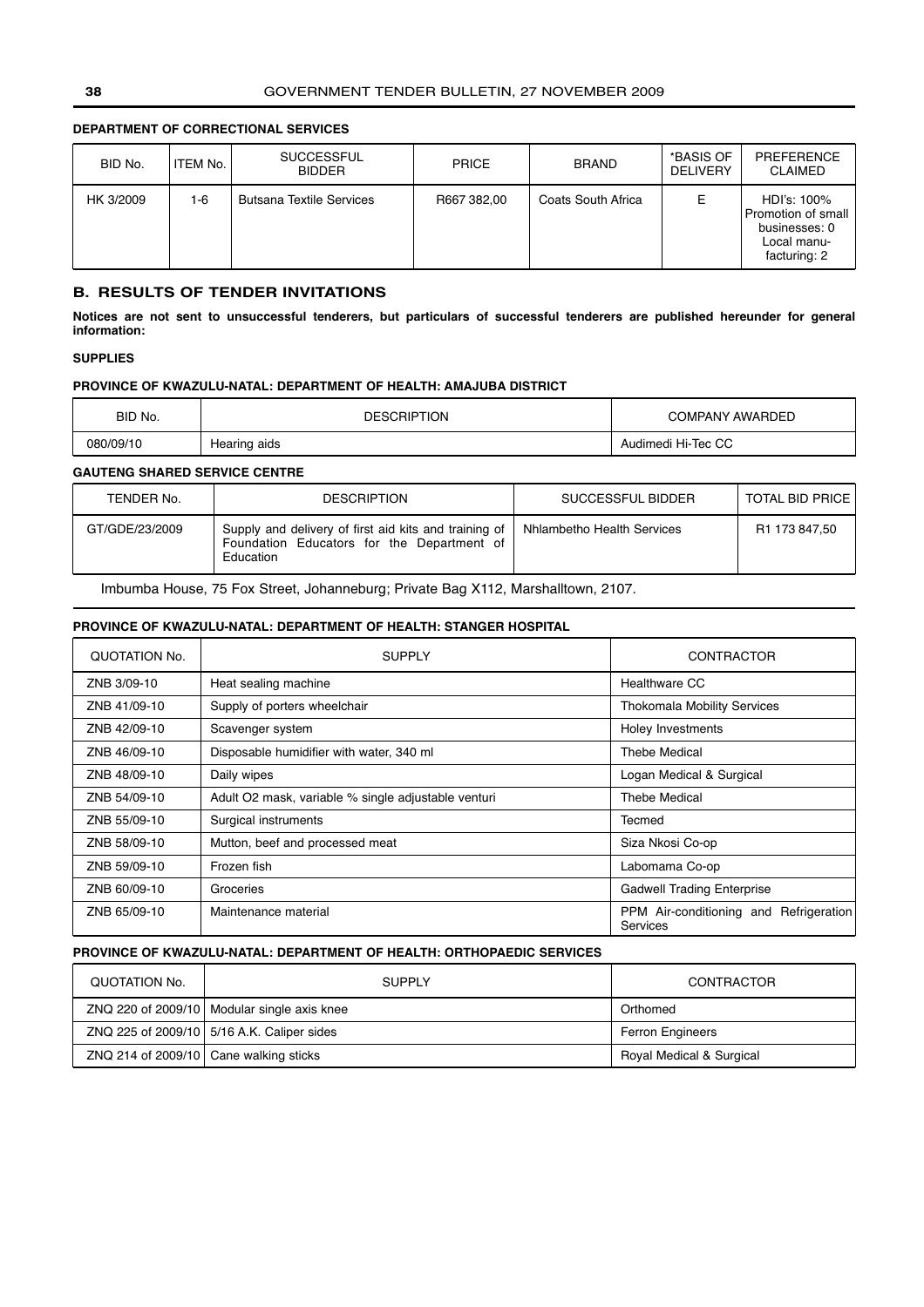**DEPARTMENT OF CORRECTIONAL SERVICES**

| BID No. | ITEM No. | SUCCESSFUL BIDDER | PRICE | BRAND | *BASIS OF DELIVERY | PREFERENCE CLAIMED |
|---|---|---|---|---|---|---|
| HK 3/2009 | 1-6 | Butsana Textile Services | R667 382,00 | Coats South Africa | E | HDI's: 100% Promotion of small businesses: 0 Local manu-facturing: 2 |

## B. RESULTS OF TENDER INVITATIONS

**Notices are not sent to unsuccessful tenderers, but particulars of successful tenderers are published hereunder for general information:**

**SUPPLIES**

**PROVINCE OF KWAZULU-NATAL: DEPARTMENT OF HEALTH: AMAJUBA DISTRICT**

| BID No. | DESCRIPTION | COMPANY AWARDED |
|---|---|---|
| 080/09/10 | Hearing aids | Audimedi Hi-Tec CC |

**GAUTENG SHARED SERVICE CENTRE**

| TENDER No. | DESCRIPTION | SUCCESSFUL BIDDER | TOTAL BID PRICE |
|---|---|---|---|
| GT/GDE/23/2009 | Supply and delivery of first aid kits and training of Foundation Educators for the Department of Education | Nhlambetho Health Services | R1 173 847,50 |

Imbumba House, 75 Fox Street, Johanneburg; Private Bag X112, Marshalltown, 2107.

**PROVINCE OF KWAZULU-NATAL: DEPARTMENT OF HEALTH: STANGER HOSPITAL**

| QUOTATION No. | SUPPLY | CONTRACTOR |
|---|---|---|
| ZNB 3/09-10 | Heat sealing machine | Healthware CC |
| ZNB 41/09-10 | Supply of porters wheelchair | Thokomala Mobility Services |
| ZNB 42/09-10 | Scavenger system | Holey Investments |
| ZNB 46/09-10 | Disposable humidifier with water, 340 ml | Thebe Medical |
| ZNB 48/09-10 | Daily wipes | Logan Medical & Surgical |
| ZNB 54/09-10 | Adult O2 mask, variable % single adjustable venturi | Thebe Medical |
| ZNB 55/09-10 | Surgical instruments | Tecmed |
| ZNB 58/09-10 | Mutton, beef and processed meat | Siza Nkosi Co-op |
| ZNB 59/09-10 | Frozen fish | Labomama Co-op |
| ZNB 60/09-10 | Groceries | Gadwell Trading Enterprise |
| ZNB 65/09-10 | Maintenance material | PPM Air-conditioning and Refrigeration Services |

**PROVINCE OF KWAZULU-NATAL: DEPARTMENT OF HEALTH: ORTHOPAEDIC SERVICES**

| QUOTATION No. | SUPPLY | CONTRACTOR |
|---|---|---|
| ZNQ 220 of 2009/10 | Modular single axis knee | Orthomed |
| ZNQ 225 of 2009/10 | 5/16 A.K. Caliper sides | Ferron Engineers |
| ZNQ 214 of 2009/10 | Cane walking sticks | Royal Medical & Surgical |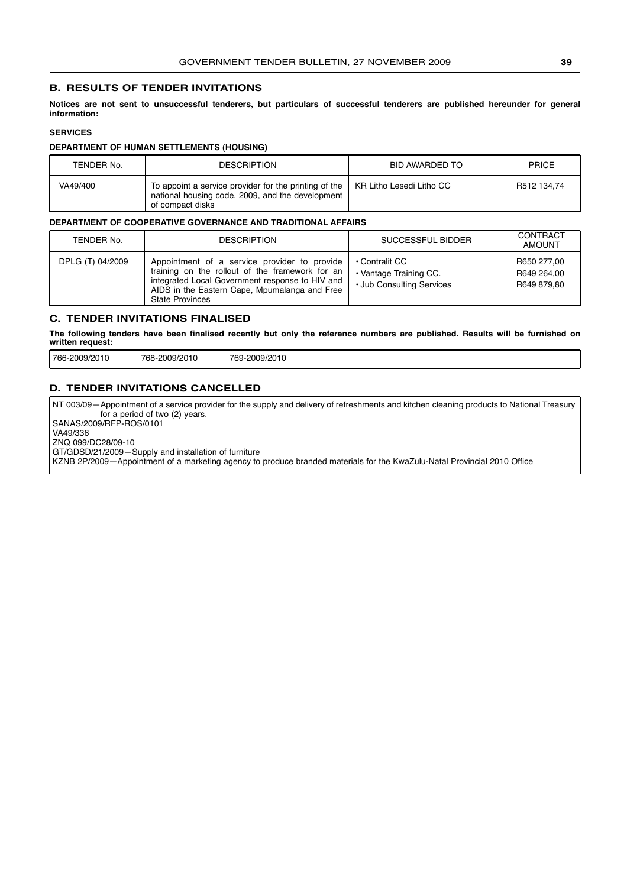## B. RESULTS OF TENDER INVITATIONS

**Notices are not sent to unsuccessful tenderers, but particulars of successful tenderers are published hereunder for general information:**

**SERVICES**

**DEPARTMENT OF HUMAN SETTLEMENTS (HOUSING)**

| TENDER No. | DESCRIPTION | BID AWARDED TO | PRICE |
|---|---|---|---|
| VA49/400 | To appoint a service provider for the printing of the national housing code, 2009, and the development of compact disks | KR Litho Lesedi Litho CC | R512 134,74 |

**DEPARTMENT OF COOPERATIVE GOVERNANCE AND TRADITIONAL AFFAIRS**

| TENDER No. | DESCRIPTION | SUCCESSFUL BIDDER | CONTRACT AMOUNT |
|---|---|---|---|
| DPLG (T) 04/2009 | Appointment of a service provider to provide training on the rollout of the framework for an integrated Local Government response to HIV and AIDS in the Eastern Cape, Mpumalanga and Free State Provinces | • Contralit CC<br>• Vantage Training CC.<br>• Jub Consulting Services | R650 277,00<br>R649 264,00<br>R649 879,80 |

## C. TENDER INVITATIONS FINALISED

**The following tenders have been finalised recently but only the reference numbers are published. Results will be furnished on written request:**

766-2009/2010    768-2009/2010    769-2009/2010

## D. TENDER INVITATIONS CANCELLED

NT 003/09—Appointment of a service provider for the supply and delivery of refreshments and kitchen cleaning products to National Treasury for a period of two (2) years.

SANAS/2009/RFP-ROS/0101

VA49/336

ZNQ 099/DC28/09-10

GT/GDSD/21/2009—Supply and installation of furniture

KZNB 2P/2009—Appointment of a marketing agency to produce branded materials for the KwaZulu-Natal Provincial 2010 Office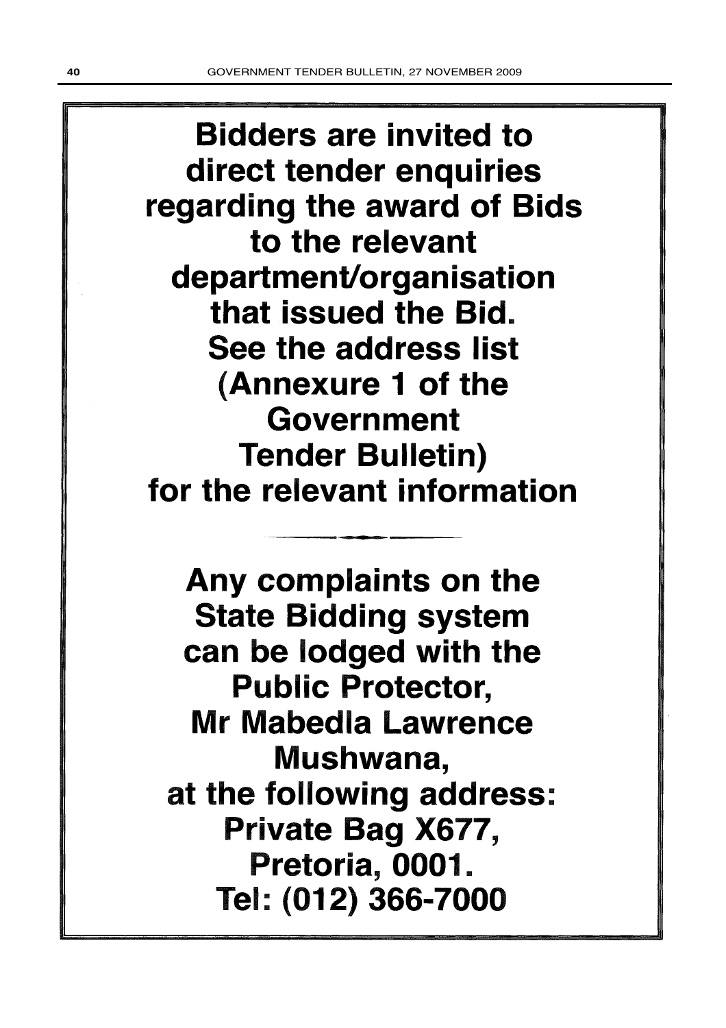**Bidders are invited to direct tender enquiries regarding the award of Bids to the relevant department/organisation that issued the Bid. See the address list (Annexure 1 of the Government Tender Bulletin) for the relevant information**

---

**Any complaints on the State Bidding system can be lodged with the Public Protector, Mr Mabedla Lawrence Mushwana, at the following address: Private Bag X677, Pretoria, 0001. Tel: (012) 366-7000**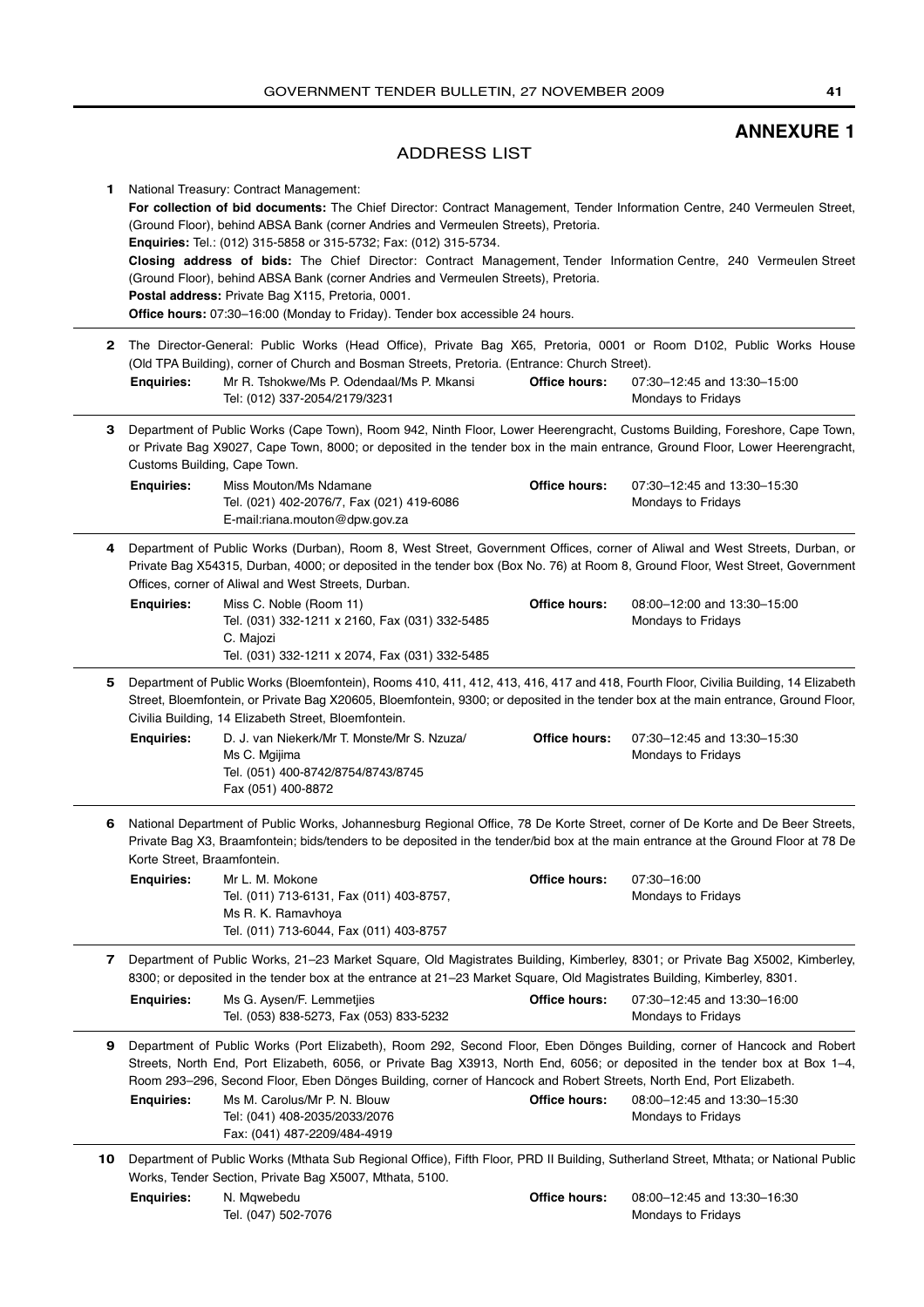# ANNEXURE 1

## ADDRESS LIST

**1** National Treasury: Contract Management:

**For collection of bid documents:** The Chief Director: Contract Management, Tender Information Centre, 240 Vermeulen Street, (Ground Floor), behind ABSA Bank (corner Andries and Vermeulen Streets), Pretoria.

**Enquiries:** Tel.: (012) 315-5858 or 315-5732; Fax: (012) 315-5734.

**Closing address of bids:** The Chief Director: Contract Management, Tender Information Centre, 240 Vermeulen Street (Ground Floor), behind ABSA Bank (corner Andries and Vermeulen Streets), Pretoria.

**Postal address:** Private Bag X115, Pretoria, 0001.

**Office hours:** 07:30–16:00 (Monday to Friday). Tender box accessible 24 hours.

---

**2** The Director-General: Public Works (Head Office), Private Bag X65, Pretoria, 0001 or Room D102, Public Works House (Old TPA Building), corner of Church and Bosman Streets, Pretoria. (Entrance: Church Street).

**Enquiries:** Mr R. Tshokwe/Ms P. Odendaal/Ms P. Mkansi
Tel: (012) 337-2054/2179/3231

**Office hours:** 07:30–12:45 and 13:30–15:00
Mondays to Fridays

---

**3** Department of Public Works (Cape Town), Room 942, Ninth Floor, Lower Heerengracht, Customs Building, Foreshore, Cape Town, or Private Bag X9027, Cape Town, 8000; or deposited in the tender box in the main entrance, Ground Floor, Lower Heerengracht, Customs Building, Cape Town.

**Enquiries:** Miss Mouton/Ms Ndamane
Tel. (021) 402-2076/7, Fax (021) 419-6086
E-mail:riana.mouton@dpw.gov.za

**Office hours:** 07:30–12:45 and 13:30–15:30
Mondays to Fridays

---

**4** Department of Public Works (Durban), Room 8, West Street, Government Offices, corner of Aliwal and West Streets, Durban, or Private Bag X54315, Durban, 4000; or deposited in the tender box (Box No. 76) at Room 8, Ground Floor, West Street, Government Offices, corner of Aliwal and West Streets, Durban.

**Enquiries:** Miss C. Noble (Room 11)
Tel. (031) 332-1211 x 2160, Fax (031) 332-5485
C. Majozi
Tel. (031) 332-1211 x 2074, Fax (031) 332-5485

**Office hours:** 08:00–12:00 and 13:30–15:00
Mondays to Fridays

---

**5** Department of Public Works (Bloemfontein), Rooms 410, 411, 412, 413, 416, 417 and 418, Fourth Floor, Civilia Building, 14 Elizabeth Street, Bloemfontein, or Private Bag X20605, Bloemfontein, 9300; or deposited in the tender box at the main entrance, Ground Floor, Civilia Building, 14 Elizabeth Street, Bloemfontein.

**Enquiries:** D. J. van Niekerk/Mr T. Monste/Mr S. Nzuza/
Ms C. Mgijima
Tel. (051) 400-8742/8754/8743/8745
Fax (051) 400-8872

**Office hours:** 07:30–12:45 and 13:30–15:30
Mondays to Fridays

---

**6** National Department of Public Works, Johannesburg Regional Office, 78 De Korte Street, corner of De Korte and De Beer Streets, Private Bag X3, Braamfontein; bids/tenders to be deposited in the tender/bid box at the main entrance at the Ground Floor at 78 De Korte Street, Braamfontein.

**Enquiries:** Mr L. M. Mokone
Tel. (011) 713-6131, Fax (011) 403-8757,
Ms R. K. Ramavhoya
Tel. (011) 713-6044, Fax (011) 403-8757

**Office hours:** 07:30–16:00
Mondays to Fridays

---

**7** Department of Public Works, 21–23 Market Square, Old Magistrates Building, Kimberley, 8301; or Private Bag X5002, Kimberley, 8300; or deposited in the tender box at the entrance at 21–23 Market Square, Old Magistrates Building, Kimberley, 8301.

**Enquiries:** Ms G. Aysen/F. Lemmetjies
Tel. (053) 838-5273, Fax (053) 833-5232

**Office hours:** 07:30–12:45 and 13:30–16:00
Mondays to Fridays

---

**9** Department of Public Works (Port Elizabeth), Room 292, Second Floor, Eben Dönges Building, corner of Hancock and Robert Streets, North End, Port Elizabeth, 6056, or Private Bag X3913, North End, 6056; or deposited in the tender box at Box 1–4, Room 293–296, Second Floor, Eben Dönges Building, corner of Hancock and Robert Streets, North End, Port Elizabeth.

**Enquiries:** Ms M. Carolus/Mr P. N. Blouw
Tel: (041) 408-2035/2033/2076
Fax: (041) 487-2209/484-4919

**Office hours:** 08:00–12:45 and 13:30–15:30
Mondays to Fridays

---

**10** Department of Public Works (Mthata Sub Regional Office), Fifth Floor, PRD II Building, Sutherland Street, Mthata; or National Public Works, Tender Section, Private Bag X5007, Mthata, 5100.

**Enquiries:** N. Mqwebedu
Tel. (047) 502-7076

**Office hours:** 08:00–12:45 and 13:30–16:30
Mondays to Fridays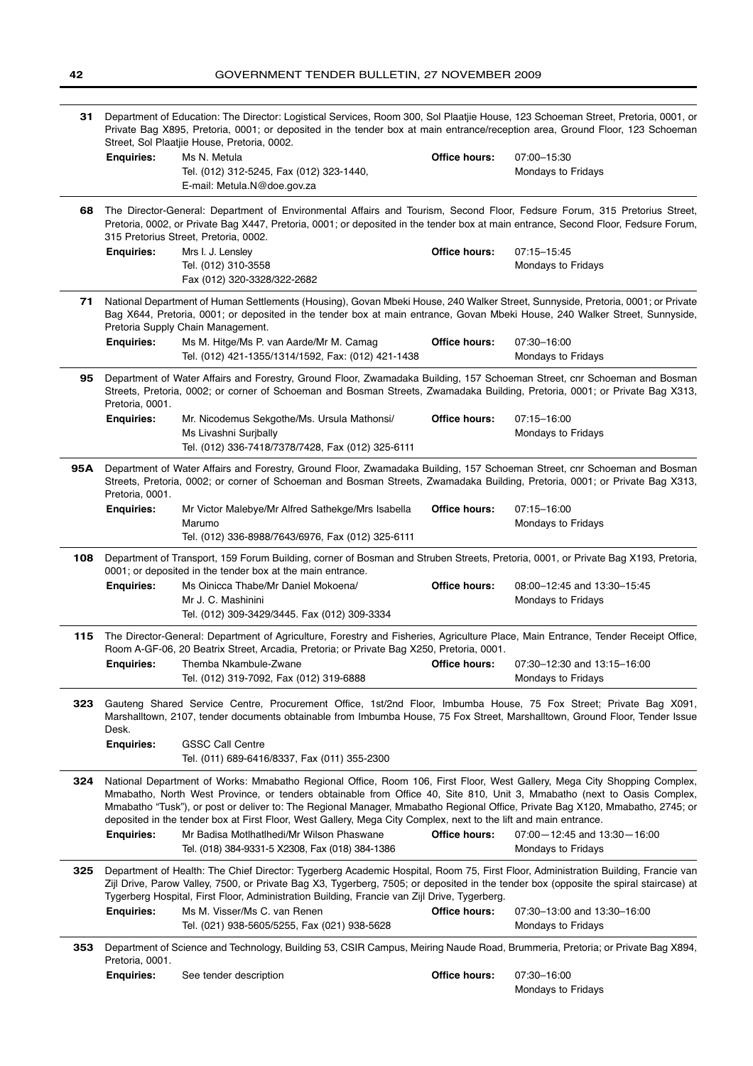**31** Department of Education: The Director: Logistical Services, Room 300, Sol Plaatjie House, 123 Schoeman Street, Pretoria, 0001, or Private Bag X895, Pretoria, 0001; or deposited in the tender box at main entrance/reception area, Ground Floor, 123 Schoeman Street, Sol Plaatjie House, Pretoria, 0002.

**Enquiries:** Ms N. Metula
Tel. (012) 312-5245, Fax (012) 323-1440,
E-mail: Metula.N@doe.gov.za

**Office hours:** 07:00–15:30
Mondays to Fridays

---

**68** The Director-General: Department of Environmental Affairs and Tourism, Second Floor, Fedsure Forum, 315 Pretorius Street, Pretoria, 0002, or Private Bag X447, Pretoria, 0001; or deposited in the tender box at main entrance, Second Floor, Fedsure Forum, 315 Pretorius Street, Pretoria, 0002.

**Enquiries:** Mrs I. J. Lensley
Tel. (012) 310-3558
Fax (012) 320-3328/322-2682

**Office hours:** 07:15–15:45
Mondays to Fridays

---

**71** National Department of Human Settlements (Housing), Govan Mbeki House, 240 Walker Street, Sunnyside, Pretoria, 0001; or Private Bag X644, Pretoria, 0001; or deposited in the tender box at main entrance, Govan Mbeki House, 240 Walker Street, Sunnyside, Pretoria Supply Chain Management.

**Enquiries:** Ms M. Hitge/Ms P. van Aarde/Mr M. Camag
Tel. (012) 421-1355/1314/1592, Fax: (012) 421-1438

**Office hours:** 07:30–16:00
Mondays to Fridays

---

**95** Department of Water Affairs and Forestry, Ground Floor, Zwamadaka Building, 157 Schoeman Street, cnr Schoeman and Bosman Streets, Pretoria, 0002; or corner of Schoeman and Bosman Streets, Zwamadaka Building, Pretoria, 0001; or Private Bag X313, Pretoria, 0001.

**Enquiries:** Mr. Nicodemus Sekgothe/Ms. Ursula Mathonsi/
Ms Livashni Surjbally
Tel. (012) 336-7418/7378/7428, Fax (012) 325-6111

**Office hours:** 07:15–16:00
Mondays to Fridays

---

**95A** Department of Water Affairs and Forestry, Ground Floor, Zwamadaka Building, 157 Schoeman Street, cnr Schoeman and Bosman Streets, Pretoria, 0002; or corner of Schoeman and Bosman Streets, Zwamadaka Building, Pretoria, 0001; or Private Bag X313, Pretoria, 0001.

**Enquiries:** Mr Victor Malebye/Mr Alfred Sathekge/Mrs Isabella Marumo
Tel. (012) 336-8988/7643/6976, Fax (012) 325-6111

**Office hours:** 07:15–16:00
Mondays to Fridays

---

**108** Department of Transport, 159 Forum Building, corner of Bosman and Struben Streets, Pretoria, 0001, or Private Bag X193, Pretoria, 0001; or deposited in the tender box at the main entrance.

**Enquiries:** Ms Oinicca Thabe/Mr Daniel Mokoena/
Mr J. C. Mashinini
Tel. (012) 309-3429/3445. Fax (012) 309-3334

**Office hours:** 08:00–12:45 and 13:30–15:45
Mondays to Fridays

---

**115** The Director-General: Department of Agriculture, Forestry and Fisheries, Agriculture Place, Main Entrance, Tender Receipt Office, Room A-GF-06, 20 Beatrix Street, Arcadia, Pretoria; or Private Bag X250, Pretoria, 0001.

**Enquiries:** Themba Nkambule-Zwane
Tel. (012) 319-7092, Fax (012) 319-6888

**Office hours:** 07:30–12:30 and 13:15–16:00
Mondays to Fridays

---

**323** Gauteng Shared Service Centre, Procurement Office, 1st/2nd Floor, Imbumba House, 75 Fox Street; Private Bag X091, Marshalltown, 2107, tender documents obtainable from Imbumba House, 75 Fox Street, Marshalltown, Ground Floor, Tender Issue Desk.

**Enquiries:** GSSC Call Centre
Tel. (011) 689-6416/8337, Fax (011) 355-2300

---

**324** National Department of Works: Mmabatho Regional Office, Room 106, First Floor, West Gallery, Mega City Shopping Complex, Mmabatho, North West Province, or tenders obtainable from Office 40, Site 810, Unit 3, Mmabatho (next to Oasis Complex, Mmabatho "Tusk"), or post or deliver to: The Regional Manager, Mmabatho Regional Office, Private Bag X120, Mmabatho, 2745; or deposited in the tender box at First Floor, West Gallery, Mega City Complex, next to the lift and main entrance.

**Enquiries:** Mr Badisa Motlhatlhedi/Mr Wilson Phaswane
Tel. (018) 384-9331-5 X2308, Fax (018) 384-1386

**Office hours:** 07:00—12:45 and 13:30—16:00
Mondays to Fridays

---

**325** Department of Health: The Chief Director: Tygerberg Academic Hospital, Room 75, First Floor, Administration Building, Francie van Zijl Drive, Parow Valley, 7500, or Private Bag X3, Tygerberg, 7505; or deposited in the tender box (opposite the spiral staircase) at Tygerberg Hospital, First Floor, Administration Building, Francie van Zijl Drive, Tygerberg.

**Enquiries:** Ms M. Visser/Ms C. van Renen
Tel. (021) 938-5605/5255, Fax (021) 938-5628

**Office hours:** 07:30–13:00 and 13:30–16:00
Mondays to Fridays

---

**353** Department of Science and Technology, Building 53, CSIR Campus, Meiring Naude Road, Brummeria, Pretoria; or Private Bag X894, Pretoria, 0001.

**Enquiries:** See tender description

**Office hours:** 07:30–16:00
Mondays to Fridays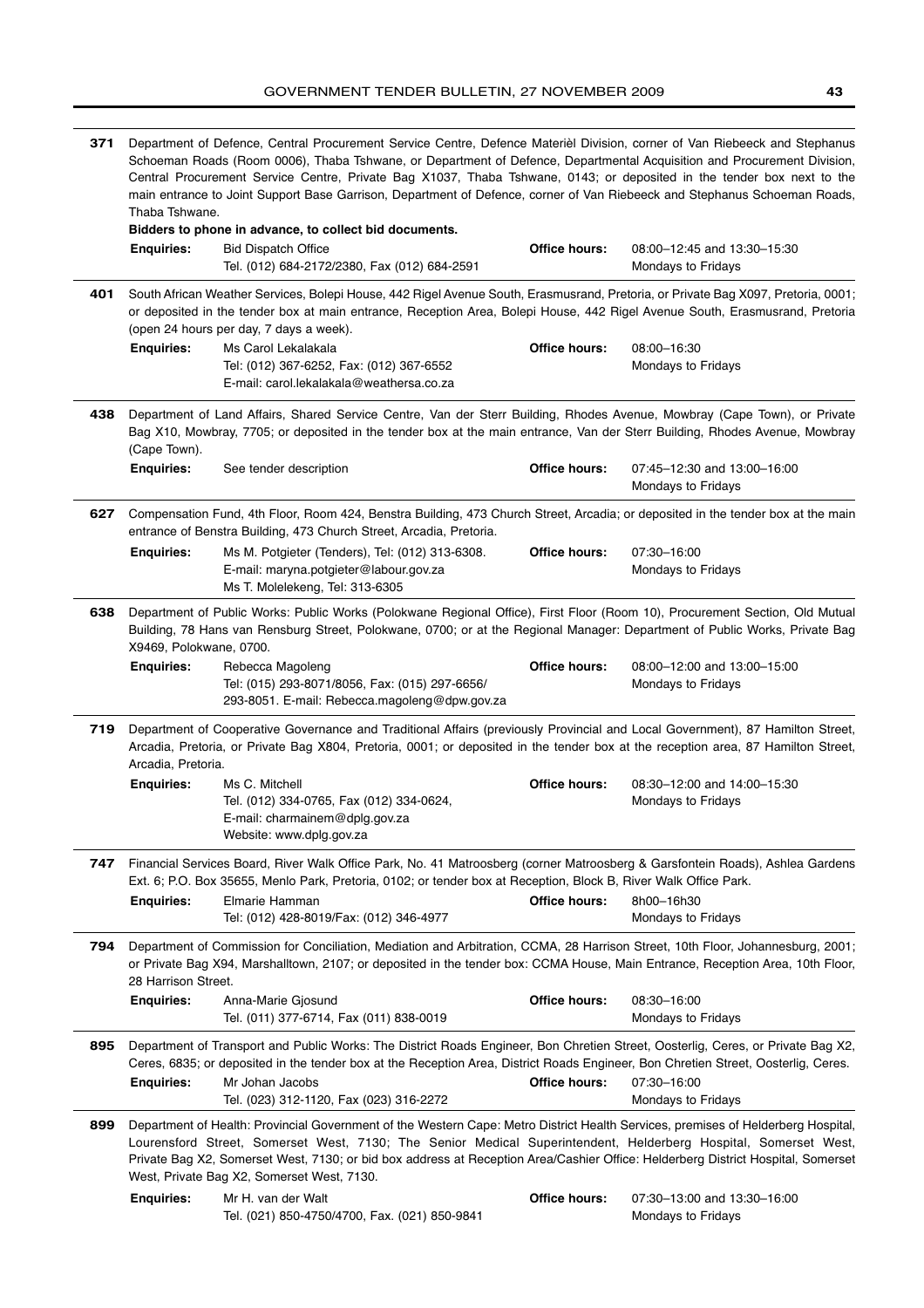**371** Department of Defence, Central Procurement Service Centre, Defence Materièl Division, corner of Van Riebeeck and Stephanus Schoeman Roads (Room 0006), Thaba Tshwane, or Department of Defence, Departmental Acquisition and Procurement Division, Central Procurement Service Centre, Private Bag X1037, Thaba Tshwane, 0143; or deposited in the tender box next to the main entrance to Joint Support Base Garrison, Department of Defence, corner of Van Riebeeck and Stephanus Schoeman Roads, Thaba Tshwane.

**Bidders to phone in advance, to collect bid documents.**

**Enquiries:** Bid Dispatch Office
Tel. (012) 684-2172/2380, Fax (012) 684-2591

**Office hours:** 08:00–12:45 and 13:30–15:30
Mondays to Fridays

---

**401** South African Weather Services, Bolepi House, 442 Rigel Avenue South, Erasmusrand, Pretoria, or Private Bag X097, Pretoria, 0001; or deposited in the tender box at main entrance, Reception Area, Bolepi House, 442 Rigel Avenue South, Erasmusrand, Pretoria (open 24 hours per day, 7 days a week).

**Enquiries:** Ms Carol Lekalakala
Tel: (012) 367-6252, Fax: (012) 367-6552
E-mail: carol.lekalakala@weathersa.co.za

**Office hours:** 08:00–16:30
Mondays to Fridays

---

**438** Department of Land Affairs, Shared Service Centre, Van der Sterr Building, Rhodes Avenue, Mowbray (Cape Town), or Private Bag X10, Mowbray, 7705; or deposited in the tender box at the main entrance, Van der Sterr Building, Rhodes Avenue, Mowbray (Cape Town).

**Enquiries:** See tender description

**Office hours:** 07:45–12:30 and 13:00–16:00
Mondays to Fridays

---

**627** Compensation Fund, 4th Floor, Room 424, Benstra Building, 473 Church Street, Arcadia; or deposited in the tender box at the main entrance of Benstra Building, 473 Church Street, Arcadia, Pretoria.

**Enquiries:** Ms M. Potgieter (Tenders), Tel: (012) 313-6308.
E-mail: maryna.potgieter@labour.gov.za
Ms T. Molelekeng, Tel: 313-6305

**Office hours:** 07:30–16:00
Mondays to Fridays

---

**638** Department of Public Works: Public Works (Polokwane Regional Office), First Floor (Room 10), Procurement Section, Old Mutual Building, 78 Hans van Rensburg Street, Polokwane, 0700; or at the Regional Manager: Department of Public Works, Private Bag X9469, Polokwane, 0700.

**Enquiries:** Rebecca Magoleng
Tel: (015) 293-8071/8056, Fax: (015) 297-6656/
293-8051. E-mail: Rebecca.magoleng@dpw.gov.za

**Office hours:** 08:00–12:00 and 13:00–15:00
Mondays to Fridays

---

**719** Department of Cooperative Governance and Traditional Affairs (previously Provincial and Local Government), 87 Hamilton Street, Arcadia, Pretoria, or Private Bag X804, Pretoria, 0001; or deposited in the tender box at the reception area, 87 Hamilton Street, Arcadia, Pretoria.

**Enquiries:** Ms C. Mitchell
Tel. (012) 334-0765, Fax (012) 334-0624,
E-mail: charmainem@dplg.gov.za
Website: www.dplg.gov.za

**Office hours:** 08:30–12:00 and 14:00–15:30
Mondays to Fridays

---

**747** Financial Services Board, River Walk Office Park, No. 41 Matroosberg (corner Matroosberg & Garsfontein Roads), Ashlea Gardens Ext. 6; P.O. Box 35655, Menlo Park, Pretoria, 0102; or tender box at Reception, Block B, River Walk Office Park.

**Enquiries:** Elmarie Hamman
Tel: (012) 428-8019/Fax: (012) 346-4977

**Office hours:** 8h00–16h30
Mondays to Fridays

---

**794** Department of Commission for Conciliation, Mediation and Arbitration, CCMA, 28 Harrison Street, 10th Floor, Johannesburg, 2001; or Private Bag X94, Marshalltown, 2107; or deposited in the tender box: CCMA House, Main Entrance, Reception Area, 10th Floor, 28 Harrison Street.

**Enquiries:** Anna-Marie Gjosund
Tel. (011) 377-6714, Fax (011) 838-0019

**Office hours:** 08:30–16:00
Mondays to Fridays

---

**895** Department of Transport and Public Works: The District Roads Engineer, Bon Chretien Street, Oosterlig, Ceres, or Private Bag X2, Ceres, 6835; or deposited in the tender box at the Reception Area, District Roads Engineer, Bon Chretien Street, Oosterlig, Ceres.

**Enquiries:** Mr Johan Jacobs
Tel. (023) 312-1120, Fax (023) 316-2272

**Office hours:** 07:30–16:00
Mondays to Fridays

---

**899** Department of Health: Provincial Government of the Western Cape: Metro District Health Services, premises of Helderberg Hospital, Lourensford Street, Somerset West, 7130; The Senior Medical Superintendent, Helderberg Hospital, Somerset West, Private Bag X2, Somerset West, 7130; or bid box address at Reception Area/Cashier Office: Helderberg District Hospital, Somerset West, Private Bag X2, Somerset West, 7130.

**Enquiries:** Mr H. van der Walt
Tel. (021) 850-4750/4700, Fax. (021) 850-9841

**Office hours:** 07:30–13:00 and 13:30–16:00
Mondays to Fridays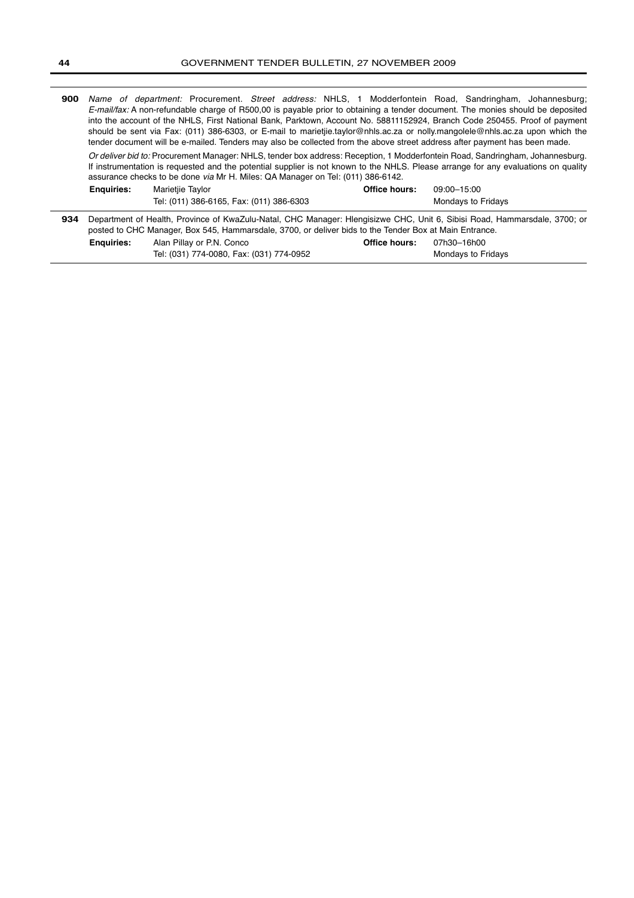**900** *Name of department:* Procurement. *Street address:* NHLS, 1 Modderfontein Road, Sandringham, Johannesburg; *E-mail/fax:* A non-refundable charge of R500,00 is payable prior to obtaining a tender document. The monies should be deposited into the account of the NHLS, First National Bank, Parktown, Account No. 58811152924, Branch Code 250455. Proof of payment should be sent via Fax: (011) 386-6303, or E-mail to marietjie.taylor@nhls.ac.za or nolly.mangolele@nhls.ac.za upon which the tender document will be e-mailed. Tenders may also be collected from the above street address after payment has been made.

*Or deliver bid to:* Procurement Manager: NHLS, tender box address: Reception, 1 Modderfontein Road, Sandringham, Johannesburg. If instrumentation is requested and the potential supplier is not known to the NHLS. Please arrange for any evaluations on quality assurance checks to be done *via* Mr H. Miles: QA Manager on Tel: (011) 386-6142.

| **Enquiries:** | Marietjie Taylor | **Office hours:** | 09:00–15:00 |
|---|---|---|---|
| | Tel: (011) 386-6165, Fax: (011) 386-6303 | | Mondays to Fridays |

**934** Department of Health, Province of KwaZulu-Natal, CHC Manager: Hlengisizwe CHC, Unit 6, Sibisi Road, Hammarsdale, 3700; or posted to CHC Manager, Box 545, Hammarsdale, 3700, or deliver bids to the Tender Box at Main Entrance.

| **Enquiries:** | Alan Pillay or P.N. Conco | **Office hours:** | 07h30–16h00 |
|---|---|---|---|
| | Tel: (031) 774-0080, Fax: (031) 774-0952 | | Mondays to Fridays |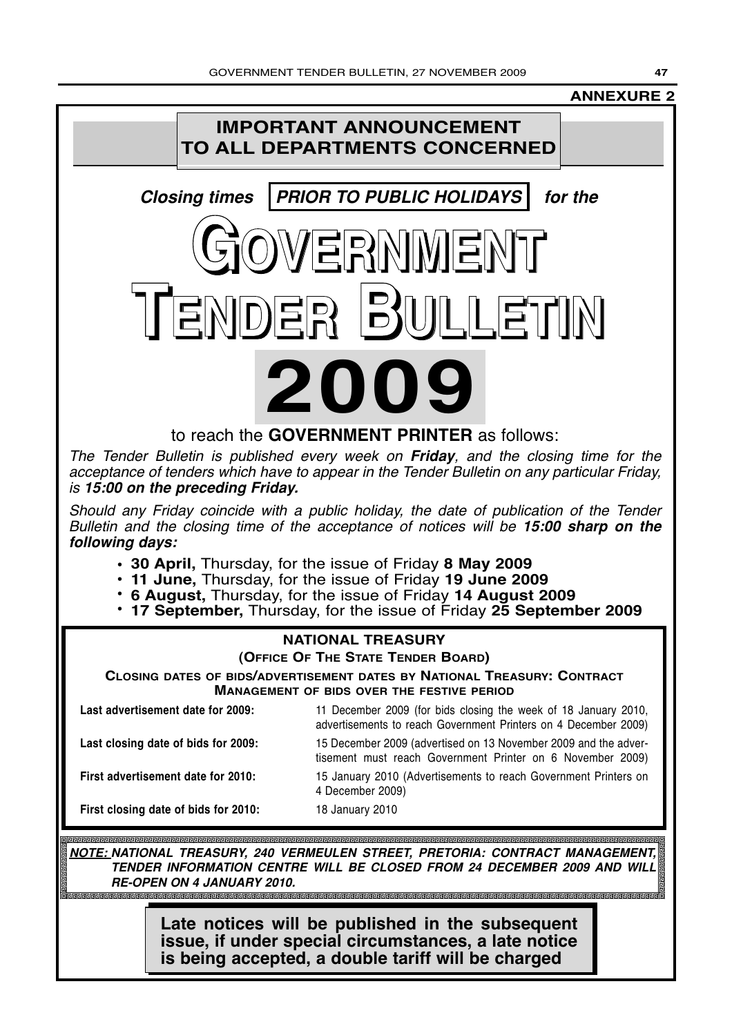**ANNEXURE 2**

# IMPORTANT ANNOUNCEMENT TO ALL DEPARTMENTS CONCERNED

***Closing times PRIOR TO PUBLIC HOLIDAYS for the***

# GOVERNMENT TENDER BULLETIN

# 2009

to reach the **GOVERNMENT PRINTER** as follows:

*The Tender Bulletin is published every week on **Friday**, and the closing time for the acceptance of tenders which have to appear in the Tender Bulletin on any particular Friday, is **15:00 on the preceding Friday.***

*Should any Friday coincide with a public holiday, the date of publication of the Tender Bulletin and the closing time of the acceptance of notices will be **15:00 sharp on the following days:***

- **30 April,** Thursday, for the issue of Friday **8 May 2009**
- **11 June,** Thursday, for the issue of Friday **19 June 2009**
- **6 August,** Thursday, for the issue of Friday **14 August 2009**
- **17 September,** Thursday, for the issue of Friday **25 September 2009**

## NATIONAL TREASURY

**(OFFICE OF THE STATE TENDER BOARD)**

**CLOSING DATES OF BIDS/ADVERTISEMENT DATES BY NATIONAL TREASURY: CONTRACT MANAGEMENT OF BIDS OVER THE FESTIVE PERIOD**

| | |
|---|---|
| **Last advertisement date for 2009:** | 11 December 2009 (for bids closing the week of 18 January 2010, advertisements to reach Government Printers on 4 December 2009) |
| **Last closing date of bids for 2009:** | 15 December 2009 (advertised on 13 November 2009 and the advertisement must reach Government Printer on 6 November 2009) |
| **First advertisement date for 2010:** | 15 January 2010 (Advertisements to reach Government Printers on 4 December 2009) |
| **First closing date of bids for 2010:** | 18 January 2010 |

***NOTE:* NATIONAL TREASURY, 240 VERMEULEN STREET, PRETORIA: CONTRACT MANAGEMENT, TENDER INFORMATION CENTRE WILL BE CLOSED FROM 24 DECEMBER 2009 AND WILL RE-OPEN ON 4 JANUARY 2010.**

**Late notices will be published in the subsequent issue, if under special circumstances, a late notice is being accepted, a double tariff will be charged**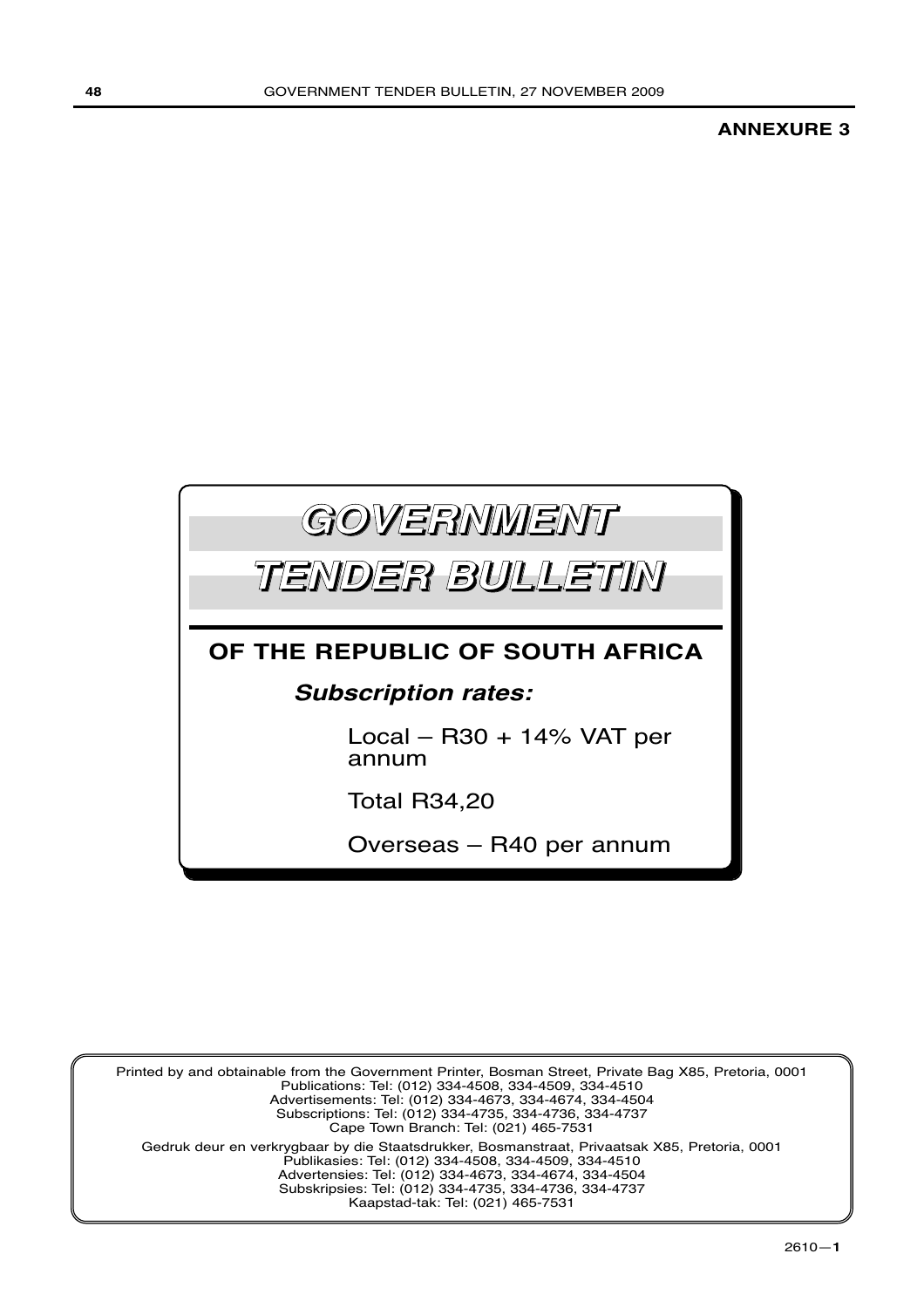**ANNEXURE 3**

# GOVERNMENT TENDER BULLETIN

## OF THE REPUBLIC OF SOUTH AFRICA

***Subscription rates:***

Local – R30 + 14% VAT per annum

Total R34,20

Overseas – R40 per annum

Printed by and obtainable from the Government Printer, Bosman Street, Private Bag X85, Pretoria, 0001
Publications: Tel: (012) 334-4508, 334-4509, 334-4510
Advertisements: Tel: (012) 334-4673, 334-4674, 334-4504
Subscriptions: Tel: (012) 334-4735, 334-4736, 334-4737
Cape Town Branch: Tel: (021) 465-7531

Gedruk deur en verkrygbaar by die Staatsdrukker, Bosmanstraat, Privaatsak X85, Pretoria, 0001
Publikasies: Tel: (012) 334-4508, 334-4509, 334-4510
Advertensies: Tel: (012) 334-4673, 334-4674, 334-4504
Subskripsies: Tel: (012) 334-4735, 334-4736, 334-4737
Kaapstad-tak: Tel: (021) 465-7531

2610—**1**